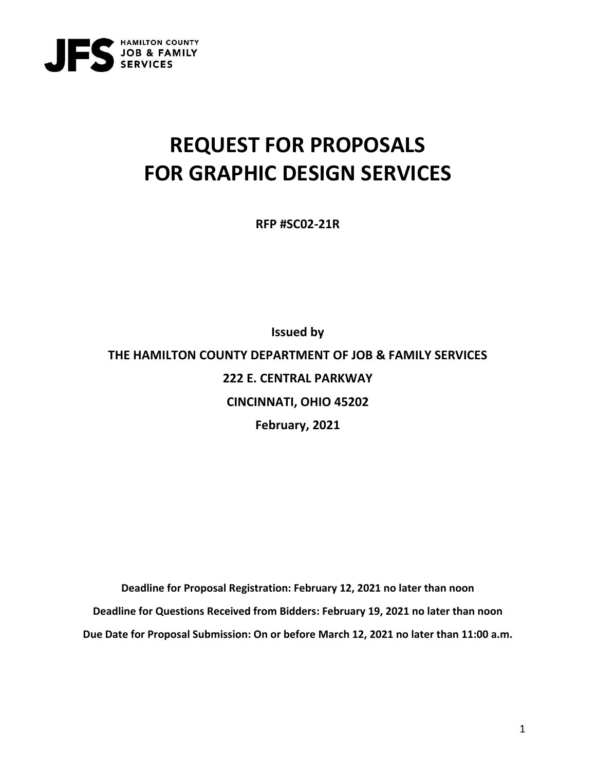JFS HAMILTON COUNTY JOB & FAMILY SERVICES

# REQUEST FOR PROPOSALS FOR GRAPHIC DESIGN SERVICES

**RFP #SC02-21R**

**Issued by**

**THE HAMILTON COUNTY DEPARTMENT OF JOB & FAMILY SERVICES**

**222 E. CENTRAL PARKWAY**

**CINCINNATI, OHIO 45202**

**February, 2021**

**Deadline for Proposal Registration: February 12, 2021 no later than noon**

**Deadline for Questions Received from Bidders: February 19, 2021 no later than noon**

**Due Date for Proposal Submission: On or before March 12, 2021 no later than 11:00 a.m.**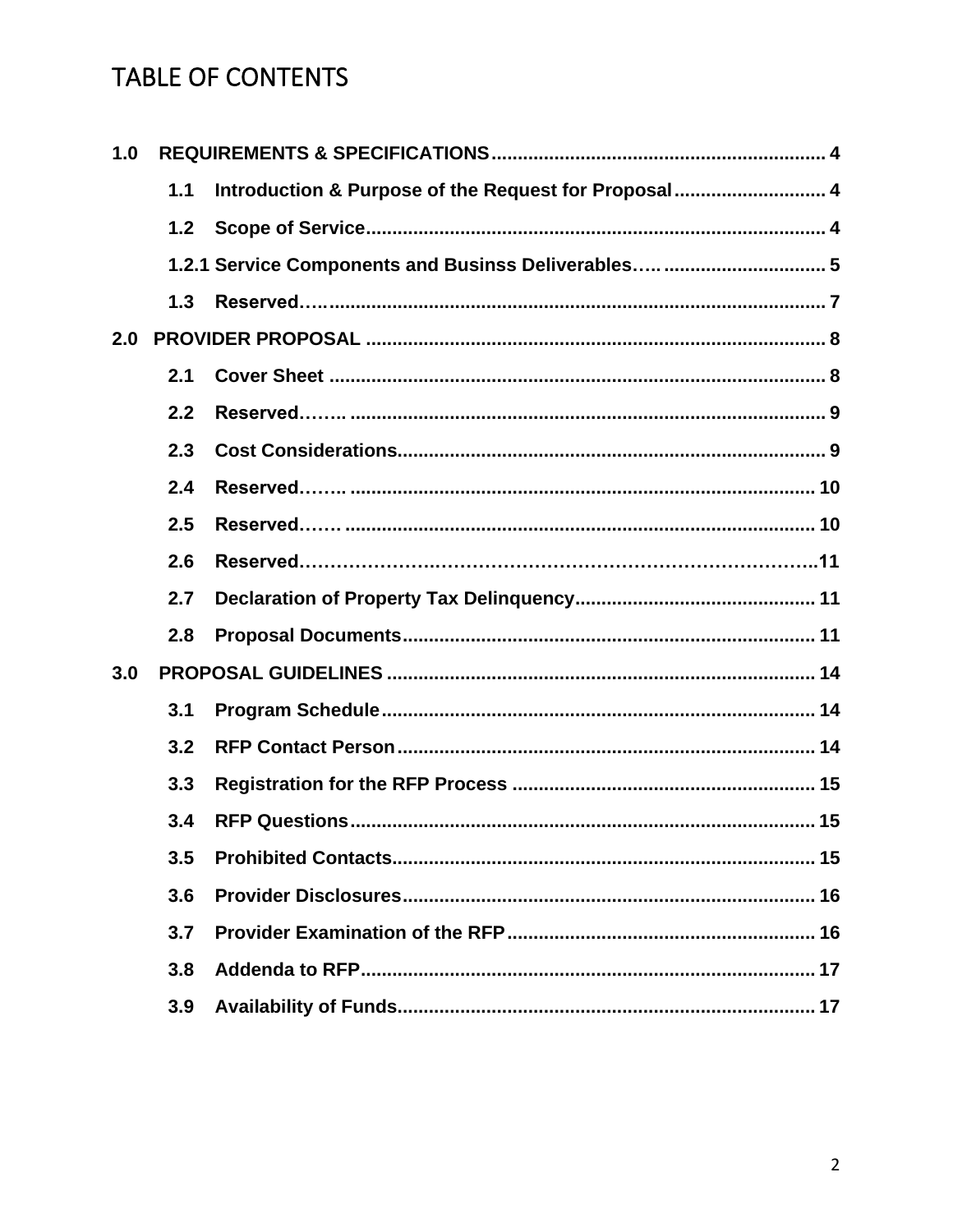# TABLE OF CONTENTS

**1.0 REQUIREMENTS & SPECIFICATIONS** ... 4

- **1.1 Introduction & Purpose of the Request for Proposal** ... 4
- **1.2 Scope of Service** ... 4
- **1.2.1 Service Components and Businss Deliverables** ... 5
- **1.3 Reserved** ... 7

**2.0 PROVIDER PROPOSAL** ... 8

- **2.1 Cover Sheet** ... 8
- **2.2 Reserved** ... 9
- **2.3 Cost Considerations** ... 9
- **2.4 Reserved** ... 10
- **2.5 Reserved** ... 10
- **2.6 Reserved** ... 11
- **2.7 Declaration of Property Tax Delinquency** ... 11
- **2.8 Proposal Documents** ... 11

**3.0 PROPOSAL GUIDELINES** ... 14

- **3.1 Program Schedule** ... 14
- **3.2 RFP Contact Person** ... 14
- **3.3 Registration for the RFP Process** ... 15
- **3.4 RFP Questions** ... 15
- **3.5 Prohibited Contacts** ... 15
- **3.6 Provider Disclosures** ... 16
- **3.7 Provider Examination of the RFP** ... 16
- **3.8 Addenda to RFP** ... 17
- **3.9 Availability of Funds** ... 17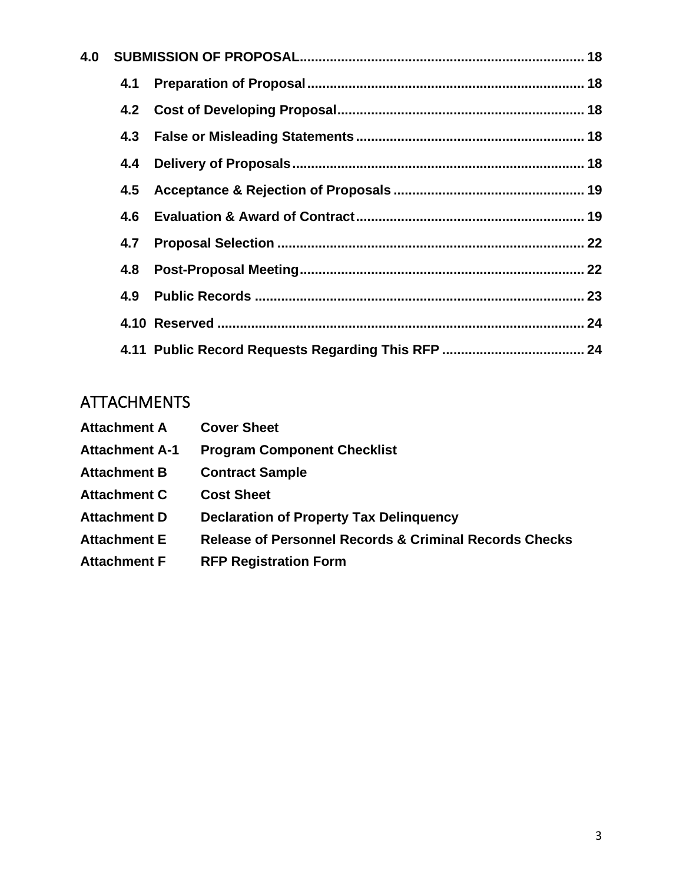**4.0 SUBMISSION OF PROPOSAL** .......... 18

- **4.1 Preparation of Proposal** .......... 18
- **4.2 Cost of Developing Proposal** .......... 18
- **4.3 False or Misleading Statements** .......... 18
- **4.4 Delivery of Proposals** .......... 18
- **4.5 Acceptance & Rejection of Proposals** .......... 19
- **4.6 Evaluation & Award of Contract** .......... 19
- **4.7 Proposal Selection** .......... 22
- **4.8 Post-Proposal Meeting** .......... 22
- **4.9 Public Records** .......... 23
- **4.10 Reserved** .......... 24
- **4.11 Public Record Requests Regarding This RFP** .......... 24

## ATTACHMENTS

| | |
|---|---|
| **Attachment A** | **Cover Sheet** |
| **Attachment A-1** | **Program Component Checklist** |
| **Attachment B** | **Contract Sample** |
| **Attachment C** | **Cost Sheet** |
| **Attachment D** | **Declaration of Property Tax Delinquency** |
| **Attachment E** | **Release of Personnel Records & Criminal Records Checks** |
| **Attachment F** | **RFP Registration Form** |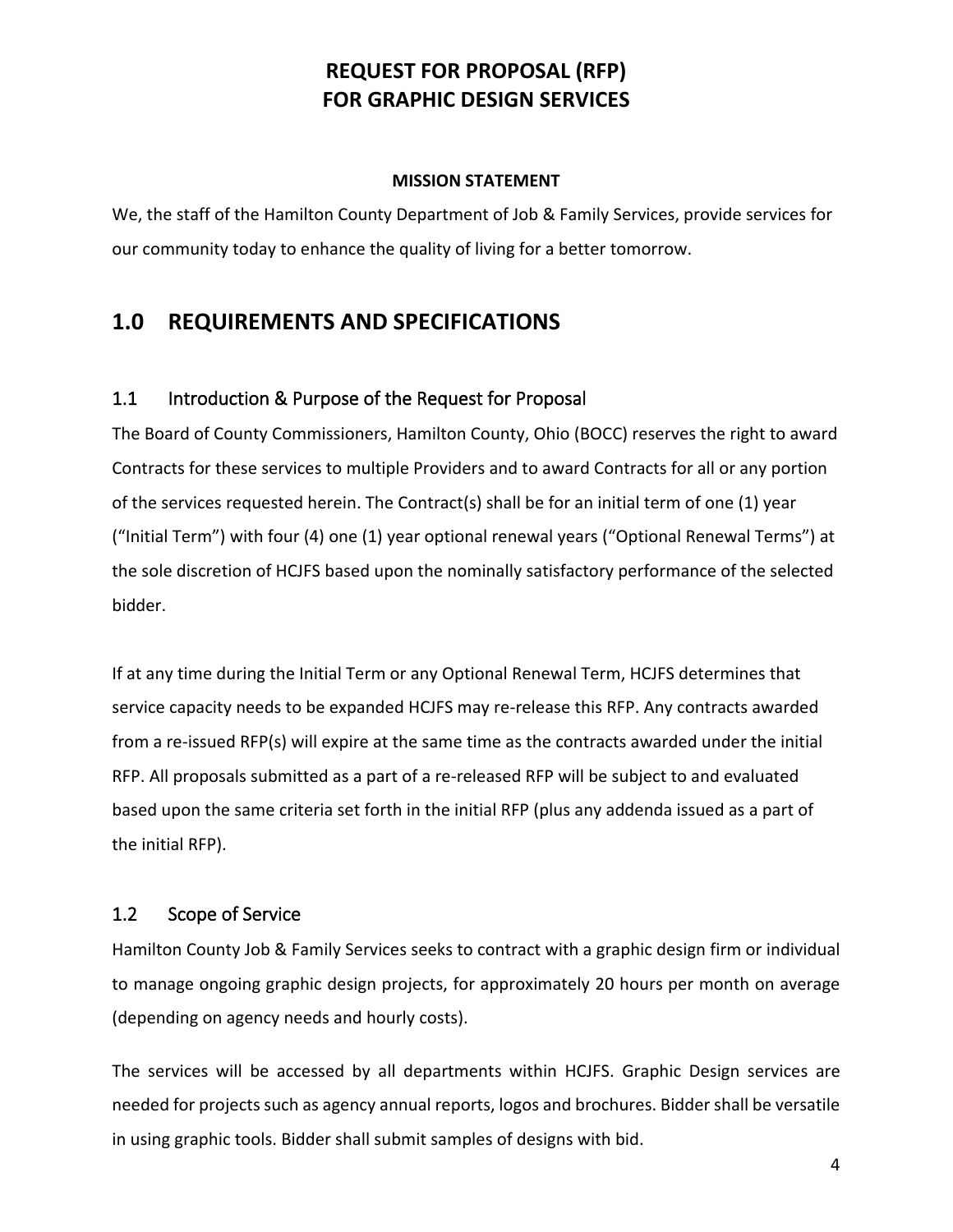# REQUEST FOR PROPOSAL (RFP)
# FOR GRAPHIC DESIGN SERVICES

**MISSION STATEMENT**

We, the staff of the Hamilton County Department of Job & Family Services, provide services for our community today to enhance the quality of living for a better tomorrow.

## 1.0 REQUIREMENTS AND SPECIFICATIONS

### 1.1 Introduction & Purpose of the Request for Proposal

The Board of County Commissioners, Hamilton County, Ohio (BOCC) reserves the right to award Contracts for these services to multiple Providers and to award Contracts for all or any portion of the services requested herein. The Contract(s) shall be for an initial term of one (1) year ("Initial Term") with four (4) one (1) year optional renewal years ("Optional Renewal Terms") at the sole discretion of HCJFS based upon the nominally satisfactory performance of the selected bidder.

If at any time during the Initial Term or any Optional Renewal Term, HCJFS determines that service capacity needs to be expanded HCJFS may re-release this RFP. Any contracts awarded from a re-issued RFP(s) will expire at the same time as the contracts awarded under the initial RFP. All proposals submitted as a part of a re-released RFP will be subject to and evaluated based upon the same criteria set forth in the initial RFP (plus any addenda issued as a part of the initial RFP).

### 1.2 Scope of Service

Hamilton County Job & Family Services seeks to contract with a graphic design firm or individual to manage ongoing graphic design projects, for approximately 20 hours per month on average (depending on agency needs and hourly costs).

The services will be accessed by all departments within HCJFS. Graphic Design services are needed for projects such as agency annual reports, logos and brochures. Bidder shall be versatile in using graphic tools. Bidder shall submit samples of designs with bid.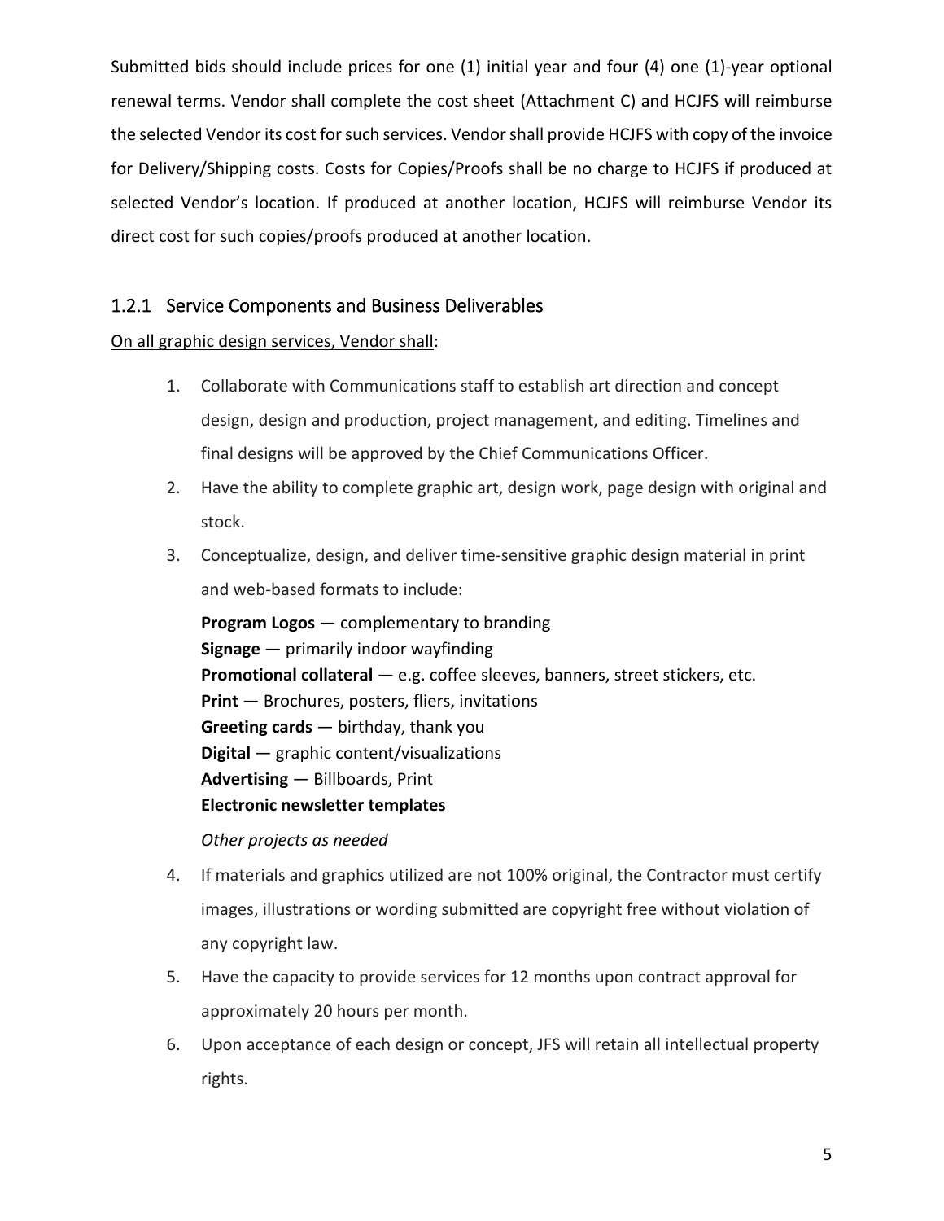Submitted bids should include prices for one (1) initial year and four (4) one (1)-year optional renewal terms. Vendor shall complete the cost sheet (Attachment C) and HCJFS will reimburse the selected Vendor its cost for such services. Vendor shall provide HCJFS with copy of the invoice for Delivery/Shipping costs. Costs for Copies/Proofs shall be no charge to HCJFS if produced at selected Vendor's location. If produced at another location, HCJFS will reimburse Vendor its direct cost for such copies/proofs produced at another location.

### 1.2.1 Service Components and Business Deliverables

On all graphic design services, Vendor shall:

1. Collaborate with Communications staff to establish art direction and concept design, design and production, project management, and editing. Timelines and final designs will be approved by the Chief Communications Officer.
2. Have the ability to complete graphic art, design work, page design with original and stock.
3. Conceptualize, design, and deliver time-sensitive graphic design material in print and web-based formats to include:

   **Program Logos** — complementary to branding
   **Signage** — primarily indoor wayfinding
   **Promotional collateral** — e.g. coffee sleeves, banners, street stickers, etc.
   **Print** — Brochures, posters, fliers, invitations
   **Greeting cards** — birthday, thank you
   **Digital** — graphic content/visualizations
   **Advertising** — Billboards, Print
   **Electronic newsletter templates**

   *Other projects as needed*

4. If materials and graphics utilized are not 100% original, the Contractor must certify images, illustrations or wording submitted are copyright free without violation of any copyright law.
5. Have the capacity to provide services for 12 months upon contract approval for approximately 20 hours per month.
6. Upon acceptance of each design or concept, JFS will retain all intellectual property rights.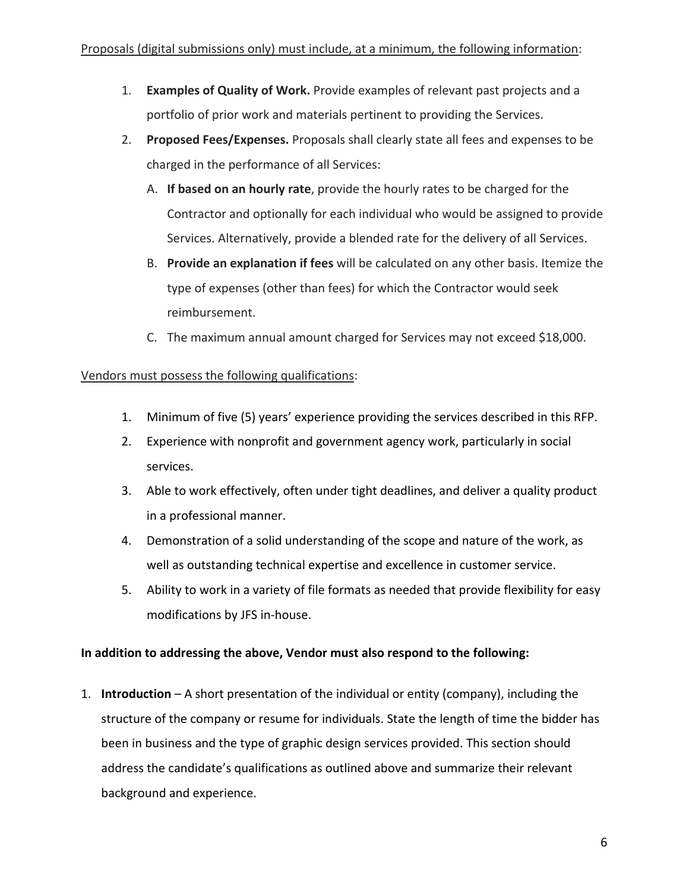<u>Proposals (digital submissions only) must include, at a minimum, the following information</u>:

1. **Examples of Quality of Work.** Provide examples of relevant past projects and a portfolio of prior work and materials pertinent to providing the Services.
2. **Proposed Fees/Expenses.** Proposals shall clearly state all fees and expenses to be charged in the performance of all Services:
   A. **If based on an hourly rate**, provide the hourly rates to be charged for the Contractor and optionally for each individual who would be assigned to provide Services. Alternatively, provide a blended rate for the delivery of all Services.
   B. **Provide an explanation if fees** will be calculated on any other basis. Itemize the type of expenses (other than fees) for which the Contractor would seek reimbursement.
   C. The maximum annual amount charged for Services may not exceed $18,000.

<u>Vendors must possess the following qualifications</u>:

1. Minimum of five (5) years' experience providing the services described in this RFP.
2. Experience with nonprofit and government agency work, particularly in social services.
3. Able to work effectively, often under tight deadlines, and deliver a quality product in a professional manner.
4. Demonstration of a solid understanding of the scope and nature of the work, as well as outstanding technical expertise and excellence in customer service.
5. Ability to work in a variety of file formats as needed that provide flexibility for easy modifications by JFS in-house.

**In addition to addressing the above, Vendor must also respond to the following:**

1. **Introduction** – A short presentation of the individual or entity (company), including the structure of the company or resume for individuals. State the length of time the bidder has been in business and the type of graphic design services provided. This section should address the candidate's qualifications as outlined above and summarize their relevant background and experience.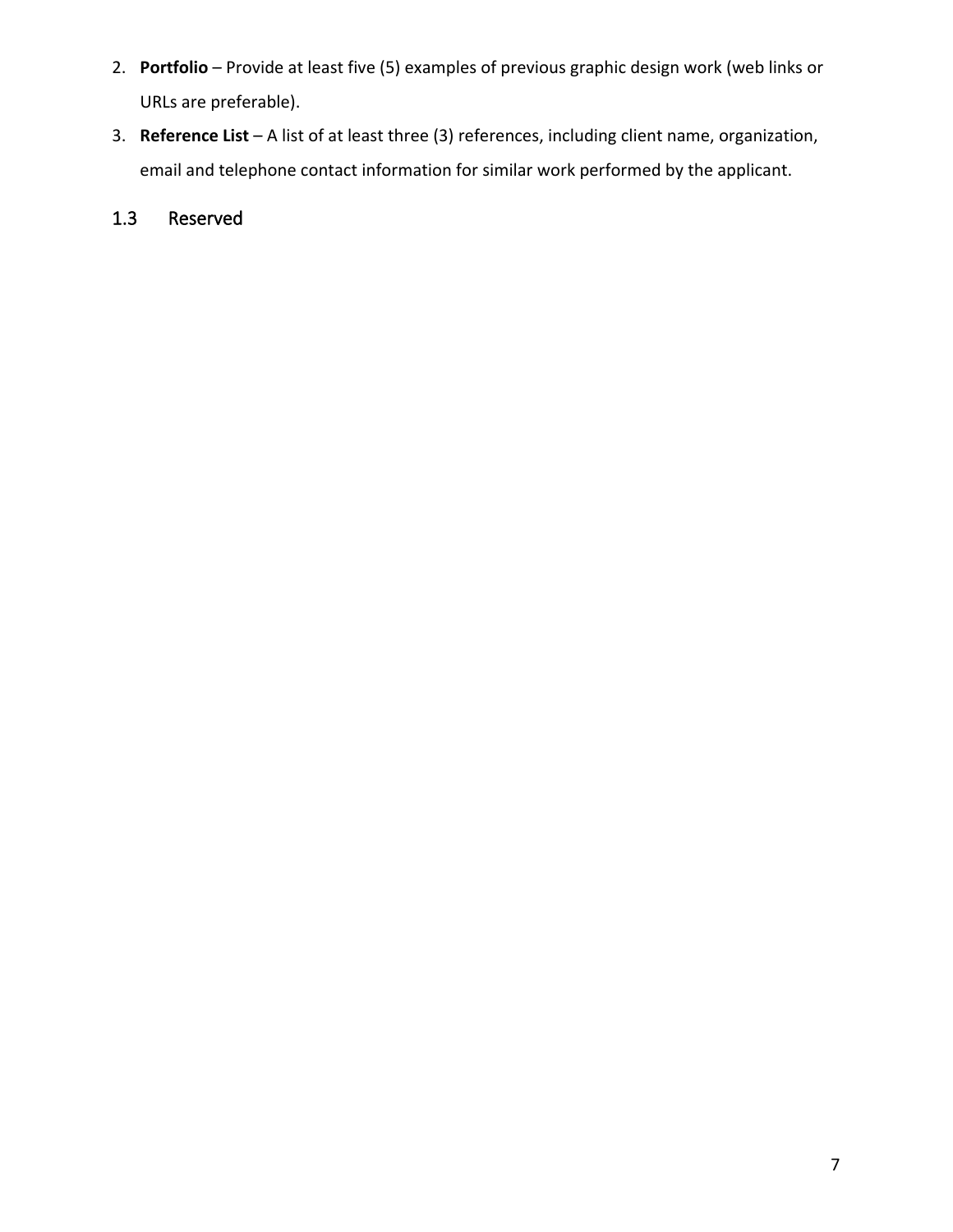2. **Portfolio** – Provide at least five (5) examples of previous graphic design work (web links or URLs are preferable).
3. **Reference List** – A list of at least three (3) references, including client name, organization, email and telephone contact information for similar work performed by the applicant.

## 1.3 Reserved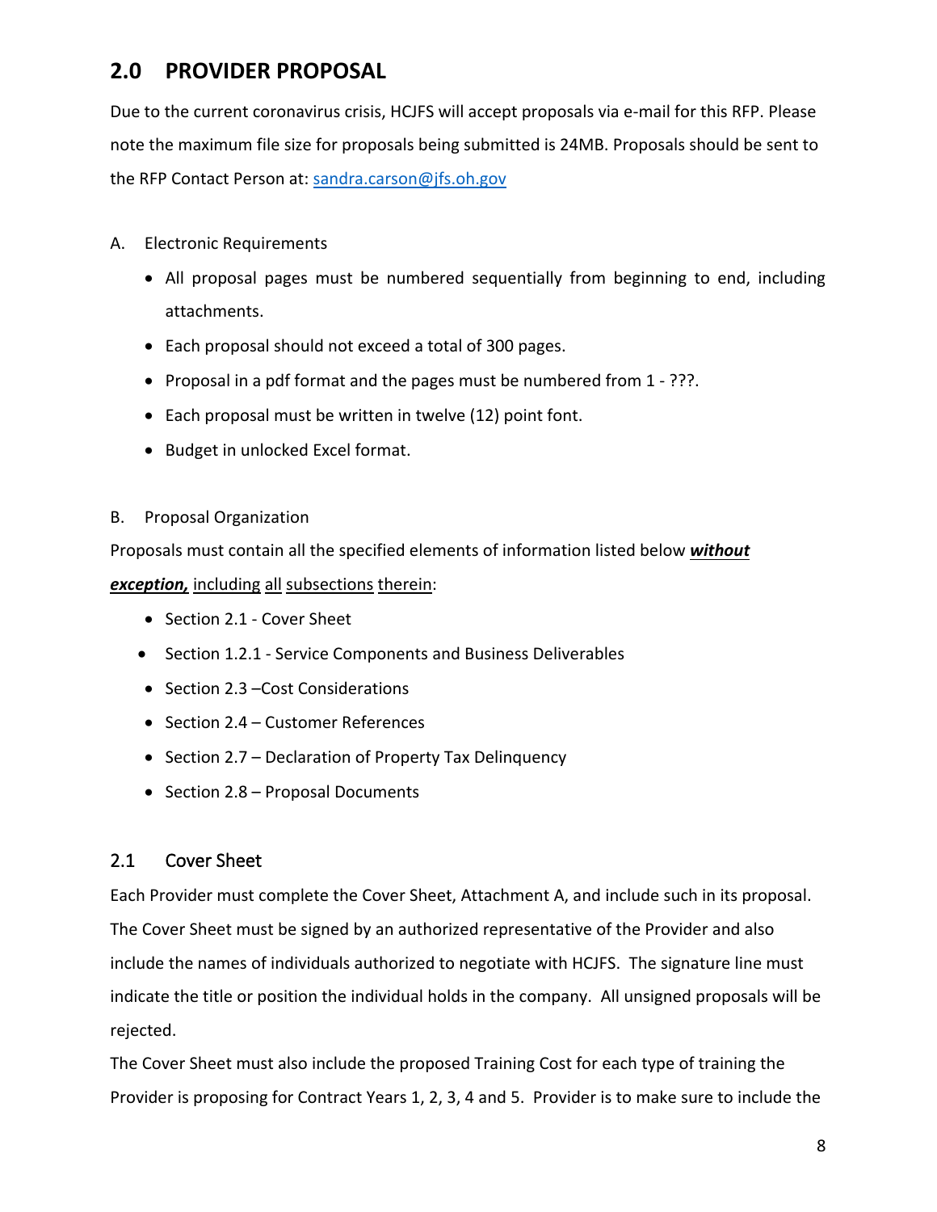## 2.0 PROVIDER PROPOSAL

Due to the current coronavirus crisis, HCJFS will accept proposals via e-mail for this RFP. Please note the maximum file size for proposals being submitted is 24MB. Proposals should be sent to the RFP Contact Person at: sandra.carson@jfs.oh.gov

A. Electronic Requirements

- All proposal pages must be numbered sequentially from beginning to end, including attachments.
- Each proposal should not exceed a total of 300 pages.
- Proposal in a pdf format and the pages must be numbered from 1 - ???.
- Each proposal must be written in twelve (12) point font.
- Budget in unlocked Excel format.

B. Proposal Organization

Proposals must contain all the specified elements of information listed below ***without exception,*** including all subsections therein:

- Section 2.1 - Cover Sheet
- Section 1.2.1 - Service Components and Business Deliverables
- Section 2.3 –Cost Considerations
- Section 2.4 – Customer References
- Section 2.7 – Declaration of Property Tax Delinquency
- Section 2.8 – Proposal Documents

### 2.1 Cover Sheet

Each Provider must complete the Cover Sheet, Attachment A, and include such in its proposal. The Cover Sheet must be signed by an authorized representative of the Provider and also include the names of individuals authorized to negotiate with HCJFS. The signature line must indicate the title or position the individual holds in the company. All unsigned proposals will be rejected.

The Cover Sheet must also include the proposed Training Cost for each type of training the Provider is proposing for Contract Years 1, 2, 3, 4 and 5. Provider is to make sure to include the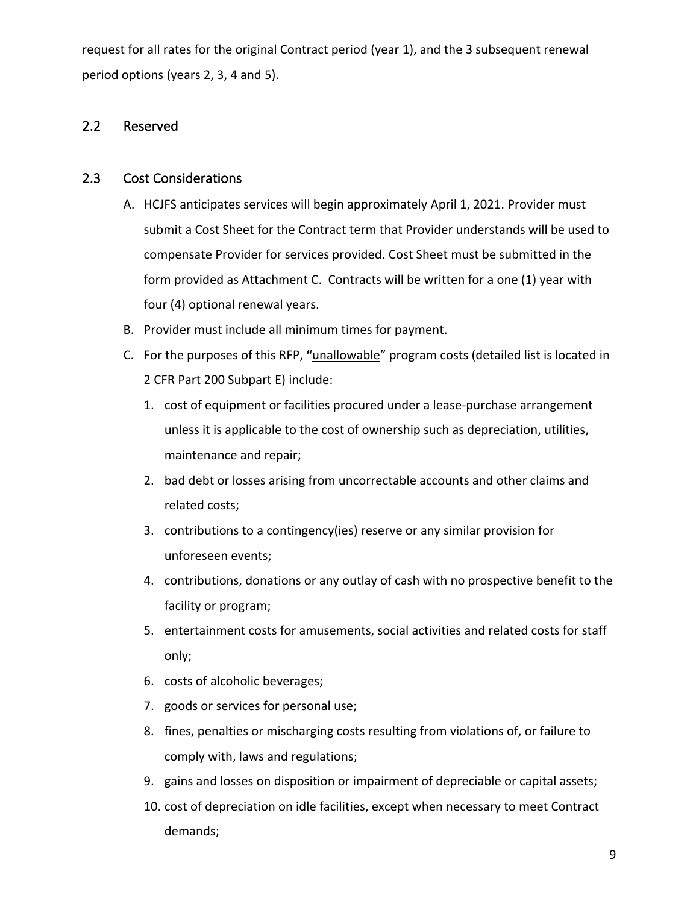request for all rates for the original Contract period (year 1), and the 3 subsequent renewal period options (years 2, 3, 4 and 5).

## 2.2 Reserved

## 2.3 Cost Considerations

A. HCJFS anticipates services will begin approximately April 1, 2021. Provider must submit a Cost Sheet for the Contract term that Provider understands will be used to compensate Provider for services provided. Cost Sheet must be submitted in the form provided as Attachment C. Contracts will be written for a one (1) year with four (4) optional renewal years.

B. Provider must include all minimum times for payment.

C. For the purposes of this RFP, **"**<u>unallowable</u>" program costs (detailed list is located in 2 CFR Part 200 Subpart E) include:

   1. cost of equipment or facilities procured under a lease-purchase arrangement unless it is applicable to the cost of ownership such as depreciation, utilities, maintenance and repair;
   2. bad debt or losses arising from uncorrectable accounts and other claims and related costs;
   3. contributions to a contingency(ies) reserve or any similar provision for unforeseen events;
   4. contributions, donations or any outlay of cash with no prospective benefit to the facility or program;
   5. entertainment costs for amusements, social activities and related costs for staff only;
   6. costs of alcoholic beverages;
   7. goods or services for personal use;
   8. fines, penalties or mischarging costs resulting from violations of, or failure to comply with, laws and regulations;
   9. gains and losses on disposition or impairment of depreciable or capital assets;
   10. cost of depreciation on idle facilities, except when necessary to meet Contract demands;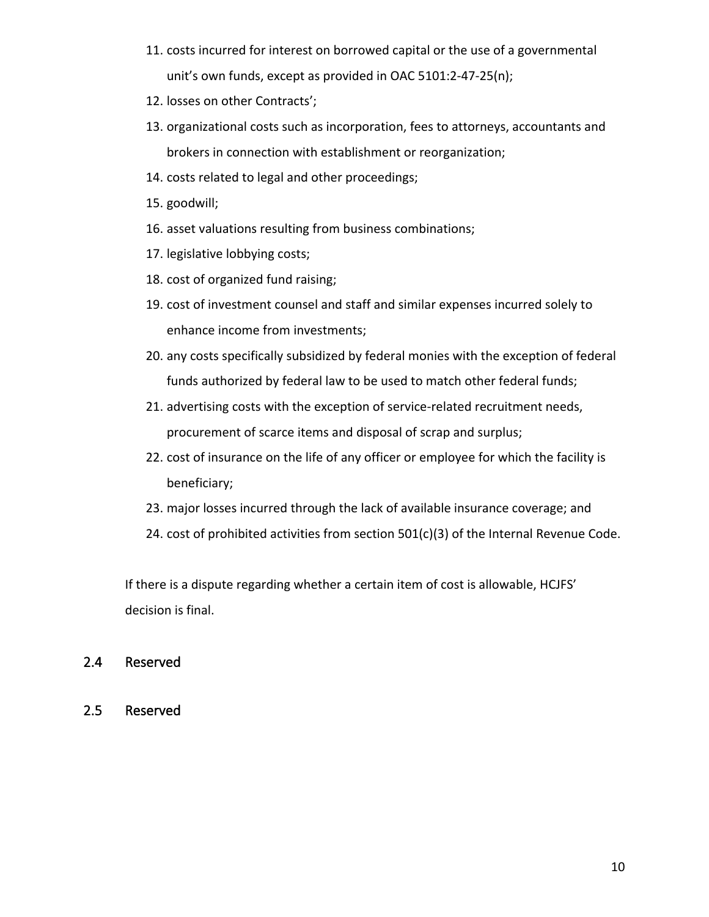11. costs incurred for interest on borrowed capital or the use of a governmental unit's own funds, except as provided in OAC 5101:2-47-25(n);
12. losses on other Contracts';
13. organizational costs such as incorporation, fees to attorneys, accountants and brokers in connection with establishment or reorganization;
14. costs related to legal and other proceedings;
15. goodwill;
16. asset valuations resulting from business combinations;
17. legislative lobbying costs;
18. cost of organized fund raising;
19. cost of investment counsel and staff and similar expenses incurred solely to enhance income from investments;
20. any costs specifically subsidized by federal monies with the exception of federal funds authorized by federal law to be used to match other federal funds;
21. advertising costs with the exception of service-related recruitment needs, procurement of scarce items and disposal of scrap and surplus;
22. cost of insurance on the life of any officer or employee for which the facility is beneficiary;
23. major losses incurred through the lack of available insurance coverage; and
24. cost of prohibited activities from section 501(c)(3) of the Internal Revenue Code.

If there is a dispute regarding whether a certain item of cost is allowable, HCJFS' decision is final.

## 2.4 Reserved

## 2.5 Reserved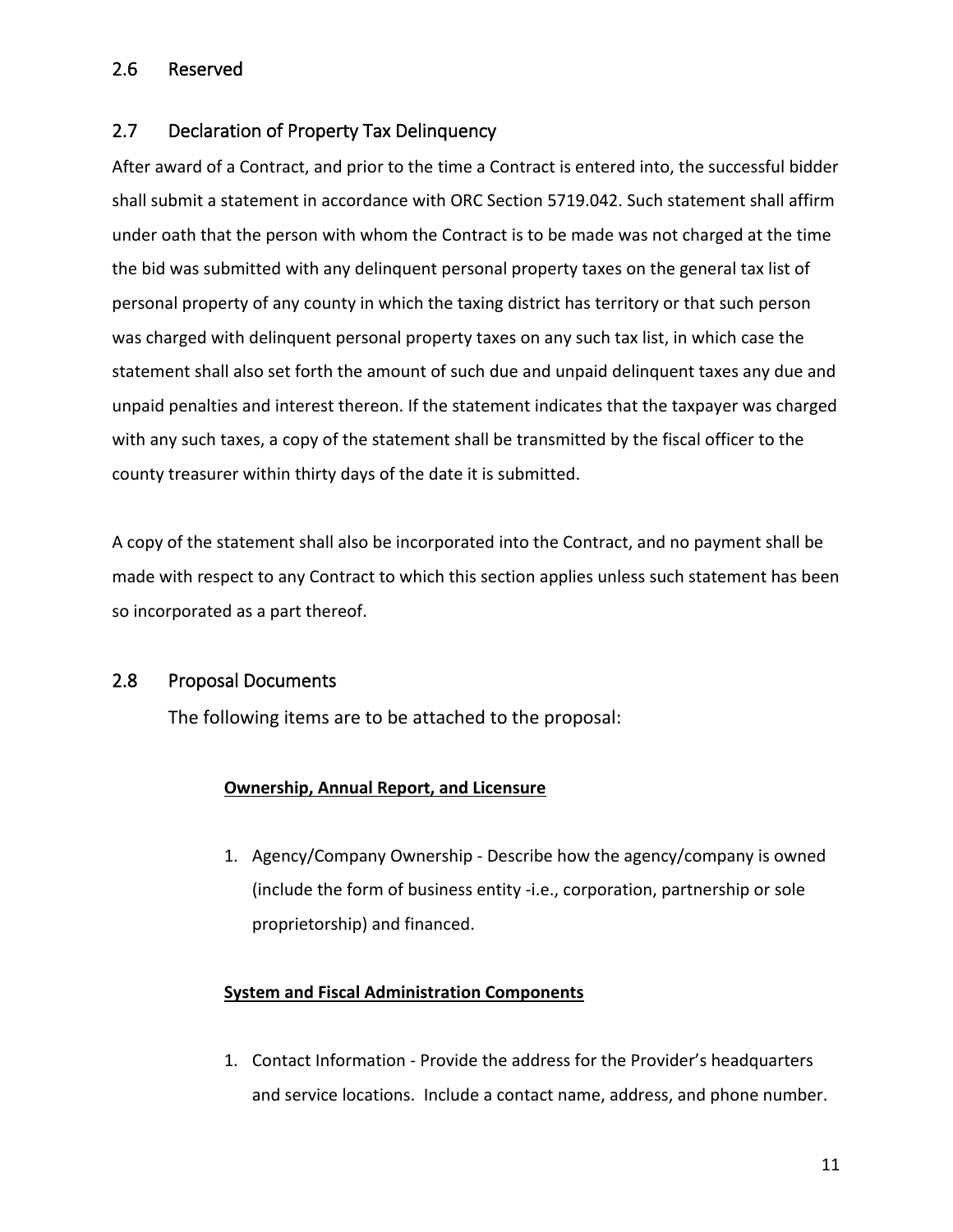## 2.6 Reserved

## 2.7 Declaration of Property Tax Delinquency

After award of a Contract, and prior to the time a Contract is entered into, the successful bidder shall submit a statement in accordance with ORC Section 5719.042. Such statement shall affirm under oath that the person with whom the Contract is to be made was not charged at the time the bid was submitted with any delinquent personal property taxes on the general tax list of personal property of any county in which the taxing district has territory or that such person was charged with delinquent personal property taxes on any such tax list, in which case the statement shall also set forth the amount of such due and unpaid delinquent taxes any due and unpaid penalties and interest thereon. If the statement indicates that the taxpayer was charged with any such taxes, a copy of the statement shall be transmitted by the fiscal officer to the county treasurer within thirty days of the date it is submitted.

A copy of the statement shall also be incorporated into the Contract, and no payment shall be made with respect to any Contract to which this section applies unless such statement has been so incorporated as a part thereof.

## 2.8 Proposal Documents

The following items are to be attached to the proposal:

**Ownership, Annual Report, and Licensure**

1. Agency/Company Ownership - Describe how the agency/company is owned (include the form of business entity -i.e., corporation, partnership or sole proprietorship) and financed.

**System and Fiscal Administration Components**

1. Contact Information - Provide the address for the Provider's headquarters and service locations. Include a contact name, address, and phone number.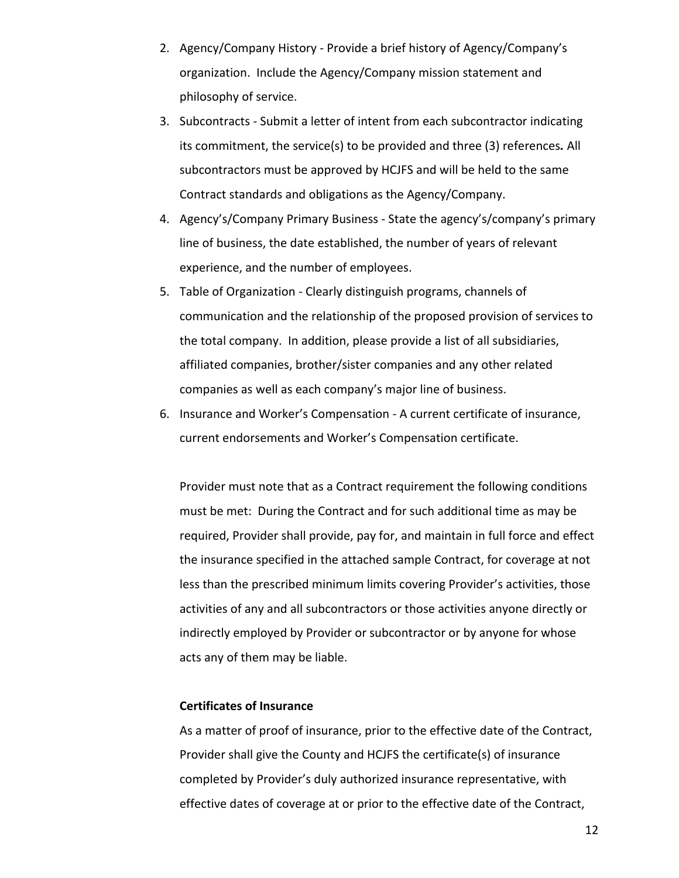2. Agency/Company History - Provide a brief history of Agency/Company's organization. Include the Agency/Company mission statement and philosophy of service.
3. Subcontracts - Submit a letter of intent from each subcontractor indicating its commitment, the service(s) to be provided and three (3) references*.* All subcontractors must be approved by HCJFS and will be held to the same Contract standards and obligations as the Agency/Company.
4. Agency's/Company Primary Business - State the agency's/company's primary line of business, the date established, the number of years of relevant experience, and the number of employees.
5. Table of Organization - Clearly distinguish programs, channels of communication and the relationship of the proposed provision of services to the total company. In addition, please provide a list of all subsidiaries, affiliated companies, brother/sister companies and any other related companies as well as each company's major line of business.
6. Insurance and Worker's Compensation - A current certificate of insurance, current endorsements and Worker's Compensation certificate.

   Provider must note that as a Contract requirement the following conditions must be met: During the Contract and for such additional time as may be required, Provider shall provide, pay for, and maintain in full force and effect the insurance specified in the attached sample Contract, for coverage at not less than the prescribed minimum limits covering Provider's activities, those activities of any and all subcontractors or those activities anyone directly or indirectly employed by Provider or subcontractor or by anyone for whose acts any of them may be liable.

   **Certificates of Insurance**

   As a matter of proof of insurance, prior to the effective date of the Contract, Provider shall give the County and HCJFS the certificate(s) of insurance completed by Provider's duly authorized insurance representative, with effective dates of coverage at or prior to the effective date of the Contract,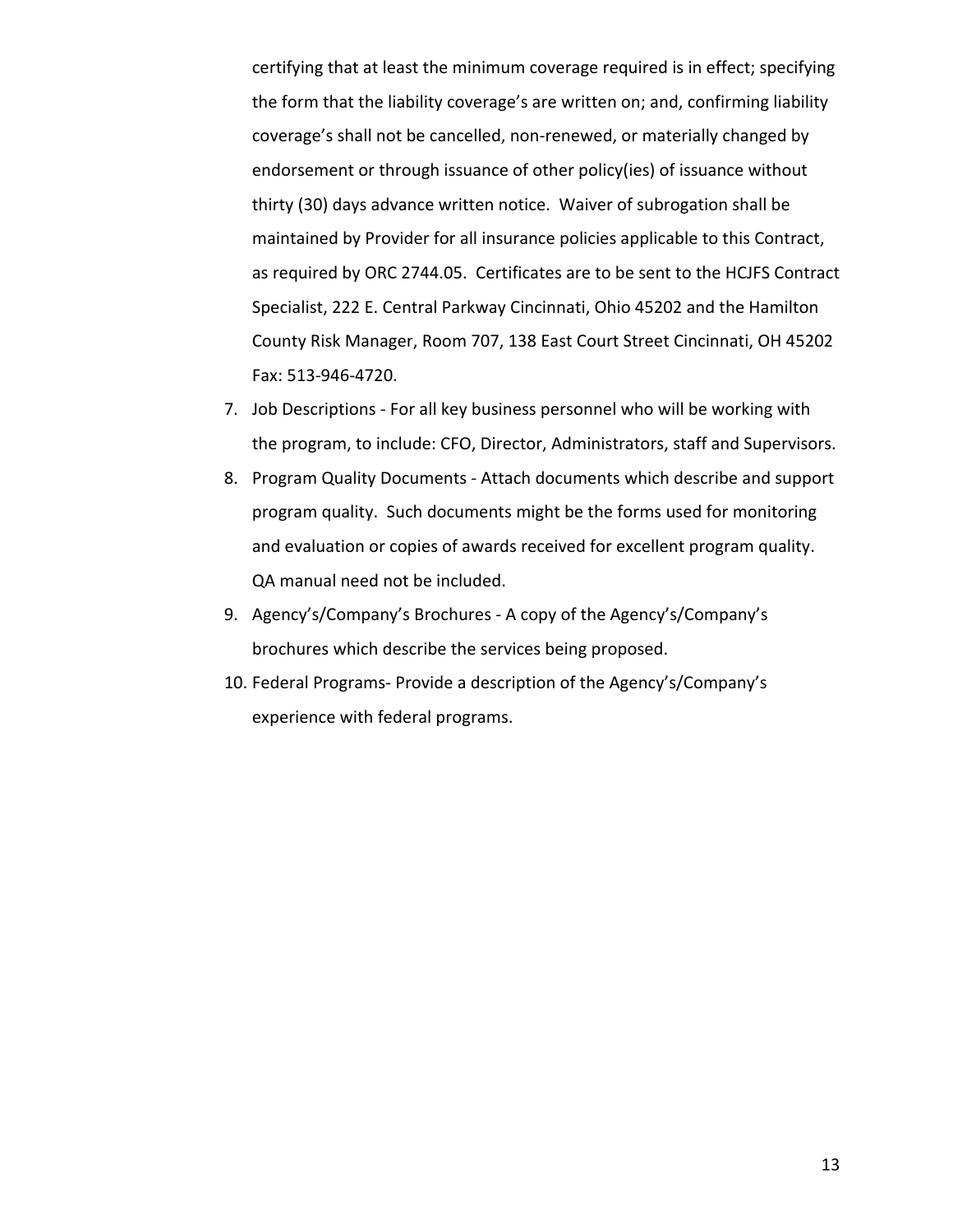certifying that at least the minimum coverage required is in effect; specifying the form that the liability coverage's are written on; and, confirming liability coverage's shall not be cancelled, non-renewed, or materially changed by endorsement or through issuance of other policy(ies) of issuance without thirty (30) days advance written notice. Waiver of subrogation shall be maintained by Provider for all insurance policies applicable to this Contract, as required by ORC 2744.05. Certificates are to be sent to the HCJFS Contract Specialist, 222 E. Central Parkway Cincinnati, Ohio 45202 and the Hamilton County Risk Manager, Room 707, 138 East Court Street Cincinnati, OH 45202 Fax: 513-946-4720.

7. Job Descriptions - For all key business personnel who will be working with the program, to include: CFO, Director, Administrators, staff and Supervisors.
8. Program Quality Documents - Attach documents which describe and support program quality. Such documents might be the forms used for monitoring and evaluation or copies of awards received for excellent program quality. QA manual need not be included.
9. Agency's/Company's Brochures - A copy of the Agency's/Company's brochures which describe the services being proposed.
10. Federal Programs- Provide a description of the Agency's/Company's experience with federal programs.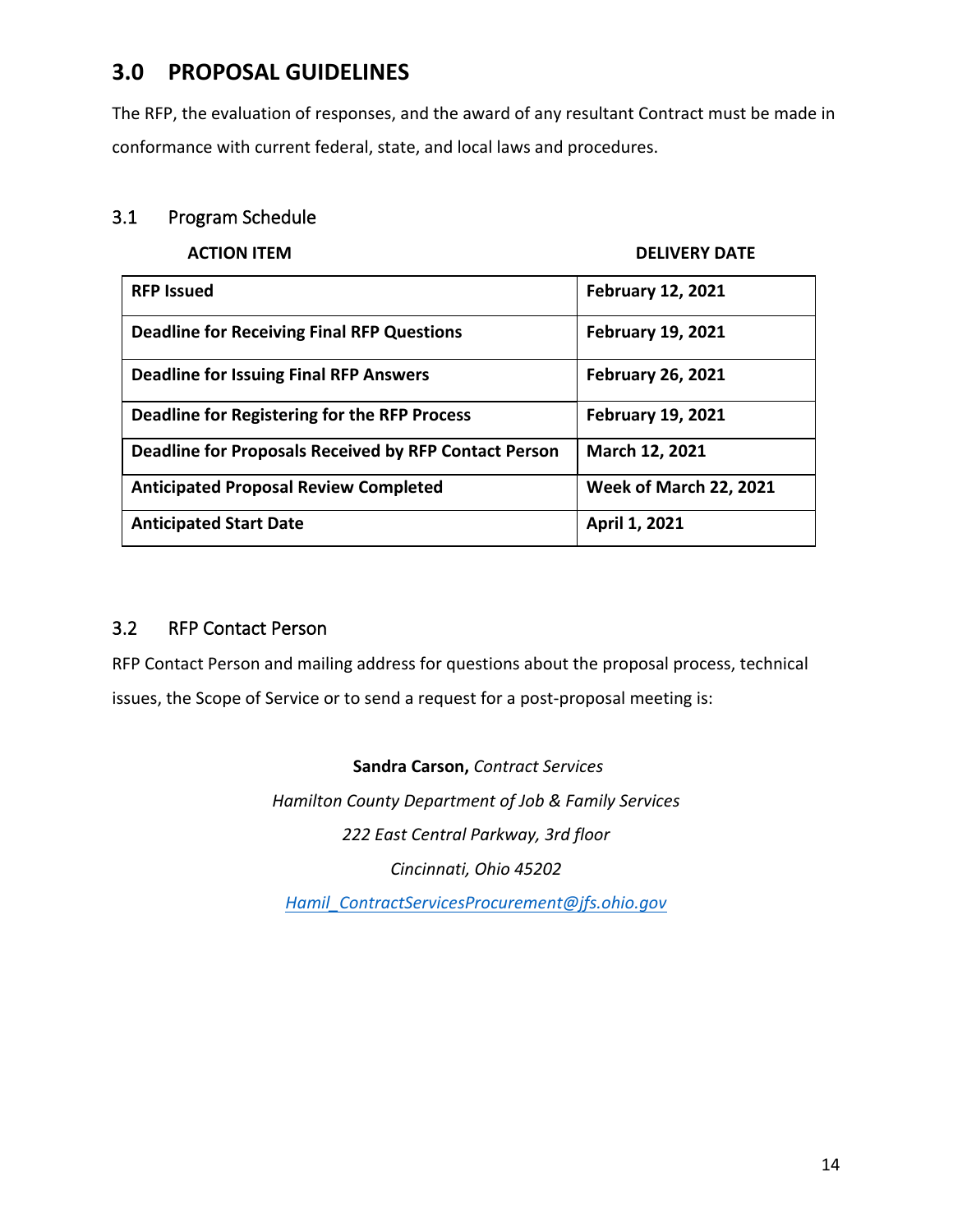## 3.0 PROPOSAL GUIDELINES

The RFP, the evaluation of responses, and the award of any resultant Contract must be made in conformance with current federal, state, and local laws and procedures.

### 3.1 Program Schedule

| ACTION ITEM | DELIVERY DATE |
|---|---|
| **RFP Issued** | **February 12, 2021** |
| **Deadline for Receiving Final RFP Questions** | **February 19, 2021** |
| **Deadline for Issuing Final RFP Answers** | **February 26, 2021** |
| **Deadline for Registering for the RFP Process** | **February 19, 2021** |
| **Deadline for Proposals Received by RFP Contact Person** | **March 12, 2021** |
| **Anticipated Proposal Review Completed** | **Week of March 22, 2021** |
| **Anticipated Start Date** | **April 1, 2021** |

### 3.2 RFP Contact Person

RFP Contact Person and mailing address for questions about the proposal process, technical issues, the Scope of Service or to send a request for a post-proposal meeting is:

**Sandra Carson,** *Contract Services*

*Hamilton County Department of Job & Family Services*

*222 East Central Parkway, 3rd floor*

*Cincinnati, Ohio 45202*

*Hamil_ContractServicesProcurement@jfs.ohio.gov*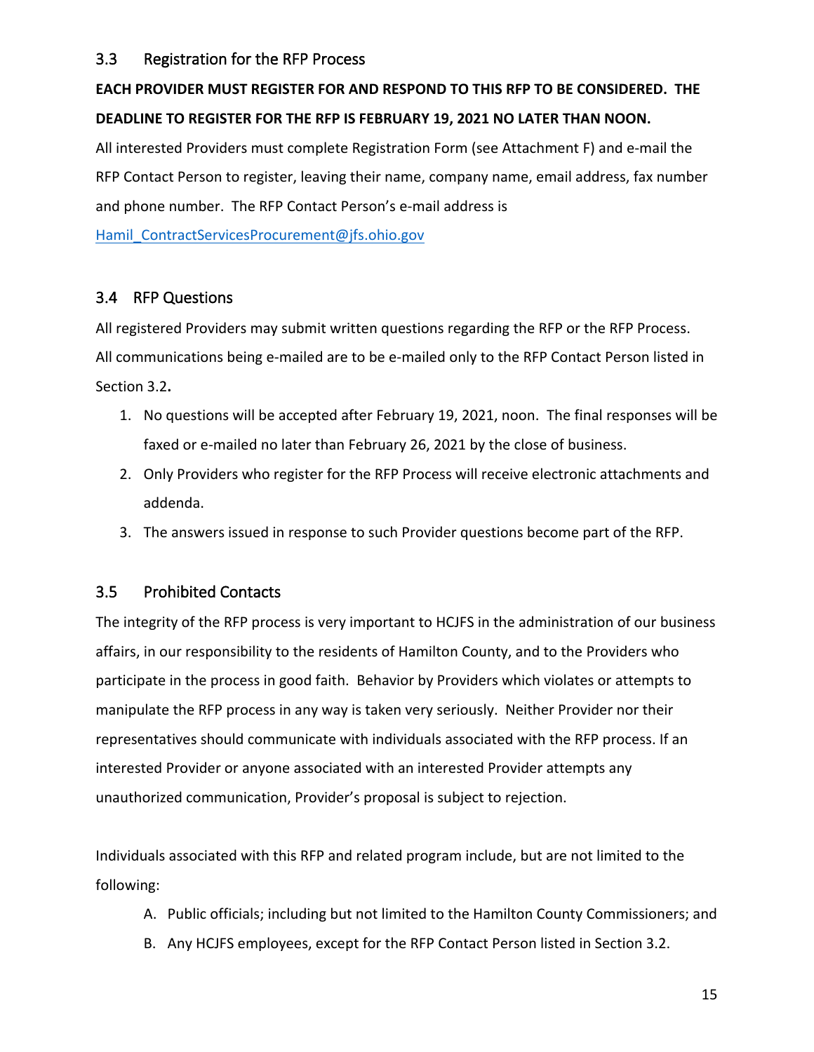### 3.3 Registration for the RFP Process

**EACH PROVIDER MUST REGISTER FOR AND RESPOND TO THIS RFP TO BE CONSIDERED. THE DEADLINE TO REGISTER FOR THE RFP IS FEBRUARY 19, 2021 NO LATER THAN NOON.**

All interested Providers must complete Registration Form (see Attachment F) and e-mail the RFP Contact Person to register, leaving their name, company name, email address, fax number and phone number. The RFP Contact Person's e-mail address is [Hamil_ContractServicesProcurement@jfs.ohio.gov](mailto:Hamil_ContractServicesProcurement@jfs.ohio.gov)

### 3.4 RFP Questions

All registered Providers may submit written questions regarding the RFP or the RFP Process. All communications being e-mailed are to be e-mailed only to the RFP Contact Person listed in Section 3.2**.**

1. No questions will be accepted after February 19, 2021, noon. The final responses will be faxed or e-mailed no later than February 26, 2021 by the close of business.
2. Only Providers who register for the RFP Process will receive electronic attachments and addenda.
3. The answers issued in response to such Provider questions become part of the RFP.

### 3.5 Prohibited Contacts

The integrity of the RFP process is very important to HCJFS in the administration of our business affairs, in our responsibility to the residents of Hamilton County, and to the Providers who participate in the process in good faith. Behavior by Providers which violates or attempts to manipulate the RFP process in any way is taken very seriously. Neither Provider nor their representatives should communicate with individuals associated with the RFP process. If an interested Provider or anyone associated with an interested Provider attempts any unauthorized communication, Provider's proposal is subject to rejection.

Individuals associated with this RFP and related program include, but are not limited to the following:

A. Public officials; including but not limited to the Hamilton County Commissioners; and
B. Any HCJFS employees, except for the RFP Contact Person listed in Section 3.2.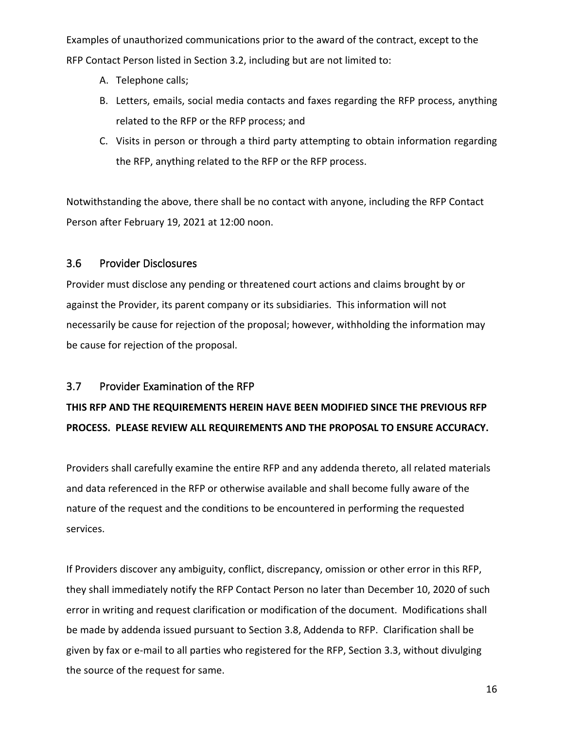Examples of unauthorized communications prior to the award of the contract, except to the RFP Contact Person listed in Section 3.2, including but are not limited to:

A. Telephone calls;
B. Letters, emails, social media contacts and faxes regarding the RFP process, anything related to the RFP or the RFP process; and
C. Visits in person or through a third party attempting to obtain information regarding the RFP, anything related to the RFP or the RFP process.

Notwithstanding the above, there shall be no contact with anyone, including the RFP Contact Person after February 19, 2021 at 12:00 noon.

## 3.6 Provider Disclosures

Provider must disclose any pending or threatened court actions and claims brought by or against the Provider, its parent company or its subsidiaries. This information will not necessarily be cause for rejection of the proposal; however, withholding the information may be cause for rejection of the proposal.

## 3.7 Provider Examination of the RFP

**THIS RFP AND THE REQUIREMENTS HEREIN HAVE BEEN MODIFIED SINCE THE PREVIOUS RFP PROCESS. PLEASE REVIEW ALL REQUIREMENTS AND THE PROPOSAL TO ENSURE ACCURACY.**

Providers shall carefully examine the entire RFP and any addenda thereto, all related materials and data referenced in the RFP or otherwise available and shall become fully aware of the nature of the request and the conditions to be encountered in performing the requested services.

If Providers discover any ambiguity, conflict, discrepancy, omission or other error in this RFP, they shall immediately notify the RFP Contact Person no later than December 10, 2020 of such error in writing and request clarification or modification of the document. Modifications shall be made by addenda issued pursuant to Section 3.8, Addenda to RFP. Clarification shall be given by fax or e-mail to all parties who registered for the RFP, Section 3.3, without divulging the source of the request for same.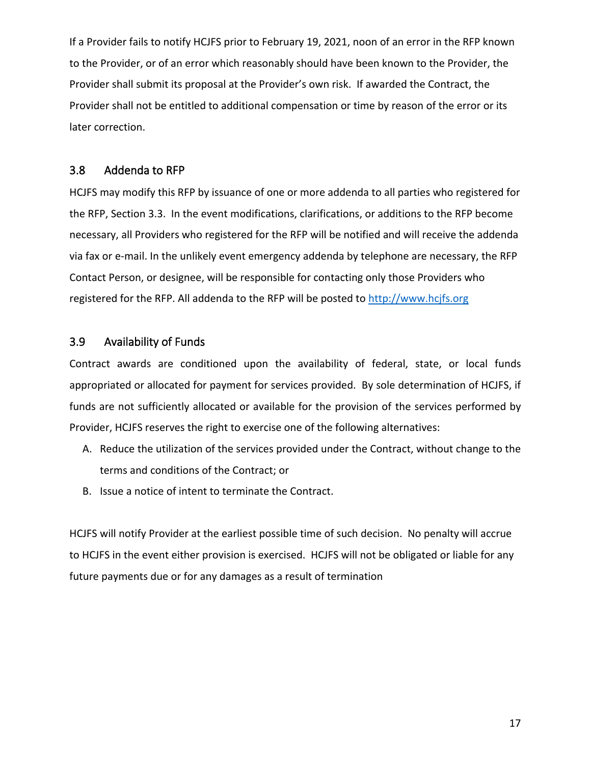If a Provider fails to notify HCJFS prior to February 19, 2021, noon of an error in the RFP known to the Provider, or of an error which reasonably should have been known to the Provider, the Provider shall submit its proposal at the Provider's own risk. If awarded the Contract, the Provider shall not be entitled to additional compensation or time by reason of the error or its later correction.

## 3.8 Addenda to RFP

HCJFS may modify this RFP by issuance of one or more addenda to all parties who registered for the RFP, Section 3.3. In the event modifications, clarifications, or additions to the RFP become necessary, all Providers who registered for the RFP will be notified and will receive the addenda via fax or e-mail. In the unlikely event emergency addenda by telephone are necessary, the RFP Contact Person, or designee, will be responsible for contacting only those Providers who registered for the RFP. All addenda to the RFP will be posted to [http://www.hcjfs.org](http://www.hcjfs.org)

## 3.9 Availability of Funds

Contract awards are conditioned upon the availability of federal, state, or local funds appropriated or allocated for payment for services provided. By sole determination of HCJFS, if funds are not sufficiently allocated or available for the provision of the services performed by Provider, HCJFS reserves the right to exercise one of the following alternatives:

A. Reduce the utilization of the services provided under the Contract, without change to the terms and conditions of the Contract; or
B. Issue a notice of intent to terminate the Contract.

HCJFS will notify Provider at the earliest possible time of such decision. No penalty will accrue to HCJFS in the event either provision is exercised. HCJFS will not be obligated or liable for any future payments due or for any damages as a result of termination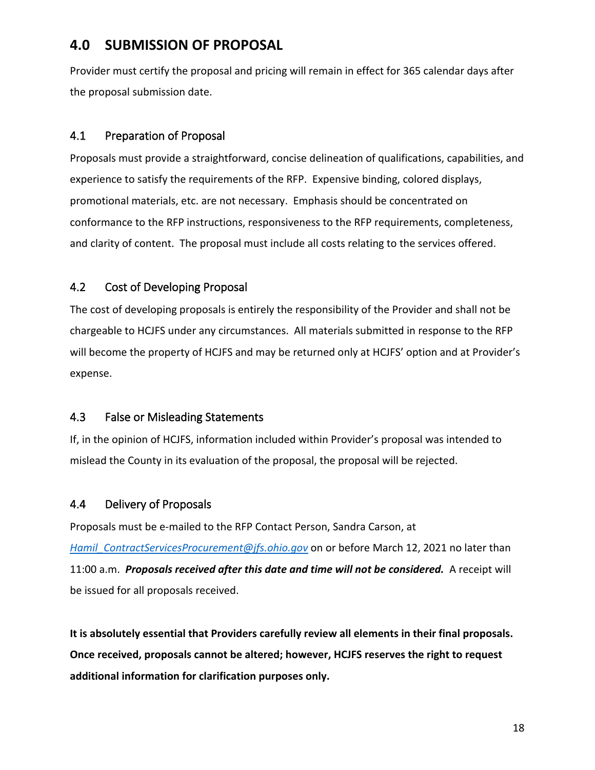## 4.0 SUBMISSION OF PROPOSAL

Provider must certify the proposal and pricing will remain in effect for 365 calendar days after the proposal submission date.

### 4.1 Preparation of Proposal

Proposals must provide a straightforward, concise delineation of qualifications, capabilities, and experience to satisfy the requirements of the RFP. Expensive binding, colored displays, promotional materials, etc. are not necessary. Emphasis should be concentrated on conformance to the RFP instructions, responsiveness to the RFP requirements, completeness, and clarity of content. The proposal must include all costs relating to the services offered.

### 4.2 Cost of Developing Proposal

The cost of developing proposals is entirely the responsibility of the Provider and shall not be chargeable to HCJFS under any circumstances. All materials submitted in response to the RFP will become the property of HCJFS and may be returned only at HCJFS' option and at Provider's expense.

### 4.3 False or Misleading Statements

If, in the opinion of HCJFS, information included within Provider's proposal was intended to mislead the County in its evaluation of the proposal, the proposal will be rejected.

### 4.4 Delivery of Proposals

Proposals must be e-mailed to the RFP Contact Person, Sandra Carson, at *Hamil_ContractServicesProcurement@jfs.ohio.gov* on or before March 12, 2021 no later than 11:00 a.m. ***Proposals received after this date and time will not be considered.*** A receipt will be issued for all proposals received.

**It is absolutely essential that Providers carefully review all elements in their final proposals. Once received, proposals cannot be altered; however, HCJFS reserves the right to request additional information for clarification purposes only.**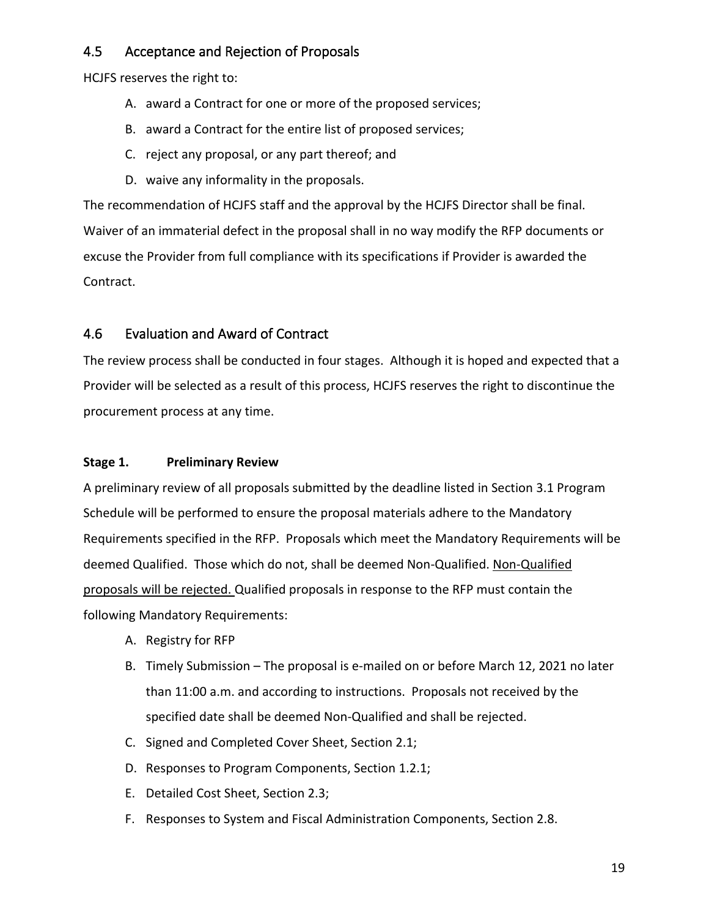## 4.5 Acceptance and Rejection of Proposals

HCJFS reserves the right to:

A. award a Contract for one or more of the proposed services;

B. award a Contract for the entire list of proposed services;

C. reject any proposal, or any part thereof; and

D. waive any informality in the proposals.

The recommendation of HCJFS staff and the approval by the HCJFS Director shall be final. Waiver of an immaterial defect in the proposal shall in no way modify the RFP documents or excuse the Provider from full compliance with its specifications if Provider is awarded the Contract.

## 4.6 Evaluation and Award of Contract

The review process shall be conducted in four stages. Although it is hoped and expected that a Provider will be selected as a result of this process, HCJFS reserves the right to discontinue the procurement process at any time.

**Stage 1. Preliminary Review**

A preliminary review of all proposals submitted by the deadline listed in Section 3.1 Program Schedule will be performed to ensure the proposal materials adhere to the Mandatory Requirements specified in the RFP. Proposals which meet the Mandatory Requirements will be deemed Qualified. Those which do not, shall be deemed Non-Qualified. <u>Non-Qualified proposals will be rejected.</u> Qualified proposals in response to the RFP must contain the following Mandatory Requirements:

A. Registry for RFP

B. Timely Submission – The proposal is e-mailed on or before March 12, 2021 no later than 11:00 a.m. and according to instructions. Proposals not received by the specified date shall be deemed Non-Qualified and shall be rejected.

C. Signed and Completed Cover Sheet, Section 2.1;

D. Responses to Program Components, Section 1.2.1;

E. Detailed Cost Sheet, Section 2.3;

F. Responses to System and Fiscal Administration Components, Section 2.8.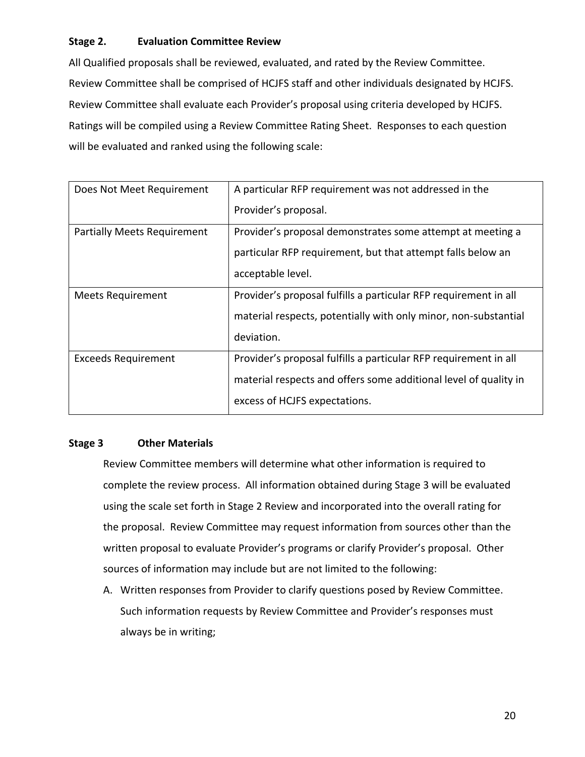### Stage 2. Evaluation Committee Review

All Qualified proposals shall be reviewed, evaluated, and rated by the Review Committee. Review Committee shall be comprised of HCJFS staff and other individuals designated by HCJFS. Review Committee shall evaluate each Provider's proposal using criteria developed by HCJFS. Ratings will be compiled using a Review Committee Rating Sheet. Responses to each question will be evaluated and ranked using the following scale:

| | |
|---|---|
| Does Not Meet Requirement | A particular RFP requirement was not addressed in the Provider's proposal. |
| Partially Meets Requirement | Provider's proposal demonstrates some attempt at meeting a particular RFP requirement, but that attempt falls below an acceptable level. |
| Meets Requirement | Provider's proposal fulfills a particular RFP requirement in all material respects, potentially with only minor, non-substantial deviation. |
| Exceeds Requirement | Provider's proposal fulfills a particular RFP requirement in all material respects and offers some additional level of quality in excess of HCJFS expectations. |

### Stage 3 Other Materials

Review Committee members will determine what other information is required to complete the review process. All information obtained during Stage 3 will be evaluated using the scale set forth in Stage 2 Review and incorporated into the overall rating for the proposal. Review Committee may request information from sources other than the written proposal to evaluate Provider's programs or clarify Provider's proposal. Other sources of information may include but are not limited to the following:

A. Written responses from Provider to clarify questions posed by Review Committee. Such information requests by Review Committee and Provider's responses must always be in writing;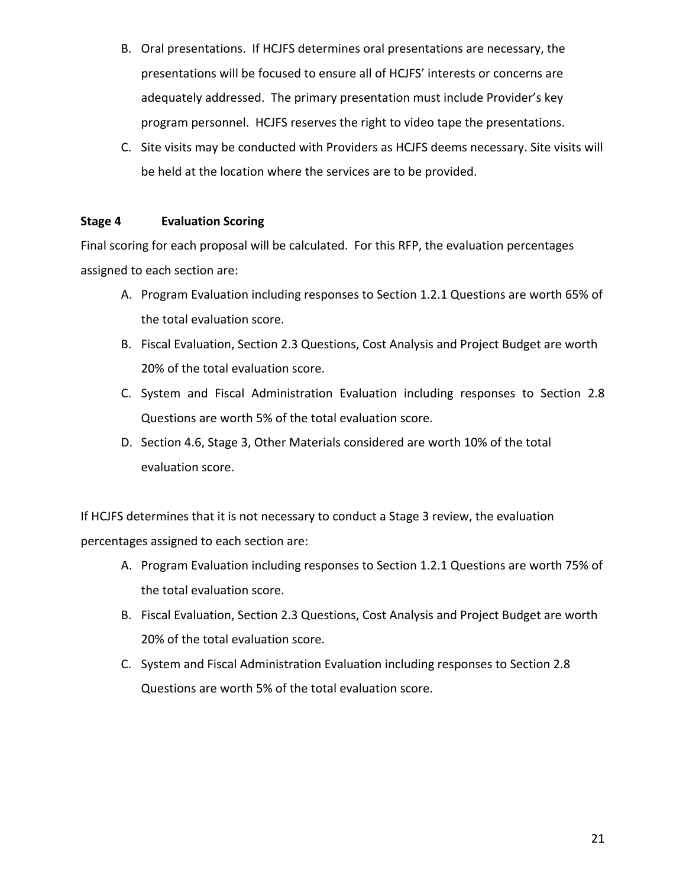B. Oral presentations. If HCJFS determines oral presentations are necessary, the presentations will be focused to ensure all of HCJFS' interests or concerns are adequately addressed. The primary presentation must include Provider's key program personnel. HCJFS reserves the right to video tape the presentations.

C. Site visits may be conducted with Providers as HCJFS deems necessary. Site visits will be held at the location where the services are to be provided.

**Stage 4 Evaluation Scoring**

Final scoring for each proposal will be calculated. For this RFP, the evaluation percentages assigned to each section are:

A. Program Evaluation including responses to Section 1.2.1 Questions are worth 65% of the total evaluation score.

B. Fiscal Evaluation, Section 2.3 Questions, Cost Analysis and Project Budget are worth 20% of the total evaluation score.

C. System and Fiscal Administration Evaluation including responses to Section 2.8 Questions are worth 5% of the total evaluation score.

D. Section 4.6, Stage 3, Other Materials considered are worth 10% of the total evaluation score.

If HCJFS determines that it is not necessary to conduct a Stage 3 review, the evaluation percentages assigned to each section are:

A. Program Evaluation including responses to Section 1.2.1 Questions are worth 75% of the total evaluation score.

B. Fiscal Evaluation, Section 2.3 Questions, Cost Analysis and Project Budget are worth 20% of the total evaluation score.

C. System and Fiscal Administration Evaluation including responses to Section 2.8 Questions are worth 5% of the total evaluation score.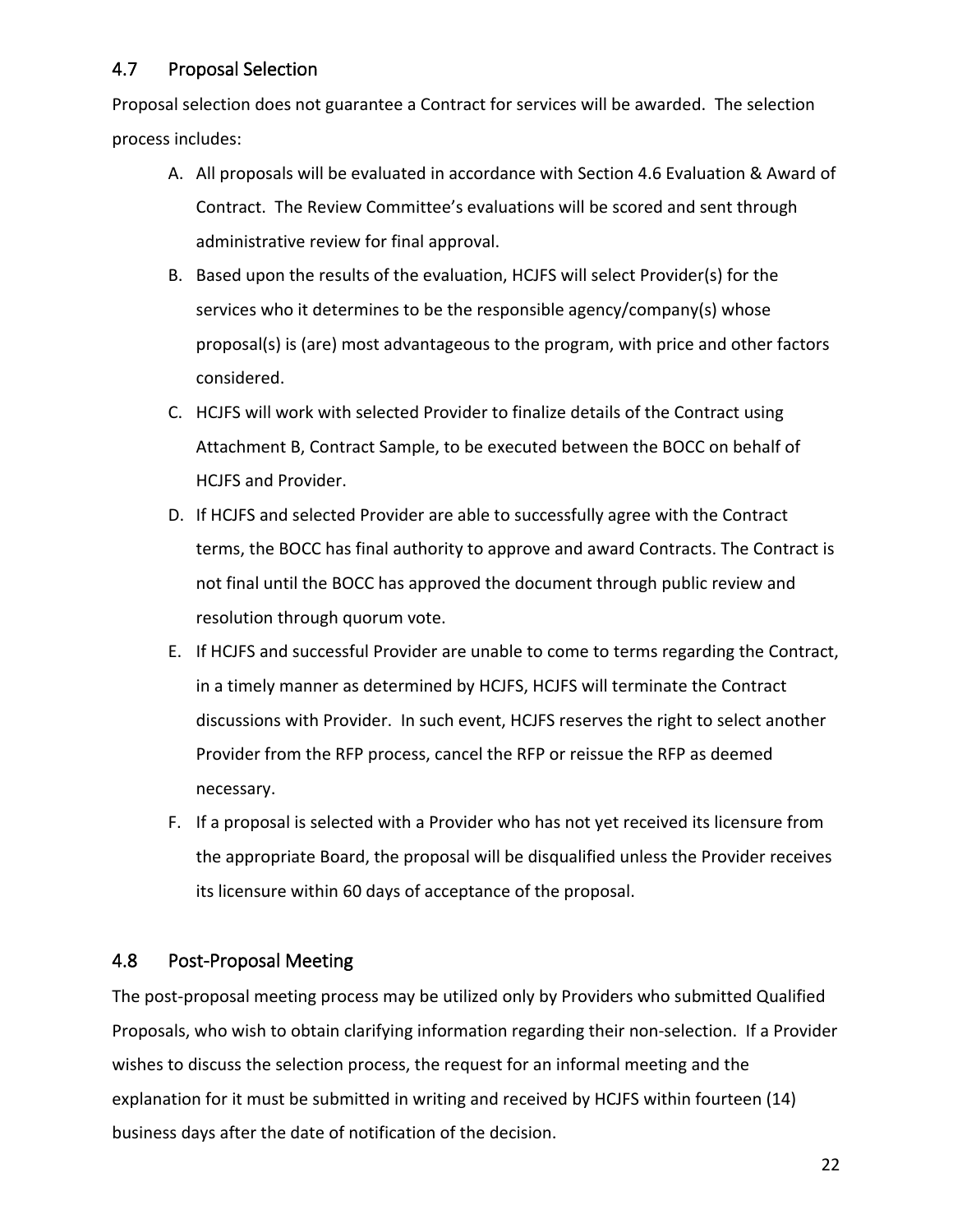## 4.7 Proposal Selection

Proposal selection does not guarantee a Contract for services will be awarded. The selection process includes:

A. All proposals will be evaluated in accordance with Section 4.6 Evaluation & Award of Contract. The Review Committee's evaluations will be scored and sent through administrative review for final approval.

B. Based upon the results of the evaluation, HCJFS will select Provider(s) for the services who it determines to be the responsible agency/company(s) whose proposal(s) is (are) most advantageous to the program, with price and other factors considered.

C. HCJFS will work with selected Provider to finalize details of the Contract using Attachment B, Contract Sample, to be executed between the BOCC on behalf of HCJFS and Provider.

D. If HCJFS and selected Provider are able to successfully agree with the Contract terms, the BOCC has final authority to approve and award Contracts. The Contract is not final until the BOCC has approved the document through public review and resolution through quorum vote.

E. If HCJFS and successful Provider are unable to come to terms regarding the Contract, in a timely manner as determined by HCJFS, HCJFS will terminate the Contract discussions with Provider. In such event, HCJFS reserves the right to select another Provider from the RFP process, cancel the RFP or reissue the RFP as deemed necessary.

F. If a proposal is selected with a Provider who has not yet received its licensure from the appropriate Board, the proposal will be disqualified unless the Provider receives its licensure within 60 days of acceptance of the proposal.

## 4.8 Post-Proposal Meeting

The post-proposal meeting process may be utilized only by Providers who submitted Qualified Proposals, who wish to obtain clarifying information regarding their non-selection. If a Provider wishes to discuss the selection process, the request for an informal meeting and the explanation for it must be submitted in writing and received by HCJFS within fourteen (14) business days after the date of notification of the decision.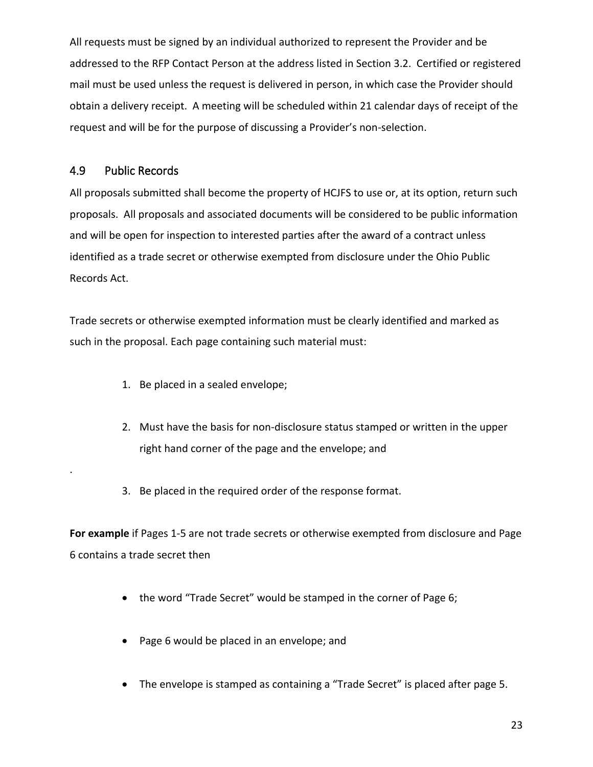All requests must be signed by an individual authorized to represent the Provider and be addressed to the RFP Contact Person at the address listed in Section 3.2. Certified or registered mail must be used unless the request is delivered in person, in which case the Provider should obtain a delivery receipt. A meeting will be scheduled within 21 calendar days of receipt of the request and will be for the purpose of discussing a Provider's non-selection.

## 4.9 Public Records

All proposals submitted shall become the property of HCJFS to use or, at its option, return such proposals. All proposals and associated documents will be considered to be public information and will be open for inspection to interested parties after the award of a contract unless identified as a trade secret or otherwise exempted from disclosure under the Ohio Public Records Act.

Trade secrets or otherwise exempted information must be clearly identified and marked as such in the proposal. Each page containing such material must:

1. Be placed in a sealed envelope;
2. Must have the basis for non-disclosure status stamped or written in the upper right hand corner of the page and the envelope; and
3. Be placed in the required order of the response format.

**For example** if Pages 1-5 are not trade secrets or otherwise exempted from disclosure and Page 6 contains a trade secret then

- the word "Trade Secret" would be stamped in the corner of Page 6;
- Page 6 would be placed in an envelope; and
- The envelope is stamped as containing a "Trade Secret" is placed after page 5.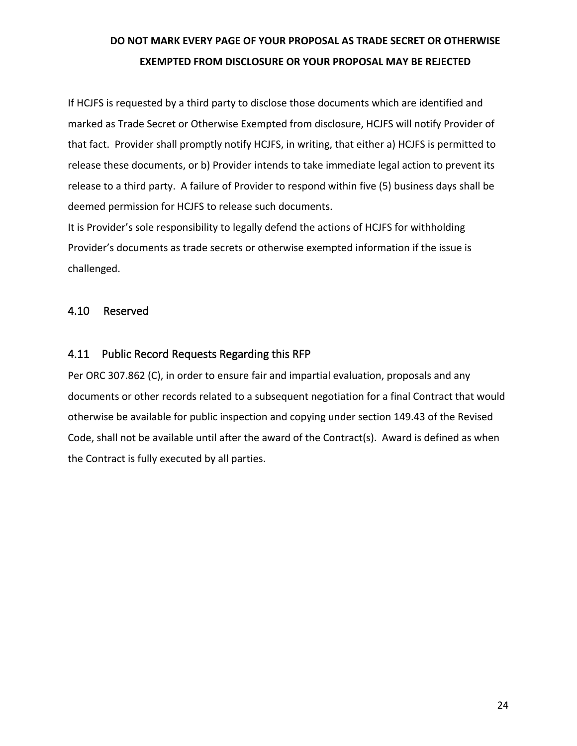**DO NOT MARK EVERY PAGE OF YOUR PROPOSAL AS TRADE SECRET OR OTHERWISE EXEMPTED FROM DISCLOSURE OR YOUR PROPOSAL MAY BE REJECTED**

If HCJFS is requested by a third party to disclose those documents which are identified and marked as Trade Secret or Otherwise Exempted from disclosure, HCJFS will notify Provider of that fact. Provider shall promptly notify HCJFS, in writing, that either a) HCJFS is permitted to release these documents, or b) Provider intends to take immediate legal action to prevent its release to a third party. A failure of Provider to respond within five (5) business days shall be deemed permission for HCJFS to release such documents.
It is Provider's sole responsibility to legally defend the actions of HCJFS for withholding Provider's documents as trade secrets or otherwise exempted information if the issue is challenged.

## 4.10 Reserved

## 4.11 Public Record Requests Regarding this RFP

Per ORC 307.862 (C), in order to ensure fair and impartial evaluation, proposals and any documents or other records related to a subsequent negotiation for a final Contract that would otherwise be available for public inspection and copying under section 149.43 of the Revised Code, shall not be available until after the award of the Contract(s). Award is defined as when the Contract is fully executed by all parties.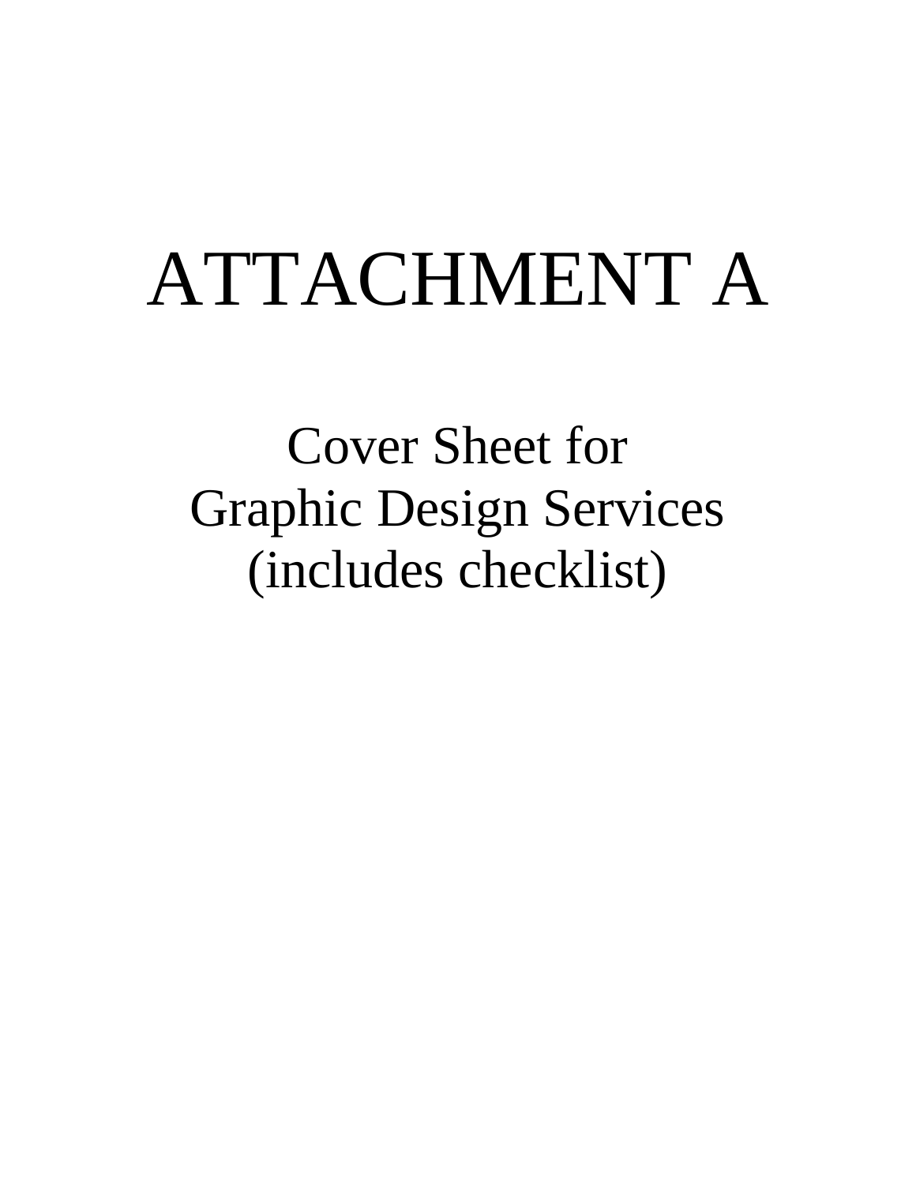# ATTACHMENT A

Cover Sheet for
Graphic Design Services
(includes checklist)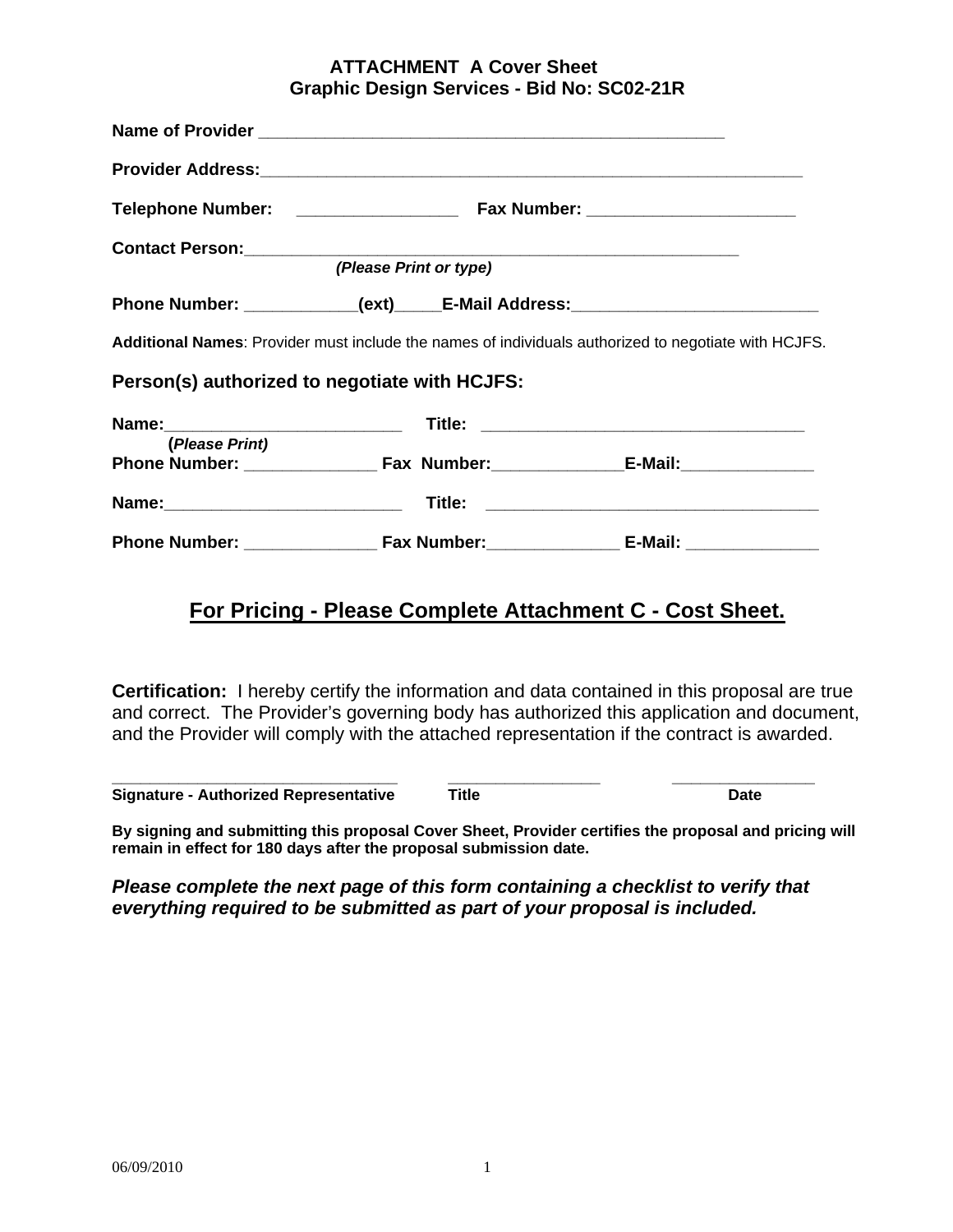# ATTACHMENT A Cover Sheet
## Graphic Design Services - Bid No: SC02-21R

**Name of Provider** ___________________________________________________

**Provider Address:**___________________________________________________________

**Telephone Number:** _________________ **Fax Number:** ______________________

**Contact Person:**______________________________________________________
*(Please Print or type)*

**Phone Number:** ____________**(ext)**_____**E-Mail Address:**__________________________

**Additional Names**: Provider must include the names of individuals authorized to negotiate with HCJFS.

### Person(s) authorized to negotiate with HCJFS:

**Name:**__________________________ **Title:** ___________________________________
**(*Please Print)***
**Phone Number:** ______________ **Fax Number:**______________**E-Mail:**______________

**Name:**__________________________ **Title:** ___________________________________

**Phone Number:** ______________ **Fax Number:**______________ **E-Mail:** ______________

## <u>For Pricing - Please Complete Attachment C - Cost Sheet.</u>

**Certification:** I hereby certify the information and data contained in this proposal are true and correct. The Provider's governing body has authorized this application and document, and the Provider will comply with the attached representation if the contract is awarded.

_______________________________ _________________ _______________
**Signature - Authorized Representative** **Title** **Date**

**By signing and submitting this proposal Cover Sheet, Provider certifies the proposal and pricing will remain in effect for 180 days after the proposal submission date.**

***Please complete the next page of this form containing a checklist to verify that everything required to be submitted as part of your proposal is included.***

06/09/2010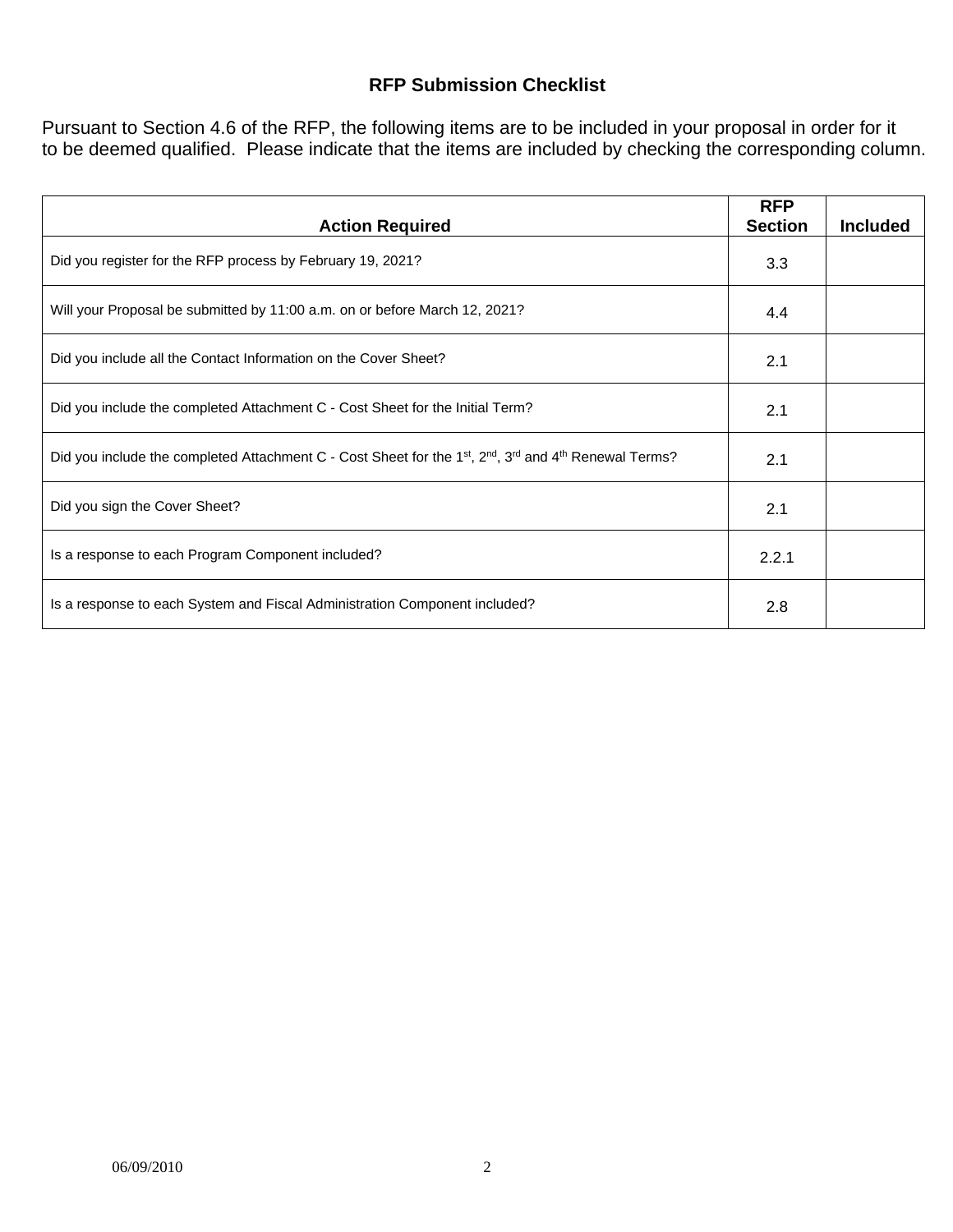## RFP Submission Checklist

Pursuant to Section 4.6 of the RFP, the following items are to be included in your proposal in order for it to be deemed qualified. Please indicate that the items are included by checking the corresponding column.

| Action Required | RFP Section | Included |
|---|---|---|
| Did you register for the RFP process by February 19, 2021? | 3.3 | |
| Will your Proposal be submitted by 11:00 a.m. on or before March 12, 2021? | 4.4 | |
| Did you include all the Contact Information on the Cover Sheet? | 2.1 | |
| Did you include the completed Attachment C - Cost Sheet for the Initial Term? | 2.1 | |
| Did you include the completed Attachment C - Cost Sheet for the 1st, 2nd, 3rd and 4th Renewal Terms? | 2.1 | |
| Did you sign the Cover Sheet? | 2.1 | |
| Is a response to each Program Component included? | 2.2.1 | |
| Is a response to each System and Fiscal Administration Component included? | 2.8 | |

06/09/2010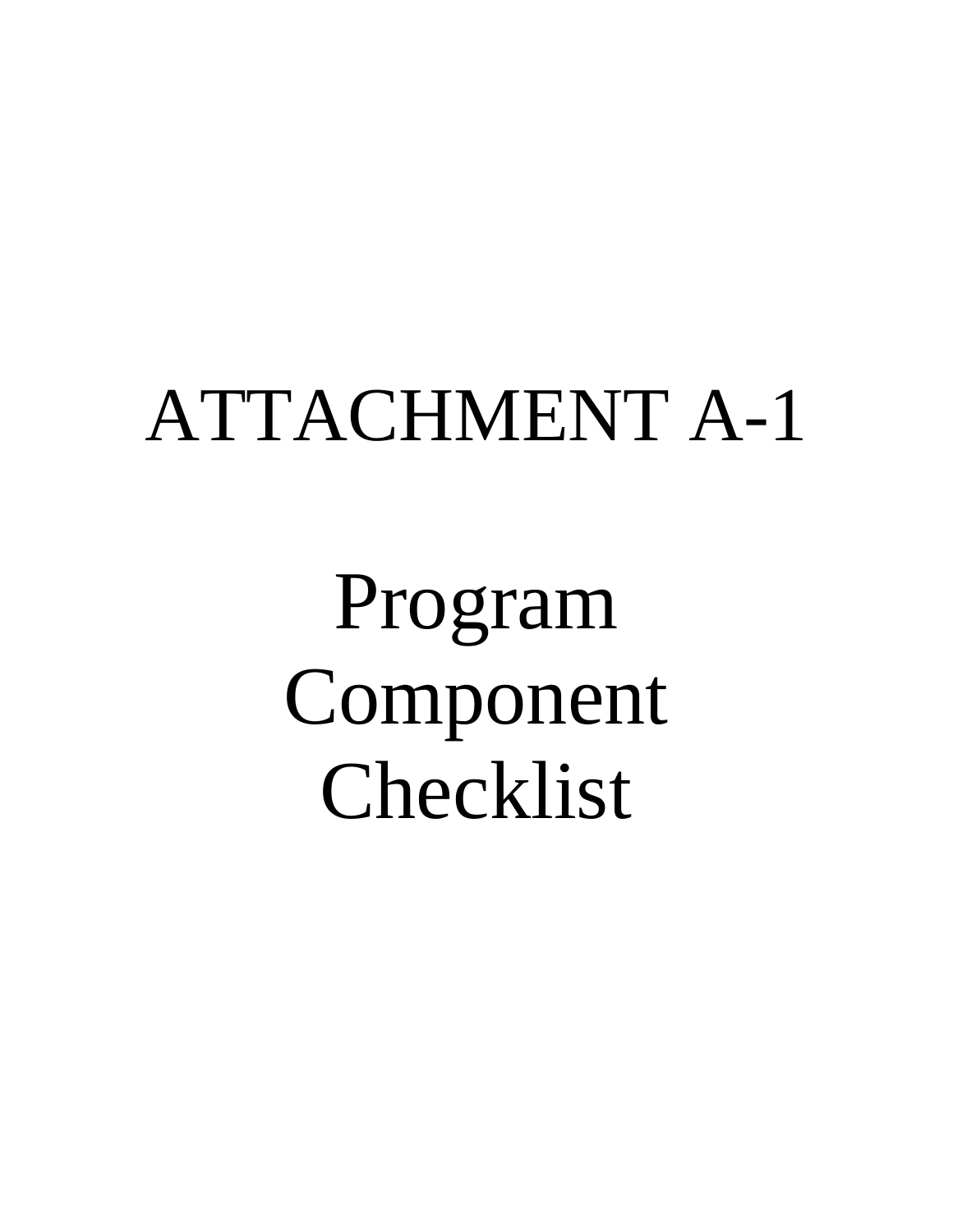# ATTACHMENT A-1

# Program Component Checklist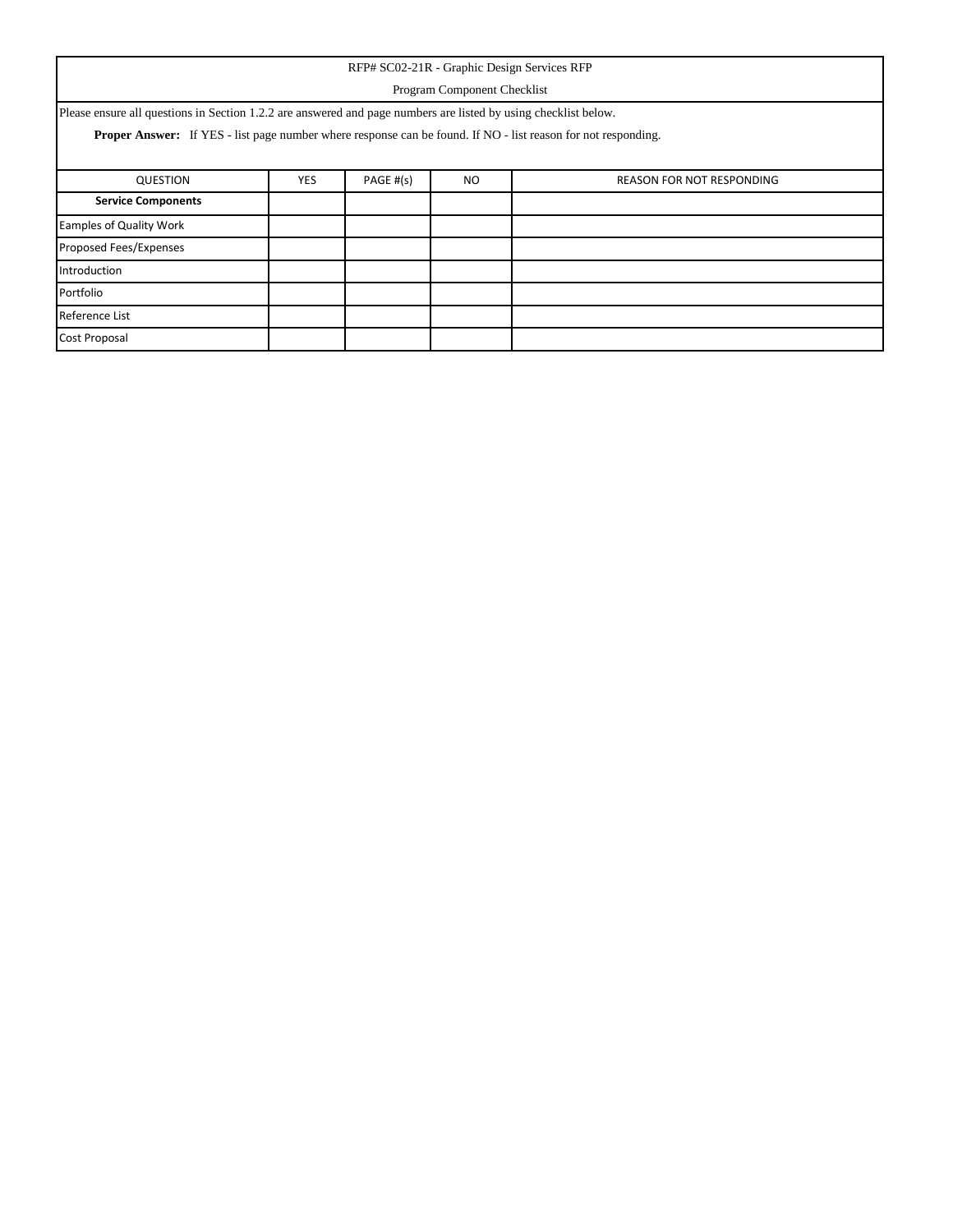RFP# SC02-21R - Graphic Design Services RFP

Program Component Checklist

Please ensure all questions in Section 1.2.2 are answered and page numbers are listed by using checklist below.

**Proper Answer:** If YES - list page number where response can be found. If NO - list reason for not responding.

| QUESTION | YES | PAGE #(s) | NO | REASON FOR NOT RESPONDING |
|---|---|---|---|---|
| **Service Components** | | | | |
| Eamples of Quality Work | | | | |
| Proposed Fees/Expenses | | | | |
| Introduction | | | | |
| Portfolio | | | | |
| Reference List | | | | |
| Cost Proposal | | | | |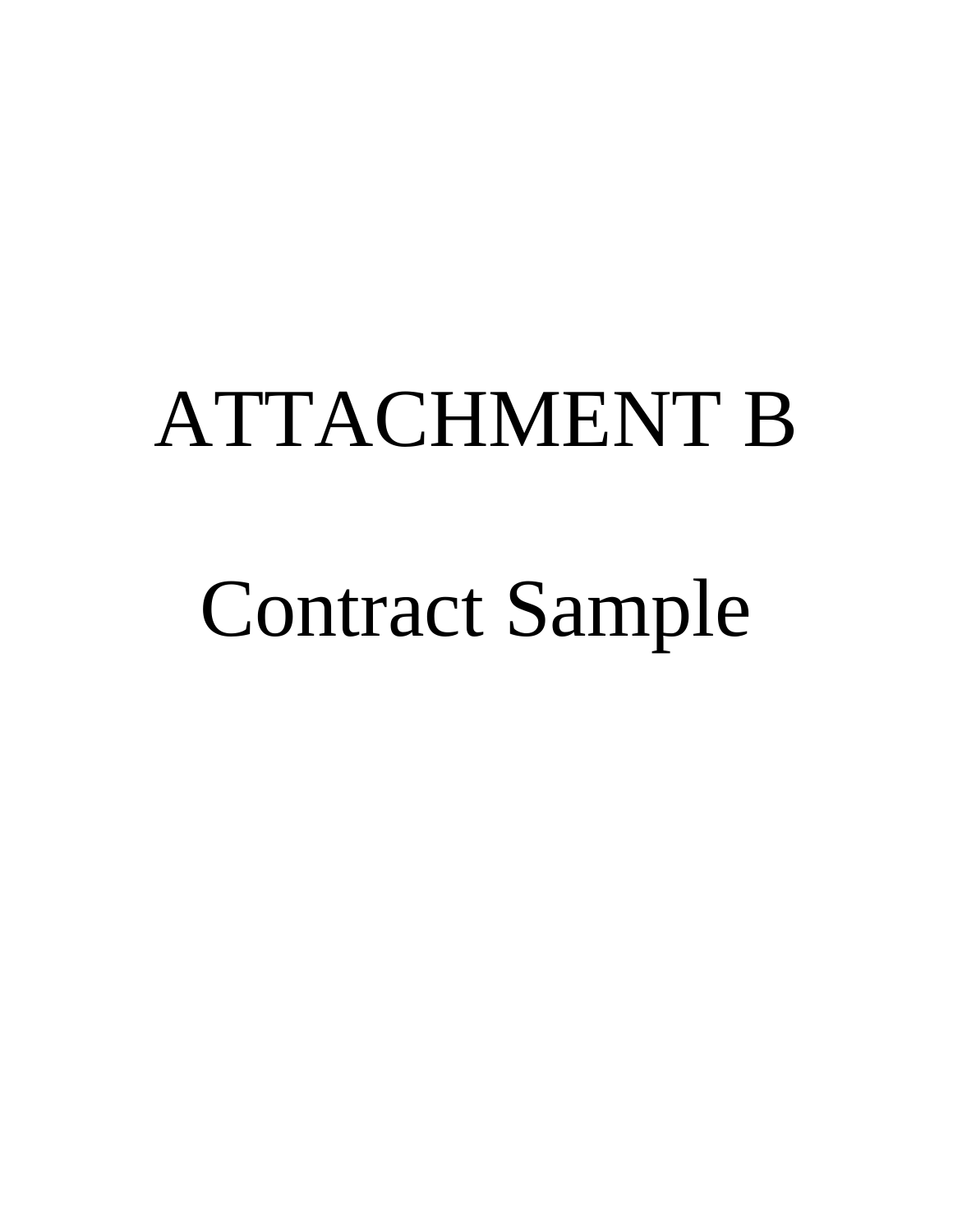# ATTACHMENT B

# Contract Sample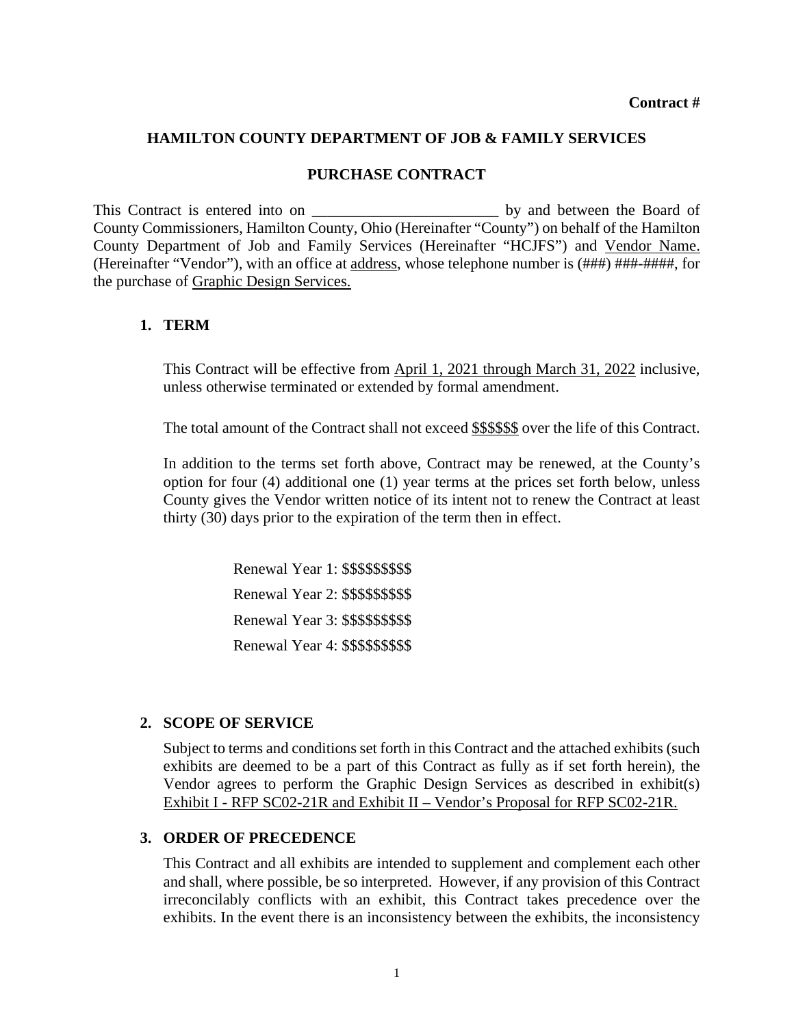**Contract #**

**HAMILTON COUNTY DEPARTMENT OF JOB & FAMILY SERVICES**

**PURCHASE CONTRACT**

This Contract is entered into on ________________________ by and between the Board of County Commissioners, Hamilton County, Ohio (Hereinafter "County") on behalf of the Hamilton County Department of Job and Family Services (Hereinafter "HCJFS") and Vendor Name. (Hereinafter "Vendor"), with an office at address, whose telephone number is (###) ###-####, for the purchase of Graphic Design Services.

## 1. TERM

This Contract will be effective from April 1, 2021 through March 31, 2022 inclusive, unless otherwise terminated or extended by formal amendment.

The total amount of the Contract shall not exceed $$$$$$ over the life of this Contract.

In addition to the terms set forth above, Contract may be renewed, at the County's option for four (4) additional one (1) year terms at the prices set forth below, unless County gives the Vendor written notice of its intent not to renew the Contract at least thirty (30) days prior to the expiration of the term then in effect.

Renewal Year 1: $$$$$$$$$

Renewal Year 2: $$$$$$$$$

Renewal Year 3: $$$$$$$$$

Renewal Year 4: $$$$$$$$$

## 2. SCOPE OF SERVICE

Subject to terms and conditions set forth in this Contract and the attached exhibits (such exhibits are deemed to be a part of this Contract as fully as if set forth herein), the Vendor agrees to perform the Graphic Design Services as described in exhibit(s) Exhibit I - RFP SC02-21R and Exhibit II – Vendor's Proposal for RFP SC02-21R.

## 3. ORDER OF PRECEDENCE

This Contract and all exhibits are intended to supplement and complement each other and shall, where possible, be so interpreted. However, if any provision of this Contract irreconcilably conflicts with an exhibit, this Contract takes precedence over the exhibits. In the event there is an inconsistency between the exhibits, the inconsistency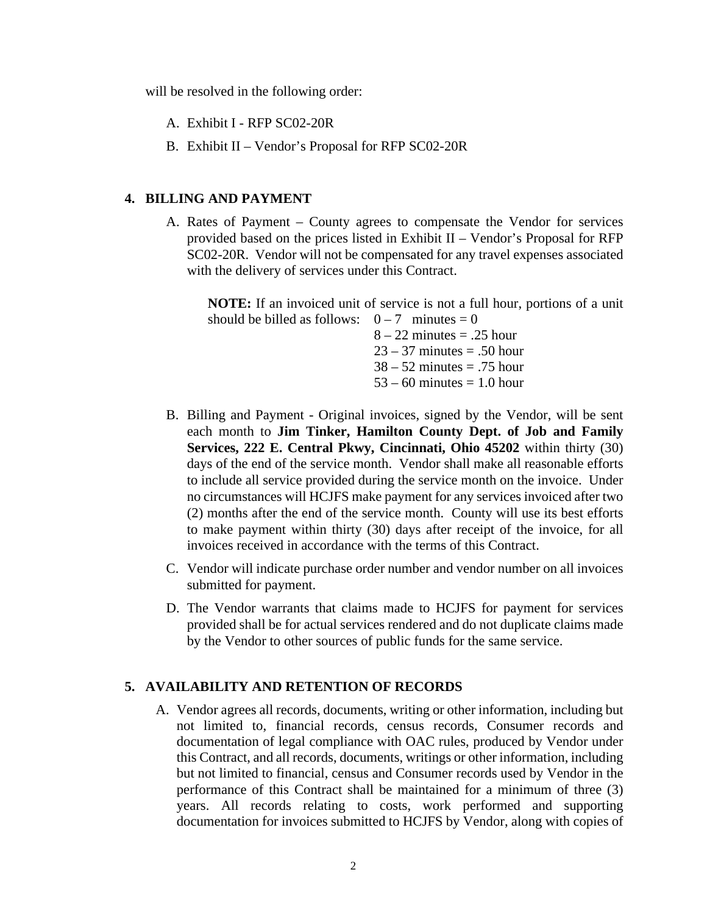will be resolved in the following order:

A. Exhibit I - RFP SC02-20R

B. Exhibit II – Vendor's Proposal for RFP SC02-20R

## 4. BILLING AND PAYMENT

A. Rates of Payment – County agrees to compensate the Vendor for services provided based on the prices listed in Exhibit II – Vendor's Proposal for RFP SC02-20R. Vendor will not be compensated for any travel expenses associated with the delivery of services under this Contract.

   **NOTE:** If an invoiced unit of service is not a full hour, portions of a unit should be billed as follows:
   - 0 – 7 minutes = 0
   - 8 – 22 minutes = .25 hour
   - 23 – 37 minutes = .50 hour
   - 38 – 52 minutes = .75 hour
   - 53 – 60 minutes = 1.0 hour

B. Billing and Payment - Original invoices, signed by the Vendor, will be sent each month to **Jim Tinker, Hamilton County Dept. of Job and Family Services, 222 E. Central Pkwy, Cincinnati, Ohio 45202** within thirty (30) days of the end of the service month. Vendor shall make all reasonable efforts to include all service provided during the service month on the invoice. Under no circumstances will HCJFS make payment for any services invoiced after two (2) months after the end of the service month. County will use its best efforts to make payment within thirty (30) days after receipt of the invoice, for all invoices received in accordance with the terms of this Contract.

C. Vendor will indicate purchase order number and vendor number on all invoices submitted for payment.

D. The Vendor warrants that claims made to HCJFS for payment for services provided shall be for actual services rendered and do not duplicate claims made by the Vendor to other sources of public funds for the same service.

## 5. AVAILABILITY AND RETENTION OF RECORDS

A. Vendor agrees all records, documents, writing or other information, including but not limited to, financial records, census records, Consumer records and documentation of legal compliance with OAC rules, produced by Vendor under this Contract, and all records, documents, writings or other information, including but not limited to financial, census and Consumer records used by Vendor in the performance of this Contract shall be maintained for a minimum of three (3) years. All records relating to costs, work performed and supporting documentation for invoices submitted to HCJFS by Vendor, along with copies of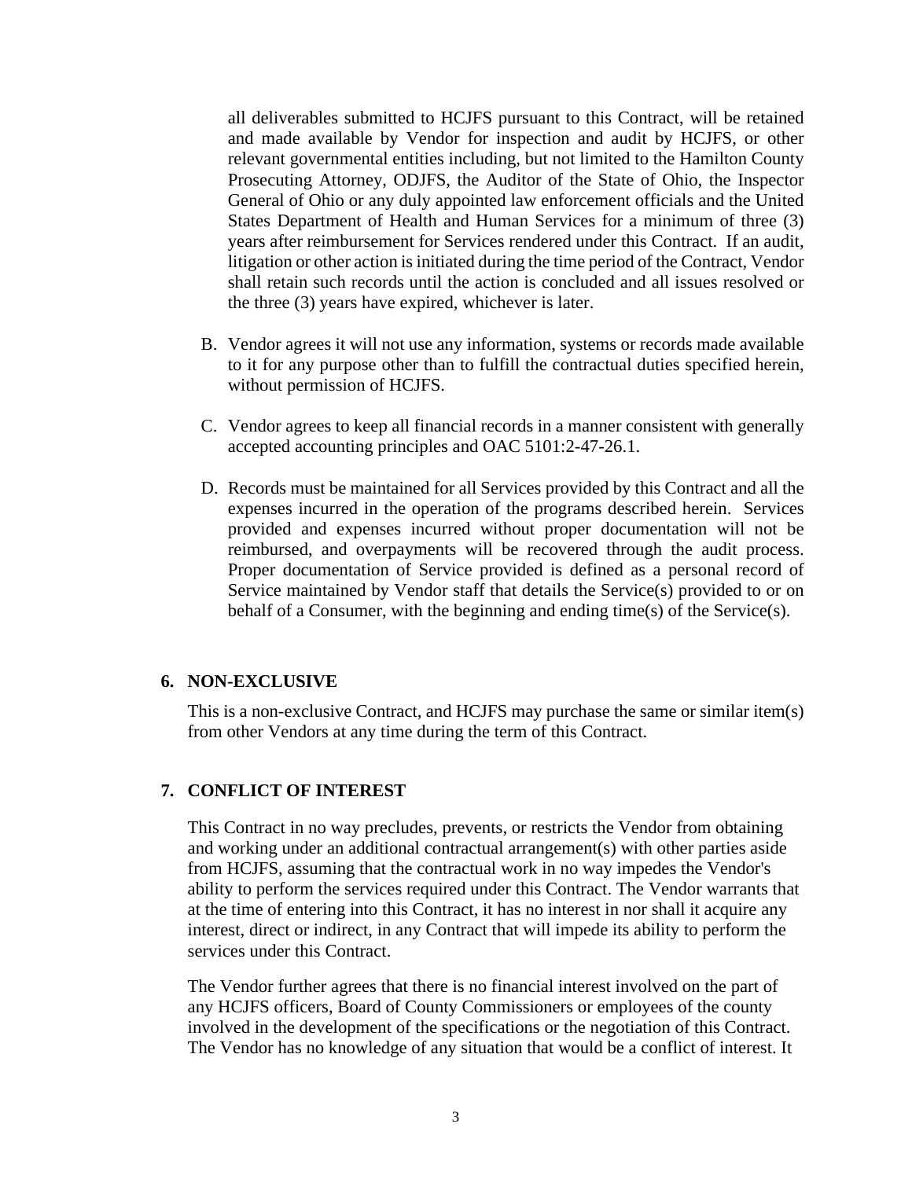all deliverables submitted to HCJFS pursuant to this Contract, will be retained and made available by Vendor for inspection and audit by HCJFS, or other relevant governmental entities including, but not limited to the Hamilton County Prosecuting Attorney, ODJFS, the Auditor of the State of Ohio, the Inspector General of Ohio or any duly appointed law enforcement officials and the United States Department of Health and Human Services for a minimum of three (3) years after reimbursement for Services rendered under this Contract. If an audit, litigation or other action is initiated during the time period of the Contract, Vendor shall retain such records until the action is concluded and all issues resolved or the three (3) years have expired, whichever is later.

B. Vendor agrees it will not use any information, systems or records made available to it for any purpose other than to fulfill the contractual duties specified herein, without permission of HCJFS.

C. Vendor agrees to keep all financial records in a manner consistent with generally accepted accounting principles and OAC 5101:2-47-26.1.

D. Records must be maintained for all Services provided by this Contract and all the expenses incurred in the operation of the programs described herein. Services provided and expenses incurred without proper documentation will not be reimbursed, and overpayments will be recovered through the audit process. Proper documentation of Service provided is defined as a personal record of Service maintained by Vendor staff that details the Service(s) provided to or on behalf of a Consumer, with the beginning and ending time(s) of the Service(s).

## 6. NON-EXCLUSIVE

This is a non-exclusive Contract, and HCJFS may purchase the same or similar item(s) from other Vendors at any time during the term of this Contract.

## 7. CONFLICT OF INTEREST

This Contract in no way precludes, prevents, or restricts the Vendor from obtaining and working under an additional contractual arrangement(s) with other parties aside from HCJFS, assuming that the contractual work in no way impedes the Vendor's ability to perform the services required under this Contract. The Vendor warrants that at the time of entering into this Contract, it has no interest in nor shall it acquire any interest, direct or indirect, in any Contract that will impede its ability to perform the services under this Contract.

The Vendor further agrees that there is no financial interest involved on the part of any HCJFS officers, Board of County Commissioners or employees of the county involved in the development of the specifications or the negotiation of this Contract. The Vendor has no knowledge of any situation that would be a conflict of interest. It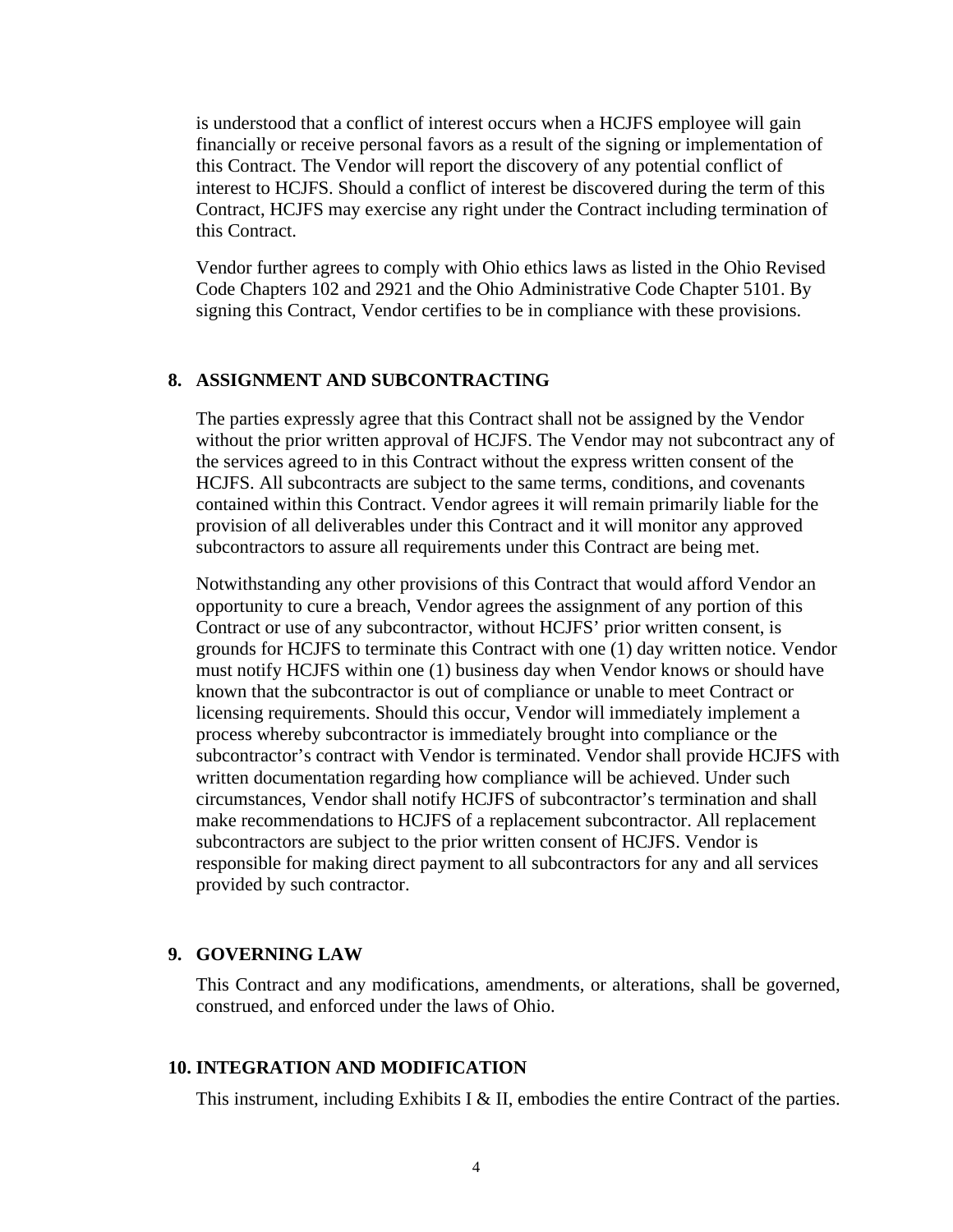is understood that a conflict of interest occurs when a HCJFS employee will gain financially or receive personal favors as a result of the signing or implementation of this Contract. The Vendor will report the discovery of any potential conflict of interest to HCJFS. Should a conflict of interest be discovered during the term of this Contract, HCJFS may exercise any right under the Contract including termination of this Contract.

Vendor further agrees to comply with Ohio ethics laws as listed in the Ohio Revised Code Chapters 102 and 2921 and the Ohio Administrative Code Chapter 5101. By signing this Contract, Vendor certifies to be in compliance with these provisions.

## 8. ASSIGNMENT AND SUBCONTRACTING

The parties expressly agree that this Contract shall not be assigned by the Vendor without the prior written approval of HCJFS. The Vendor may not subcontract any of the services agreed to in this Contract without the express written consent of the HCJFS. All subcontracts are subject to the same terms, conditions, and covenants contained within this Contract. Vendor agrees it will remain primarily liable for the provision of all deliverables under this Contract and it will monitor any approved subcontractors to assure all requirements under this Contract are being met.

Notwithstanding any other provisions of this Contract that would afford Vendor an opportunity to cure a breach, Vendor agrees the assignment of any portion of this Contract or use of any subcontractor, without HCJFS' prior written consent, is grounds for HCJFS to terminate this Contract with one (1) day written notice. Vendor must notify HCJFS within one (1) business day when Vendor knows or should have known that the subcontractor is out of compliance or unable to meet Contract or licensing requirements. Should this occur, Vendor will immediately implement a process whereby subcontractor is immediately brought into compliance or the subcontractor's contract with Vendor is terminated. Vendor shall provide HCJFS with written documentation regarding how compliance will be achieved. Under such circumstances, Vendor shall notify HCJFS of subcontractor's termination and shall make recommendations to HCJFS of a replacement subcontractor. All replacement subcontractors are subject to the prior written consent of HCJFS. Vendor is responsible for making direct payment to all subcontractors for any and all services provided by such contractor.

## 9. GOVERNING LAW

This Contract and any modifications, amendments, or alterations, shall be governed, construed, and enforced under the laws of Ohio.

## 10. INTEGRATION AND MODIFICATION

This instrument, including Exhibits I & II, embodies the entire Contract of the parties.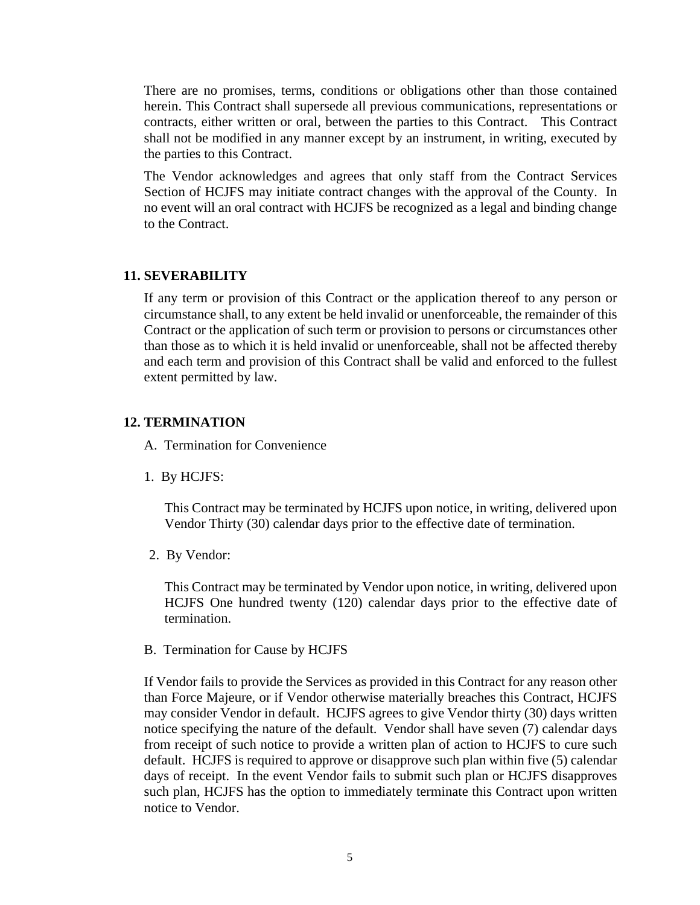There are no promises, terms, conditions or obligations other than those contained herein. This Contract shall supersede all previous communications, representations or contracts, either written or oral, between the parties to this Contract. This Contract shall not be modified in any manner except by an instrument, in writing, executed by the parties to this Contract.

The Vendor acknowledges and agrees that only staff from the Contract Services Section of HCJFS may initiate contract changes with the approval of the County. In no event will an oral contract with HCJFS be recognized as a legal and binding change to the Contract.

## 11. SEVERABILITY

If any term or provision of this Contract or the application thereof to any person or circumstance shall, to any extent be held invalid or unenforceable, the remainder of this Contract or the application of such term or provision to persons or circumstances other than those as to which it is held invalid or unenforceable, shall not be affected thereby and each term and provision of this Contract shall be valid and enforced to the fullest extent permitted by law.

## 12. TERMINATION

A. Termination for Convenience

1. By HCJFS:

This Contract may be terminated by HCJFS upon notice, in writing, delivered upon Vendor Thirty (30) calendar days prior to the effective date of termination.

2. By Vendor:

This Contract may be terminated by Vendor upon notice, in writing, delivered upon HCJFS One hundred twenty (120) calendar days prior to the effective date of termination.

B. Termination for Cause by HCJFS

If Vendor fails to provide the Services as provided in this Contract for any reason other than Force Majeure, or if Vendor otherwise materially breaches this Contract, HCJFS may consider Vendor in default. HCJFS agrees to give Vendor thirty (30) days written notice specifying the nature of the default. Vendor shall have seven (7) calendar days from receipt of such notice to provide a written plan of action to HCJFS to cure such default. HCJFS is required to approve or disapprove such plan within five (5) calendar days of receipt. In the event Vendor fails to submit such plan or HCJFS disapproves such plan, HCJFS has the option to immediately terminate this Contract upon written notice to Vendor.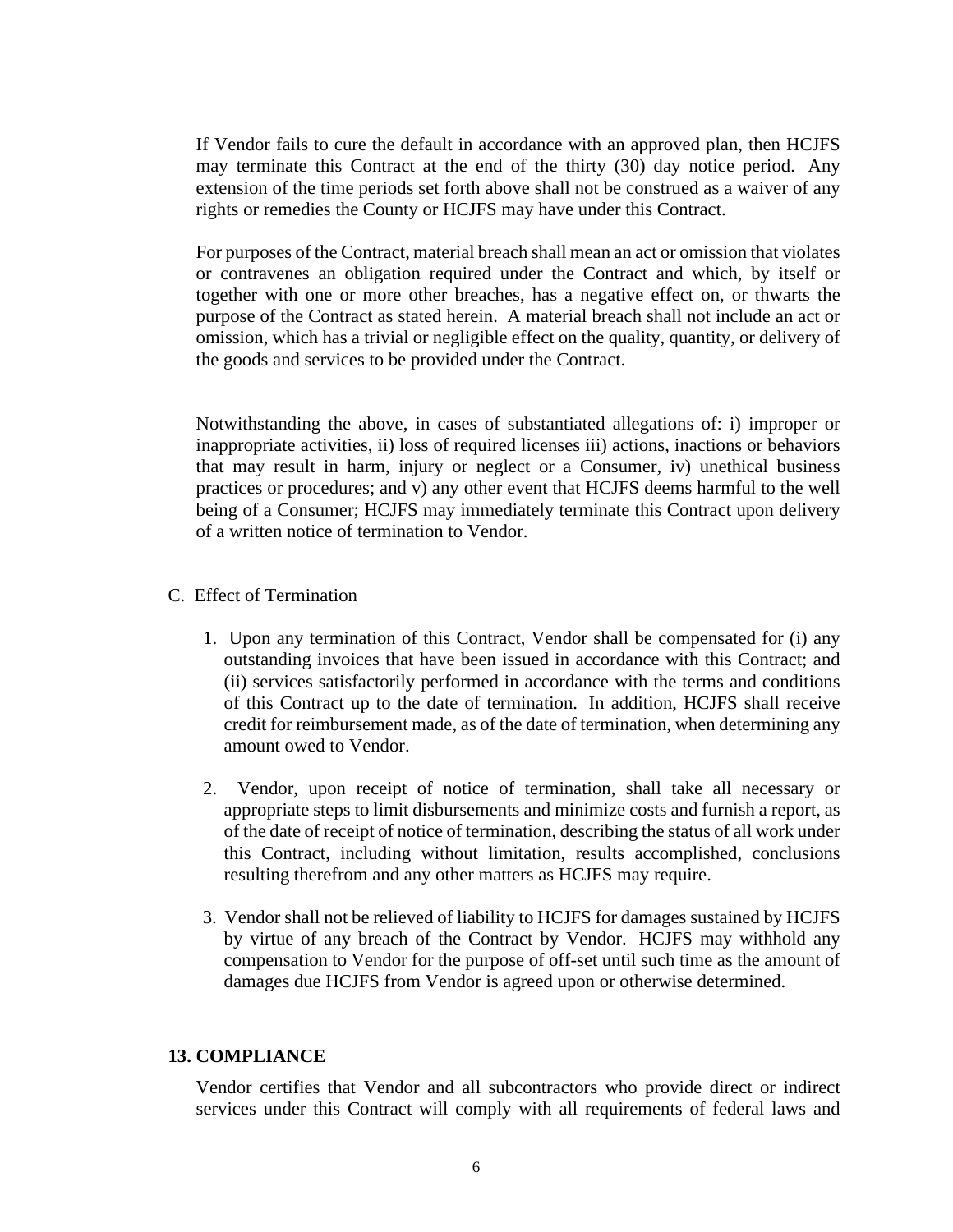If Vendor fails to cure the default in accordance with an approved plan, then HCJFS may terminate this Contract at the end of the thirty (30) day notice period. Any extension of the time periods set forth above shall not be construed as a waiver of any rights or remedies the County or HCJFS may have under this Contract.

For purposes of the Contract, material breach shall mean an act or omission that violates or contravenes an obligation required under the Contract and which, by itself or together with one or more other breaches, has a negative effect on, or thwarts the purpose of the Contract as stated herein. A material breach shall not include an act or omission, which has a trivial or negligible effect on the quality, quantity, or delivery of the goods and services to be provided under the Contract.

Notwithstanding the above, in cases of substantiated allegations of: i) improper or inappropriate activities, ii) loss of required licenses iii) actions, inactions or behaviors that may result in harm, injury or neglect or a Consumer, iv) unethical business practices or procedures; and v) any other event that HCJFS deems harmful to the well being of a Consumer; HCJFS may immediately terminate this Contract upon delivery of a written notice of termination to Vendor.

C. Effect of Termination

1. Upon any termination of this Contract, Vendor shall be compensated for (i) any outstanding invoices that have been issued in accordance with this Contract; and (ii) services satisfactorily performed in accordance with the terms and conditions of this Contract up to the date of termination. In addition, HCJFS shall receive credit for reimbursement made, as of the date of termination, when determining any amount owed to Vendor.

2. Vendor, upon receipt of notice of termination, shall take all necessary or appropriate steps to limit disbursements and minimize costs and furnish a report, as of the date of receipt of notice of termination, describing the status of all work under this Contract, including without limitation, results accomplished, conclusions resulting therefrom and any other matters as HCJFS may require.

3. Vendor shall not be relieved of liability to HCJFS for damages sustained by HCJFS by virtue of any breach of the Contract by Vendor. HCJFS may withhold any compensation to Vendor for the purpose of off-set until such time as the amount of damages due HCJFS from Vendor is agreed upon or otherwise determined.

**13. COMPLIANCE**

Vendor certifies that Vendor and all subcontractors who provide direct or indirect services under this Contract will comply with all requirements of federal laws and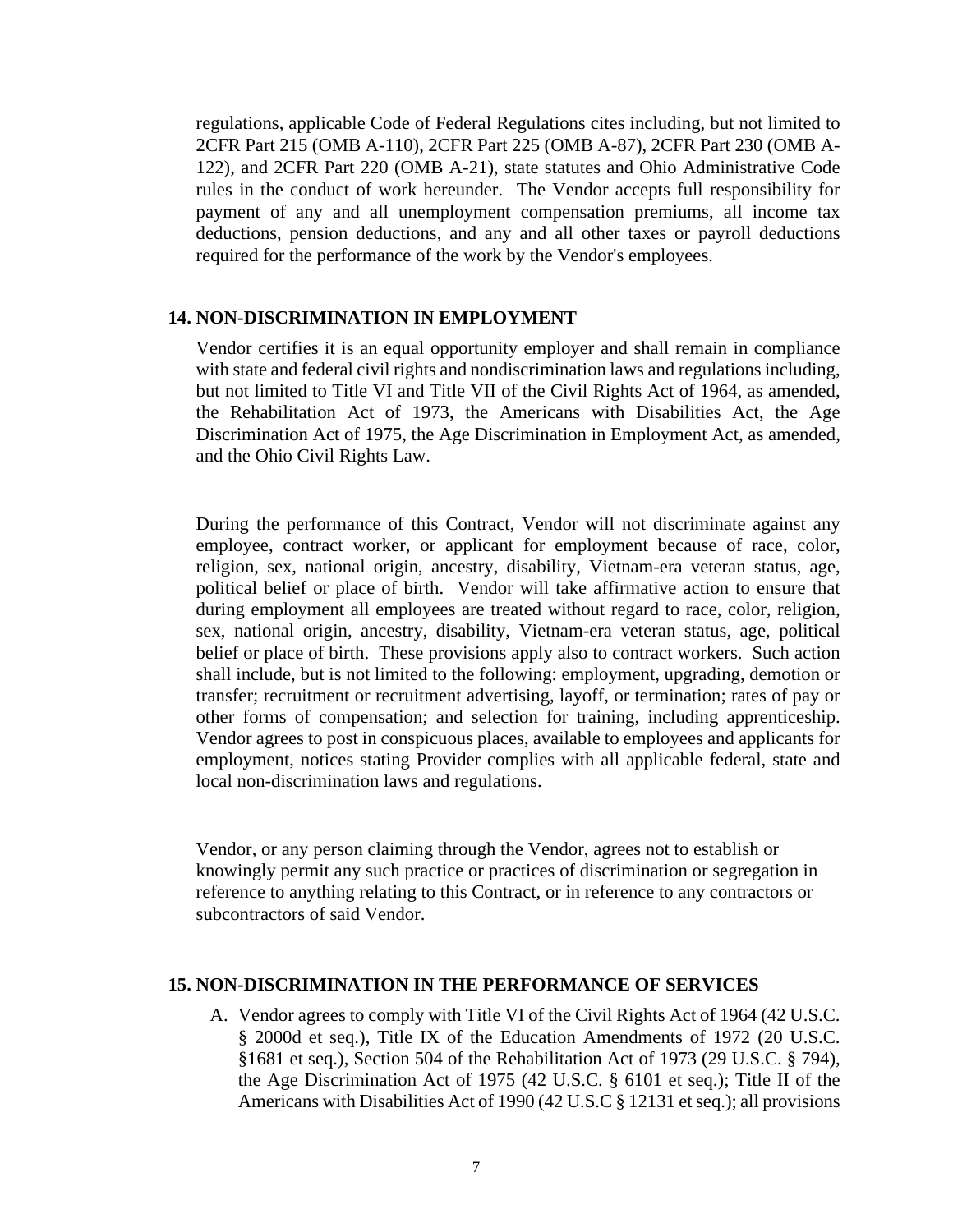regulations, applicable Code of Federal Regulations cites including, but not limited to 2CFR Part 215 (OMB A-110), 2CFR Part 225 (OMB A-87), 2CFR Part 230 (OMB A-122), and 2CFR Part 220 (OMB A-21), state statutes and Ohio Administrative Code rules in the conduct of work hereunder. The Vendor accepts full responsibility for payment of any and all unemployment compensation premiums, all income tax deductions, pension deductions, and any and all other taxes or payroll deductions required for the performance of the work by the Vendor's employees.

### 14. NON-DISCRIMINATION IN EMPLOYMENT

Vendor certifies it is an equal opportunity employer and shall remain in compliance with state and federal civil rights and nondiscrimination laws and regulations including, but not limited to Title VI and Title VII of the Civil Rights Act of 1964, as amended, the Rehabilitation Act of 1973, the Americans with Disabilities Act, the Age Discrimination Act of 1975, the Age Discrimination in Employment Act, as amended, and the Ohio Civil Rights Law.

During the performance of this Contract, Vendor will not discriminate against any employee, contract worker, or applicant for employment because of race, color, religion, sex, national origin, ancestry, disability, Vietnam-era veteran status, age, political belief or place of birth. Vendor will take affirmative action to ensure that during employment all employees are treated without regard to race, color, religion, sex, national origin, ancestry, disability, Vietnam-era veteran status, age, political belief or place of birth. These provisions apply also to contract workers. Such action shall include, but is not limited to the following: employment, upgrading, demotion or transfer; recruitment or recruitment advertising, layoff, or termination; rates of pay or other forms of compensation; and selection for training, including apprenticeship. Vendor agrees to post in conspicuous places, available to employees and applicants for employment, notices stating Provider complies with all applicable federal, state and local non-discrimination laws and regulations.

Vendor, or any person claiming through the Vendor, agrees not to establish or knowingly permit any such practice or practices of discrimination or segregation in reference to anything relating to this Contract, or in reference to any contractors or subcontractors of said Vendor.

### 15. NON-DISCRIMINATION IN THE PERFORMANCE OF SERVICES

A. Vendor agrees to comply with Title VI of the Civil Rights Act of 1964 (42 U.S.C. § 2000d et seq.), Title IX of the Education Amendments of 1972 (20 U.S.C. §1681 et seq.), Section 504 of the Rehabilitation Act of 1973 (29 U.S.C. § 794), the Age Discrimination Act of 1975 (42 U.S.C. § 6101 et seq.); Title II of the Americans with Disabilities Act of 1990 (42 U.S.C § 12131 et seq.); all provisions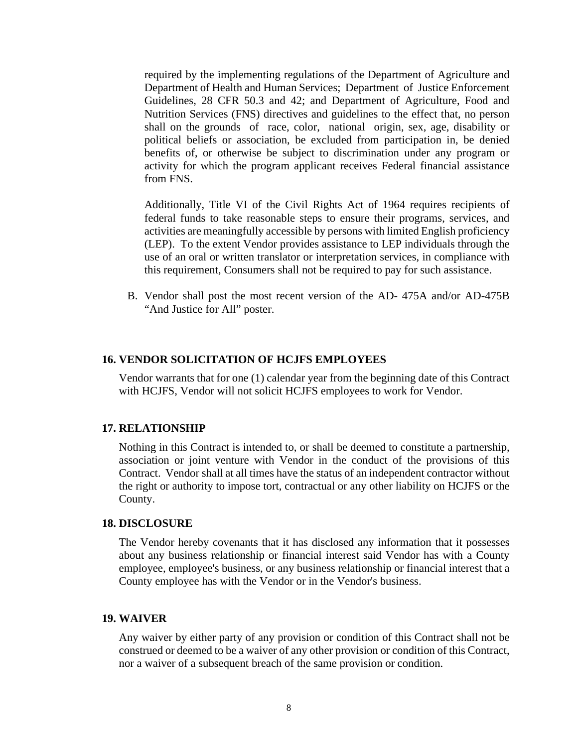required by the implementing regulations of the Department of Agriculture and Department of Health and Human Services; Department of Justice Enforcement Guidelines, 28 CFR 50.3 and 42; and Department of Agriculture, Food and Nutrition Services (FNS) directives and guidelines to the effect that, no person shall on the grounds of race, color, national origin, sex, age, disability or political beliefs or association, be excluded from participation in, be denied benefits of, or otherwise be subject to discrimination under any program or activity for which the program applicant receives Federal financial assistance from FNS.

Additionally, Title VI of the Civil Rights Act of 1964 requires recipients of federal funds to take reasonable steps to ensure their programs, services, and activities are meaningfully accessible by persons with limited English proficiency (LEP). To the extent Vendor provides assistance to LEP individuals through the use of an oral or written translator or interpretation services, in compliance with this requirement, Consumers shall not be required to pay for such assistance.

B. Vendor shall post the most recent version of the AD- 475A and/or AD-475B "And Justice for All" poster.

## 16. VENDOR SOLICITATION OF HCJFS EMPLOYEES

Vendor warrants that for one (1) calendar year from the beginning date of this Contract with HCJFS, Vendor will not solicit HCJFS employees to work for Vendor.

## 17. RELATIONSHIP

Nothing in this Contract is intended to, or shall be deemed to constitute a partnership, association or joint venture with Vendor in the conduct of the provisions of this Contract. Vendor shall at all times have the status of an independent contractor without the right or authority to impose tort, contractual or any other liability on HCJFS or the County.

## 18. DISCLOSURE

The Vendor hereby covenants that it has disclosed any information that it possesses about any business relationship or financial interest said Vendor has with a County employee, employee's business, or any business relationship or financial interest that a County employee has with the Vendor or in the Vendor's business.

## 19. WAIVER

Any waiver by either party of any provision or condition of this Contract shall not be construed or deemed to be a waiver of any other provision or condition of this Contract, nor a waiver of a subsequent breach of the same provision or condition.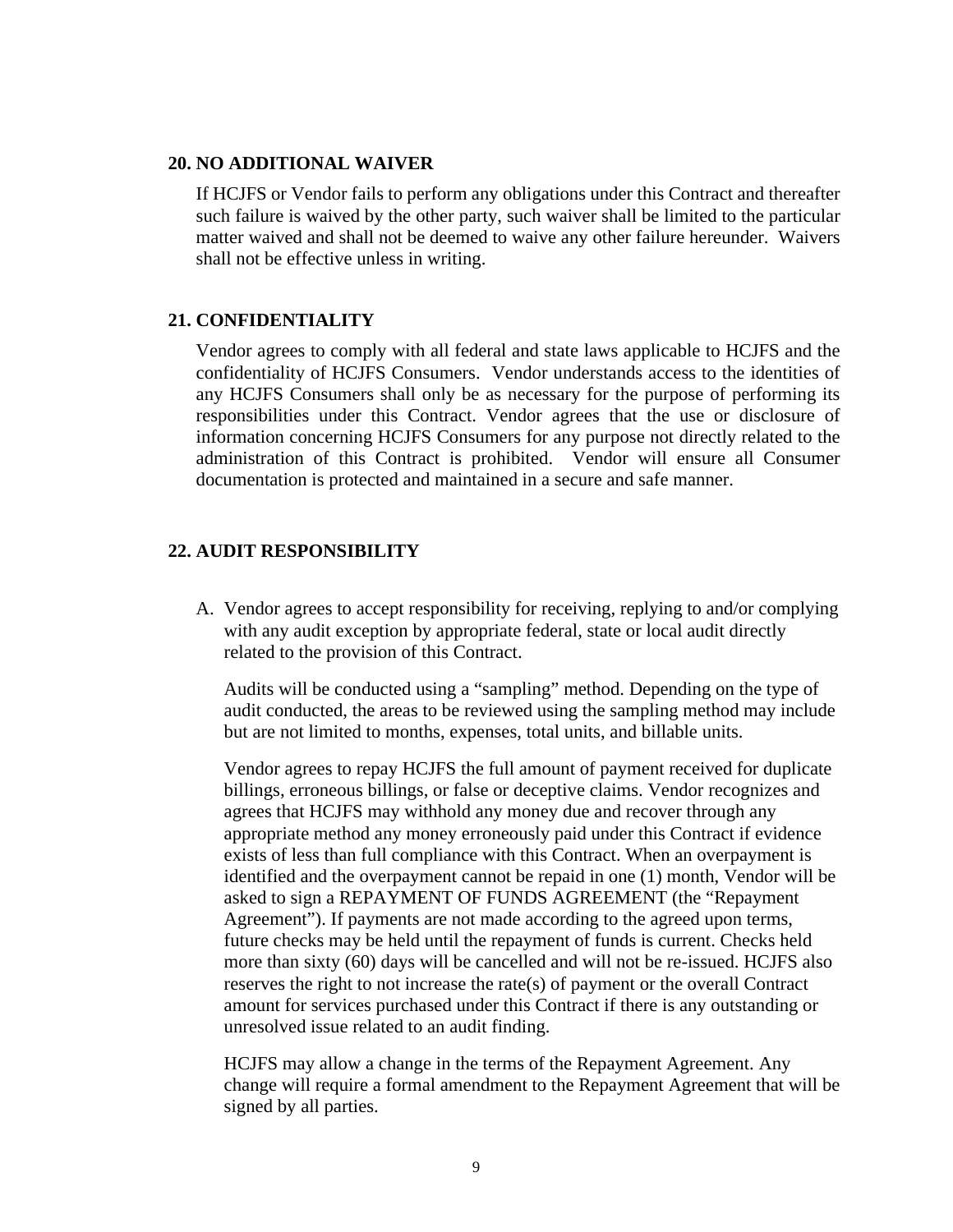## 20. NO ADDITIONAL WAIVER

If HCJFS or Vendor fails to perform any obligations under this Contract and thereafter such failure is waived by the other party, such waiver shall be limited to the particular matter waived and shall not be deemed to waive any other failure hereunder. Waivers shall not be effective unless in writing.

## 21. CONFIDENTIALITY

Vendor agrees to comply with all federal and state laws applicable to HCJFS and the confidentiality of HCJFS Consumers. Vendor understands access to the identities of any HCJFS Consumers shall only be as necessary for the purpose of performing its responsibilities under this Contract. Vendor agrees that the use or disclosure of information concerning HCJFS Consumers for any purpose not directly related to the administration of this Contract is prohibited. Vendor will ensure all Consumer documentation is protected and maintained in a secure and safe manner.

## 22. AUDIT RESPONSIBILITY

A. Vendor agrees to accept responsibility for receiving, replying to and/or complying with any audit exception by appropriate federal, state or local audit directly related to the provision of this Contract.

   Audits will be conducted using a "sampling" method. Depending on the type of audit conducted, the areas to be reviewed using the sampling method may include but are not limited to months, expenses, total units, and billable units.

   Vendor agrees to repay HCJFS the full amount of payment received for duplicate billings, erroneous billings, or false or deceptive claims. Vendor recognizes and agrees that HCJFS may withhold any money due and recover through any appropriate method any money erroneously paid under this Contract if evidence exists of less than full compliance with this Contract. When an overpayment is identified and the overpayment cannot be repaid in one (1) month, Vendor will be asked to sign a REPAYMENT OF FUNDS AGREEMENT (the "Repayment Agreement"). If payments are not made according to the agreed upon terms, future checks may be held until the repayment of funds is current. Checks held more than sixty (60) days will be cancelled and will not be re-issued. HCJFS also reserves the right to not increase the rate(s) of payment or the overall Contract amount for services purchased under this Contract if there is any outstanding or unresolved issue related to an audit finding.

   HCJFS may allow a change in the terms of the Repayment Agreement. Any change will require a formal amendment to the Repayment Agreement that will be signed by all parties.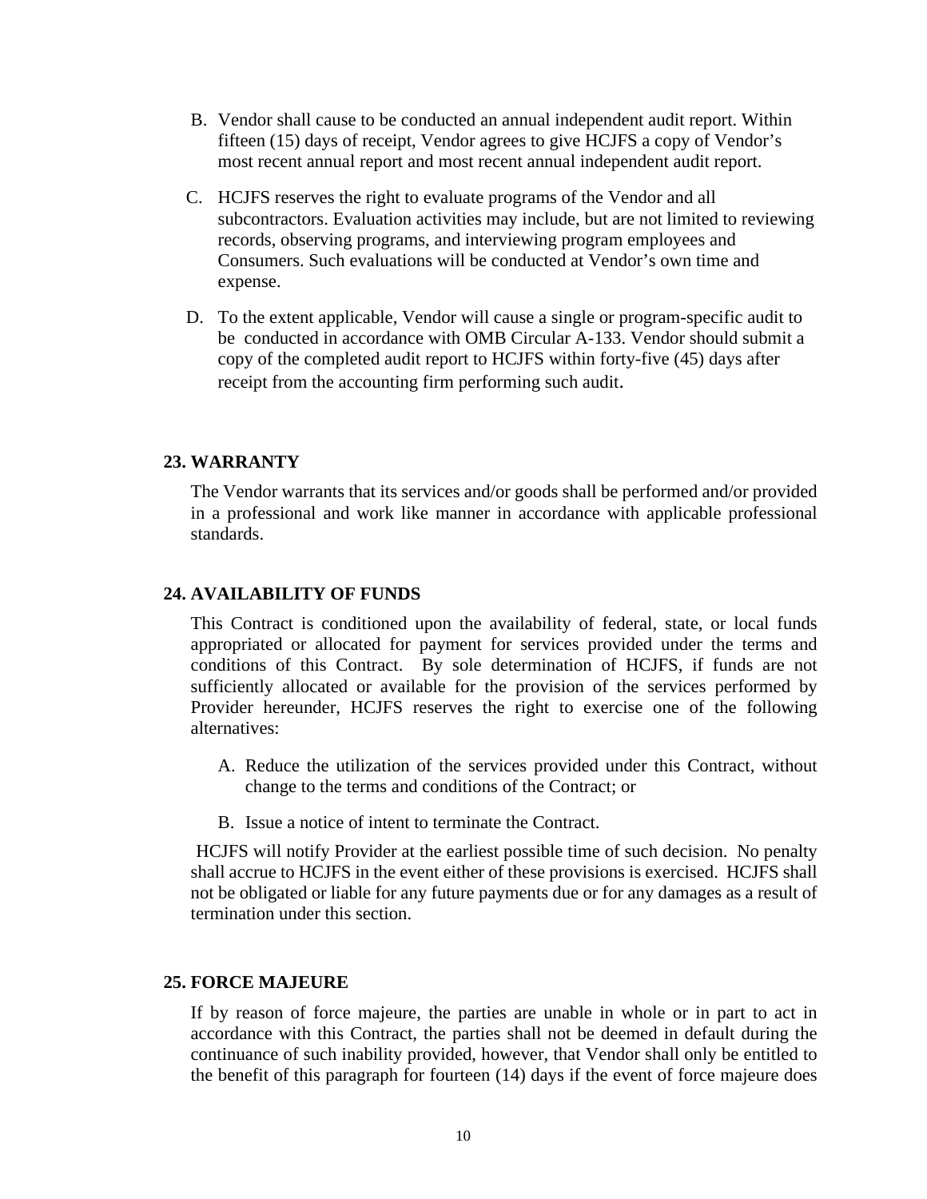B. Vendor shall cause to be conducted an annual independent audit report. Within fifteen (15) days of receipt, Vendor agrees to give HCJFS a copy of Vendor's most recent annual report and most recent annual independent audit report.

C. HCJFS reserves the right to evaluate programs of the Vendor and all subcontractors. Evaluation activities may include, but are not limited to reviewing records, observing programs, and interviewing program employees and Consumers. Such evaluations will be conducted at Vendor's own time and expense.

D. To the extent applicable, Vendor will cause a single or program-specific audit to be conducted in accordance with OMB Circular A-133. Vendor should submit a copy of the completed audit report to HCJFS within forty-five (45) days after receipt from the accounting firm performing such audit.

## 23. WARRANTY

The Vendor warrants that its services and/or goods shall be performed and/or provided in a professional and work like manner in accordance with applicable professional standards.

## 24. AVAILABILITY OF FUNDS

This Contract is conditioned upon the availability of federal, state, or local funds appropriated or allocated for payment for services provided under the terms and conditions of this Contract. By sole determination of HCJFS, if funds are not sufficiently allocated or available for the provision of the services performed by Provider hereunder, HCJFS reserves the right to exercise one of the following alternatives:

A. Reduce the utilization of the services provided under this Contract, without change to the terms and conditions of the Contract; or

B. Issue a notice of intent to terminate the Contract.

HCJFS will notify Provider at the earliest possible time of such decision. No penalty shall accrue to HCJFS in the event either of these provisions is exercised. HCJFS shall not be obligated or liable for any future payments due or for any damages as a result of termination under this section.

## 25. FORCE MAJEURE

If by reason of force majeure, the parties are unable in whole or in part to act in accordance with this Contract, the parties shall not be deemed in default during the continuance of such inability provided, however, that Vendor shall only be entitled to the benefit of this paragraph for fourteen (14) days if the event of force majeure does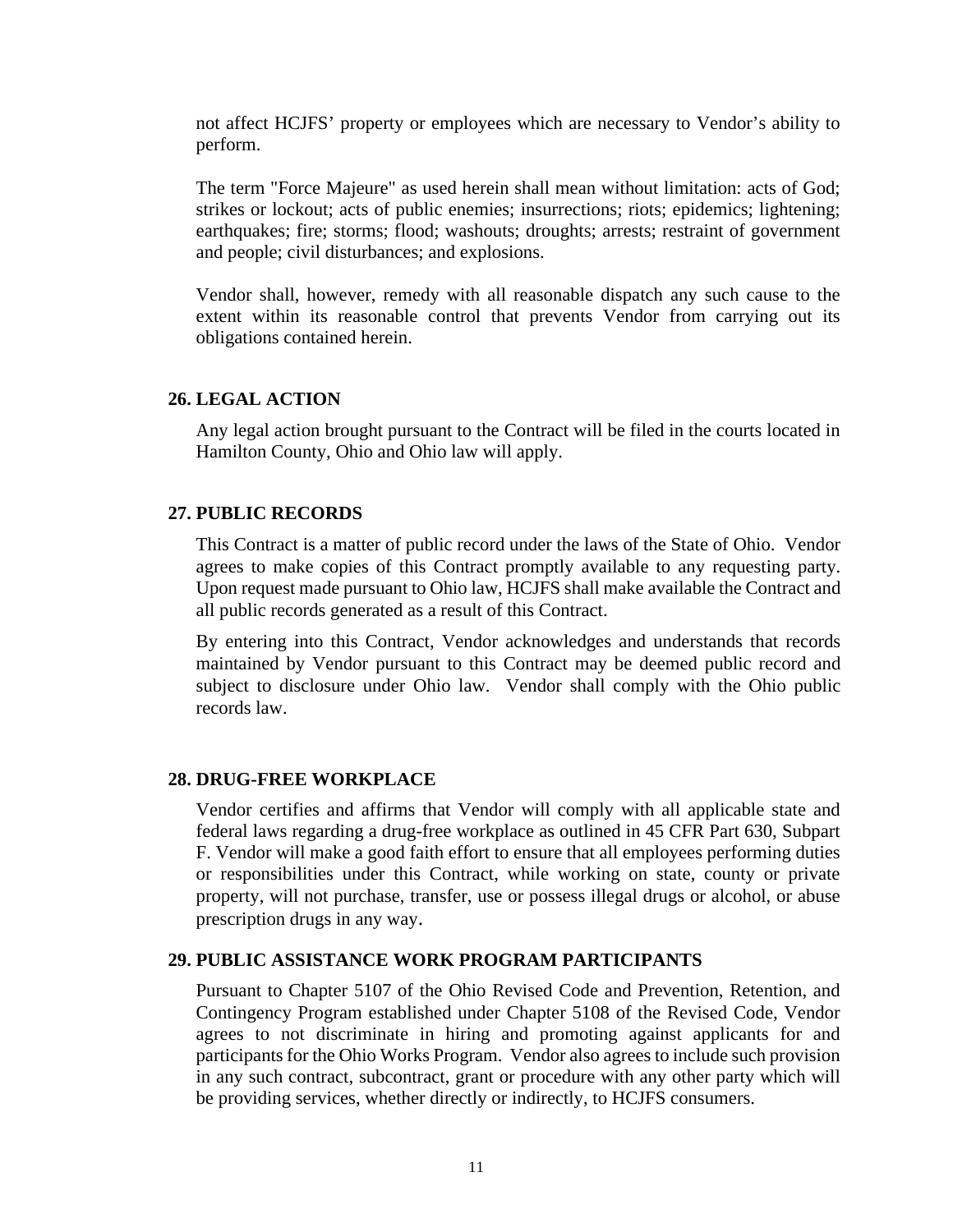not affect HCJFS' property or employees which are necessary to Vendor's ability to perform.

The term "Force Majeure" as used herein shall mean without limitation: acts of God; strikes or lockout; acts of public enemies; insurrections; riots; epidemics; lightening; earthquakes; fire; storms; flood; washouts; droughts; arrests; restraint of government and people; civil disturbances; and explosions.

Vendor shall, however, remedy with all reasonable dispatch any such cause to the extent within its reasonable control that prevents Vendor from carrying out its obligations contained herein.

**26. LEGAL ACTION**

Any legal action brought pursuant to the Contract will be filed in the courts located in Hamilton County, Ohio and Ohio law will apply.

**27. PUBLIC RECORDS**

This Contract is a matter of public record under the laws of the State of Ohio. Vendor agrees to make copies of this Contract promptly available to any requesting party. Upon request made pursuant to Ohio law, HCJFS shall make available the Contract and all public records generated as a result of this Contract.

By entering into this Contract, Vendor acknowledges and understands that records maintained by Vendor pursuant to this Contract may be deemed public record and subject to disclosure under Ohio law. Vendor shall comply with the Ohio public records law.

**28. DRUG-FREE WORKPLACE**

Vendor certifies and affirms that Vendor will comply with all applicable state and federal laws regarding a drug-free workplace as outlined in 45 CFR Part 630, Subpart F. Vendor will make a good faith effort to ensure that all employees performing duties or responsibilities under this Contract, while working on state, county or private property, will not purchase, transfer, use or possess illegal drugs or alcohol, or abuse prescription drugs in any way.

**29. PUBLIC ASSISTANCE WORK PROGRAM PARTICIPANTS**

Pursuant to Chapter 5107 of the Ohio Revised Code and Prevention, Retention, and Contingency Program established under Chapter 5108 of the Revised Code, Vendor agrees to not discriminate in hiring and promoting against applicants for and participants for the Ohio Works Program. Vendor also agrees to include such provision in any such contract, subcontract, grant or procedure with any other party which will be providing services, whether directly or indirectly, to HCJFS consumers.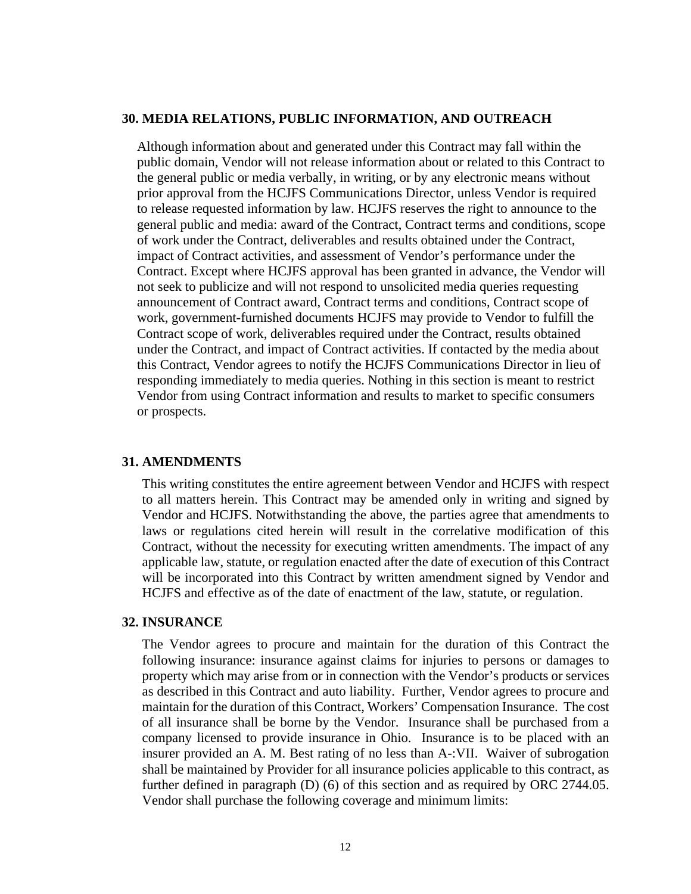## 30. MEDIA RELATIONS, PUBLIC INFORMATION, AND OUTREACH

Although information about and generated under this Contract may fall within the public domain, Vendor will not release information about or related to this Contract to the general public or media verbally, in writing, or by any electronic means without prior approval from the HCJFS Communications Director, unless Vendor is required to release requested information by law. HCJFS reserves the right to announce to the general public and media: award of the Contract, Contract terms and conditions, scope of work under the Contract, deliverables and results obtained under the Contract, impact of Contract activities, and assessment of Vendor's performance under the Contract. Except where HCJFS approval has been granted in advance, the Vendor will not seek to publicize and will not respond to unsolicited media queries requesting announcement of Contract award, Contract terms and conditions, Contract scope of work, government-furnished documents HCJFS may provide to Vendor to fulfill the Contract scope of work, deliverables required under the Contract, results obtained under the Contract, and impact of Contract activities. If contacted by the media about this Contract, Vendor agrees to notify the HCJFS Communications Director in lieu of responding immediately to media queries. Nothing in this section is meant to restrict Vendor from using Contract information and results to market to specific consumers or prospects.

## 31. AMENDMENTS

This writing constitutes the entire agreement between Vendor and HCJFS with respect to all matters herein. This Contract may be amended only in writing and signed by Vendor and HCJFS. Notwithstanding the above, the parties agree that amendments to laws or regulations cited herein will result in the correlative modification of this Contract, without the necessity for executing written amendments. The impact of any applicable law, statute, or regulation enacted after the date of execution of this Contract will be incorporated into this Contract by written amendment signed by Vendor and HCJFS and effective as of the date of enactment of the law, statute, or regulation.

## 32. INSURANCE

The Vendor agrees to procure and maintain for the duration of this Contract the following insurance: insurance against claims for injuries to persons or damages to property which may arise from or in connection with the Vendor's products or services as described in this Contract and auto liability. Further, Vendor agrees to procure and maintain for the duration of this Contract, Workers' Compensation Insurance. The cost of all insurance shall be borne by the Vendor. Insurance shall be purchased from a company licensed to provide insurance in Ohio. Insurance is to be placed with an insurer provided an A. M. Best rating of no less than A-:VII. Waiver of subrogation shall be maintained by Provider for all insurance policies applicable to this contract, as further defined in paragraph (D) (6) of this section and as required by ORC 2744.05. Vendor shall purchase the following coverage and minimum limits: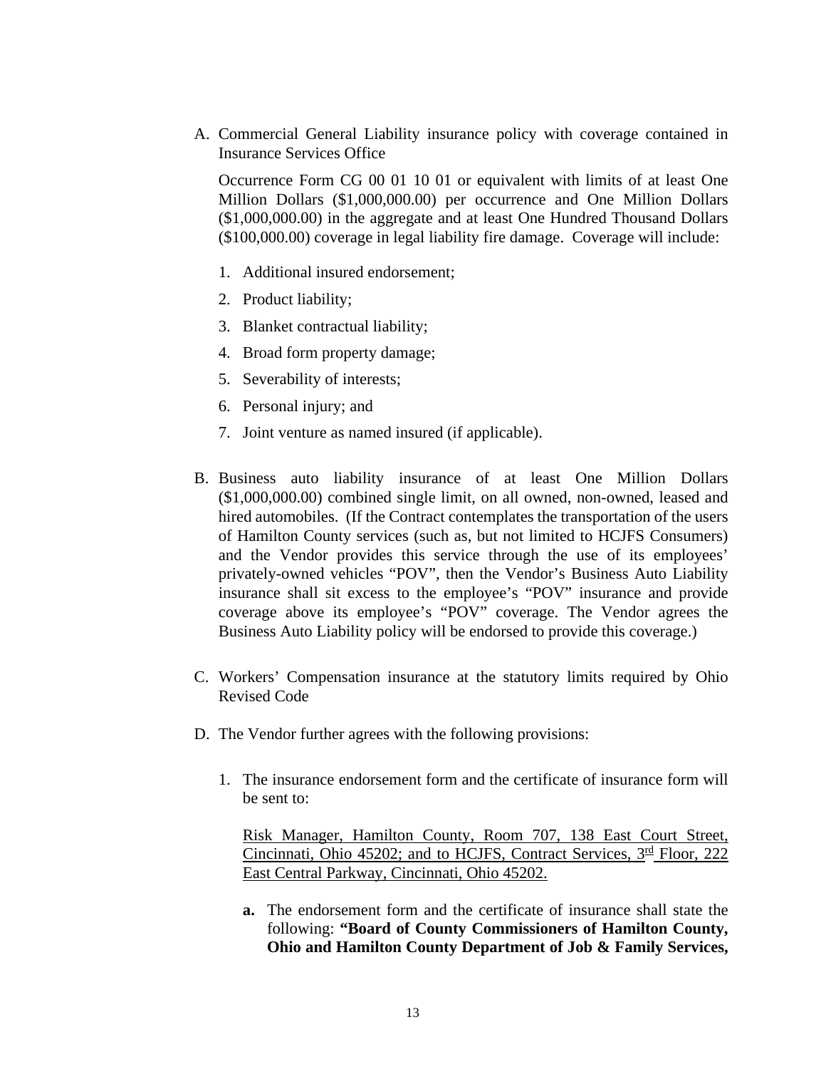A. Commercial General Liability insurance policy with coverage contained in Insurance Services Office

   Occurrence Form CG 00 01 10 01 or equivalent with limits of at least One Million Dollars ($1,000,000.00) per occurrence and One Million Dollars ($1,000,000.00) in the aggregate and at least One Hundred Thousand Dollars ($100,000.00) coverage in legal liability fire damage. Coverage will include:

   1. Additional insured endorsement;
   2. Product liability;
   3. Blanket contractual liability;
   4. Broad form property damage;
   5. Severability of interests;
   6. Personal injury; and
   7. Joint venture as named insured (if applicable).

B. Business auto liability insurance of at least One Million Dollars ($1,000,000.00) combined single limit, on all owned, non-owned, leased and hired automobiles. (If the Contract contemplates the transportation of the users of Hamilton County services (such as, but not limited to HCJFS Consumers) and the Vendor provides this service through the use of its employees' privately-owned vehicles "POV", then the Vendor's Business Auto Liability insurance shall sit excess to the employee's "POV" insurance and provide coverage above its employee's "POV" coverage. The Vendor agrees the Business Auto Liability policy will be endorsed to provide this coverage.)

C. Workers' Compensation insurance at the statutory limits required by Ohio Revised Code

D. The Vendor further agrees with the following provisions:

   1. The insurance endorsement form and the certificate of insurance form will be sent to:

      Risk Manager, Hamilton County, Room 707, 138 East Court Street, Cincinnati, Ohio 45202; and to HCJFS, Contract Services, 3rd Floor, 222 East Central Parkway, Cincinnati, Ohio 45202.

      **a.** The endorsement form and the certificate of insurance shall state the following: **"Board of County Commissioners of Hamilton County, Ohio and Hamilton County Department of Job & Family Services,**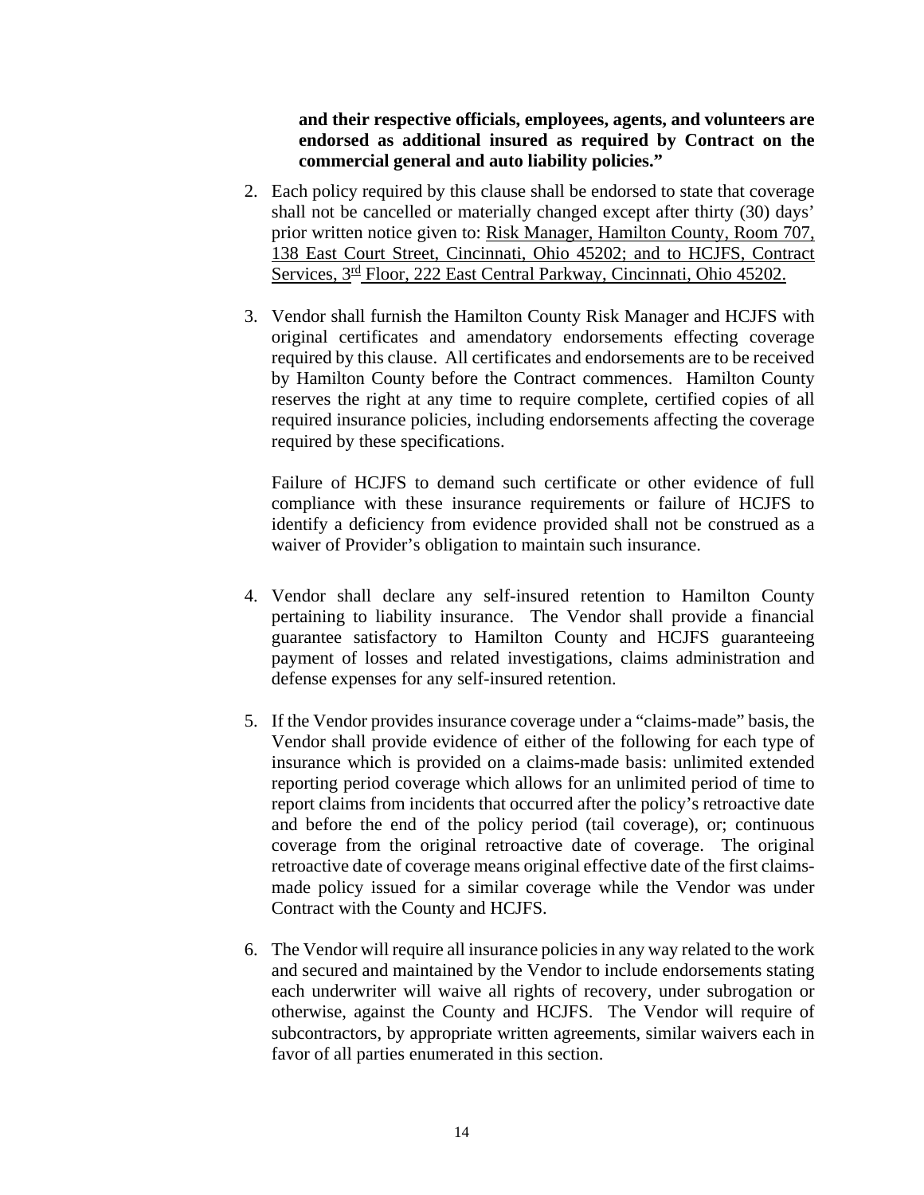**and their respective officials, employees, agents, and volunteers are endorsed as additional insured as required by Contract on the commercial general and auto liability policies."**

2. Each policy required by this clause shall be endorsed to state that coverage shall not be cancelled or materially changed except after thirty (30) days' prior written notice given to: Risk Manager, Hamilton County, Room 707, 138 East Court Street, Cincinnati, Ohio 45202; and to HCJFS, Contract Services, 3rd Floor, 222 East Central Parkway, Cincinnati, Ohio 45202.

3. Vendor shall furnish the Hamilton County Risk Manager and HCJFS with original certificates and amendatory endorsements effecting coverage required by this clause. All certificates and endorsements are to be received by Hamilton County before the Contract commences. Hamilton County reserves the right at any time to require complete, certified copies of all required insurance policies, including endorsements affecting the coverage required by these specifications.

   Failure of HCJFS to demand such certificate or other evidence of full compliance with these insurance requirements or failure of HCJFS to identify a deficiency from evidence provided shall not be construed as a waiver of Provider's obligation to maintain such insurance.

4. Vendor shall declare any self-insured retention to Hamilton County pertaining to liability insurance. The Vendor shall provide a financial guarantee satisfactory to Hamilton County and HCJFS guaranteeing payment of losses and related investigations, claims administration and defense expenses for any self-insured retention.

5. If the Vendor provides insurance coverage under a "claims-made" basis, the Vendor shall provide evidence of either of the following for each type of insurance which is provided on a claims-made basis: unlimited extended reporting period coverage which allows for an unlimited period of time to report claims from incidents that occurred after the policy's retroactive date and before the end of the policy period (tail coverage), or; continuous coverage from the original retroactive date of coverage. The original retroactive date of coverage means original effective date of the first claims-made policy issued for a similar coverage while the Vendor was under Contract with the County and HCJFS.

6. The Vendor will require all insurance policies in any way related to the work and secured and maintained by the Vendor to include endorsements stating each underwriter will waive all rights of recovery, under subrogation or otherwise, against the County and HCJFS. The Vendor will require of subcontractors, by appropriate written agreements, similar waivers each in favor of all parties enumerated in this section.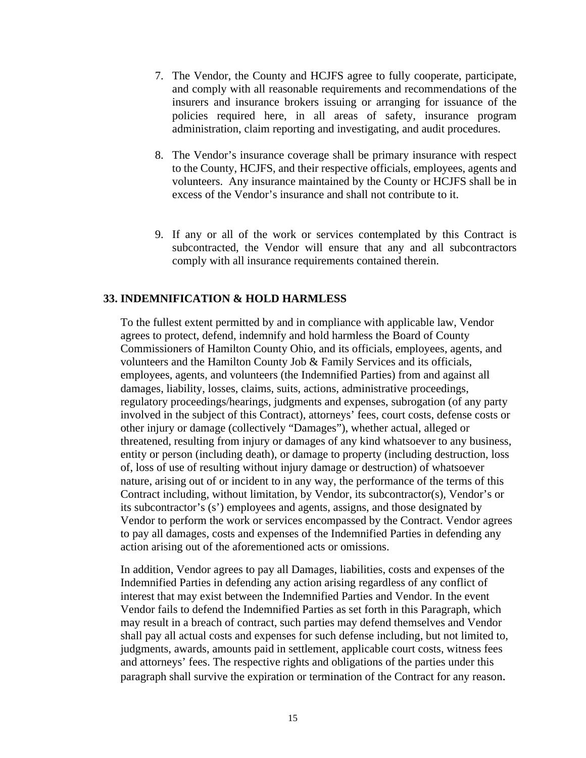7. The Vendor, the County and HCJFS agree to fully cooperate, participate, and comply with all reasonable requirements and recommendations of the insurers and insurance brokers issuing or arranging for issuance of the policies required here, in all areas of safety, insurance program administration, claim reporting and investigating, and audit procedures.

8. The Vendor's insurance coverage shall be primary insurance with respect to the County, HCJFS, and their respective officials, employees, agents and volunteers. Any insurance maintained by the County or HCJFS shall be in excess of the Vendor's insurance and shall not contribute to it.

9. If any or all of the work or services contemplated by this Contract is subcontracted, the Vendor will ensure that any and all subcontractors comply with all insurance requirements contained therein.

## 33. INDEMNIFICATION & HOLD HARMLESS

To the fullest extent permitted by and in compliance with applicable law, Vendor agrees to protect, defend, indemnify and hold harmless the Board of County Commissioners of Hamilton County Ohio, and its officials, employees, agents, and volunteers and the Hamilton County Job & Family Services and its officials, employees, agents, and volunteers (the Indemnified Parties) from and against all damages, liability, losses, claims, suits, actions, administrative proceedings, regulatory proceedings/hearings, judgments and expenses, subrogation (of any party involved in the subject of this Contract), attorneys' fees, court costs, defense costs or other injury or damage (collectively "Damages"), whether actual, alleged or threatened, resulting from injury or damages of any kind whatsoever to any business, entity or person (including death), or damage to property (including destruction, loss of, loss of use of resulting without injury damage or destruction) of whatsoever nature, arising out of or incident to in any way, the performance of the terms of this Contract including, without limitation, by Vendor, its subcontractor(s), Vendor's or its subcontractor's (s') employees and agents, assigns, and those designated by Vendor to perform the work or services encompassed by the Contract. Vendor agrees to pay all damages, costs and expenses of the Indemnified Parties in defending any action arising out of the aforementioned acts or omissions.

In addition, Vendor agrees to pay all Damages, liabilities, costs and expenses of the Indemnified Parties in defending any action arising regardless of any conflict of interest that may exist between the Indemnified Parties and Vendor. In the event Vendor fails to defend the Indemnified Parties as set forth in this Paragraph, which may result in a breach of contract, such parties may defend themselves and Vendor shall pay all actual costs and expenses for such defense including, but not limited to, judgments, awards, amounts paid in settlement, applicable court costs, witness fees and attorneys' fees. The respective rights and obligations of the parties under this paragraph shall survive the expiration or termination of the Contract for any reason.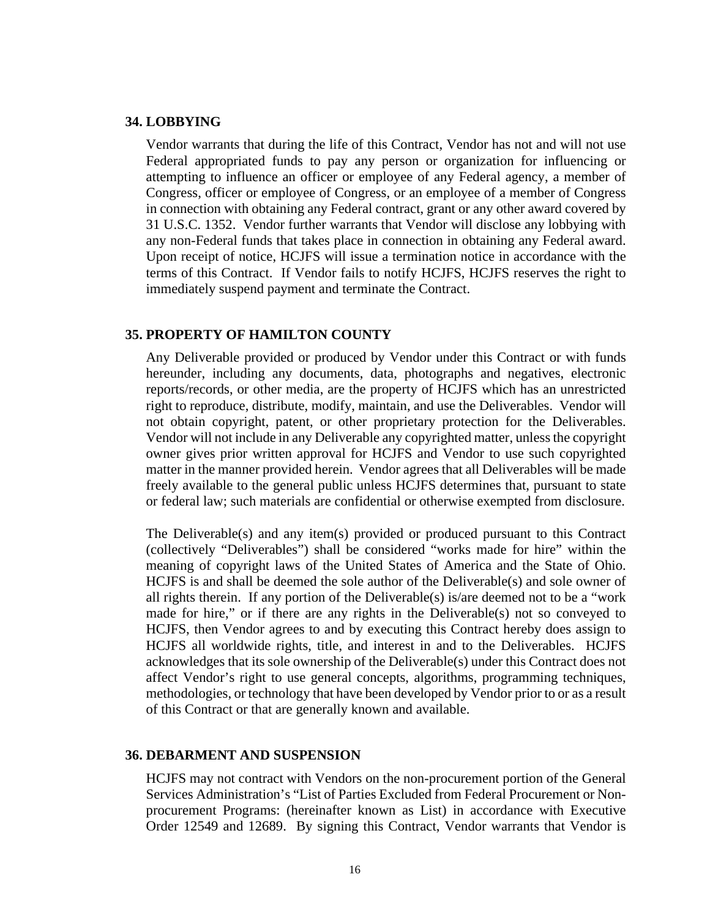## 34. LOBBYING

Vendor warrants that during the life of this Contract, Vendor has not and will not use Federal appropriated funds to pay any person or organization for influencing or attempting to influence an officer or employee of any Federal agency, a member of Congress, officer or employee of Congress, or an employee of a member of Congress in connection with obtaining any Federal contract, grant or any other award covered by 31 U.S.C. 1352. Vendor further warrants that Vendor will disclose any lobbying with any non-Federal funds that takes place in connection in obtaining any Federal award. Upon receipt of notice, HCJFS will issue a termination notice in accordance with the terms of this Contract. If Vendor fails to notify HCJFS, HCJFS reserves the right to immediately suspend payment and terminate the Contract.

## 35. PROPERTY OF HAMILTON COUNTY

Any Deliverable provided or produced by Vendor under this Contract or with funds hereunder, including any documents, data, photographs and negatives, electronic reports/records, or other media, are the property of HCJFS which has an unrestricted right to reproduce, distribute, modify, maintain, and use the Deliverables. Vendor will not obtain copyright, patent, or other proprietary protection for the Deliverables. Vendor will not include in any Deliverable any copyrighted matter, unless the copyright owner gives prior written approval for HCJFS and Vendor to use such copyrighted matter in the manner provided herein. Vendor agrees that all Deliverables will be made freely available to the general public unless HCJFS determines that, pursuant to state or federal law; such materials are confidential or otherwise exempted from disclosure.

The Deliverable(s) and any item(s) provided or produced pursuant to this Contract (collectively "Deliverables") shall be considered "works made for hire" within the meaning of copyright laws of the United States of America and the State of Ohio. HCJFS is and shall be deemed the sole author of the Deliverable(s) and sole owner of all rights therein. If any portion of the Deliverable(s) is/are deemed not to be a "work made for hire," or if there are any rights in the Deliverable(s) not so conveyed to HCJFS, then Vendor agrees to and by executing this Contract hereby does assign to HCJFS all worldwide rights, title, and interest in and to the Deliverables. HCJFS acknowledges that its sole ownership of the Deliverable(s) under this Contract does not affect Vendor's right to use general concepts, algorithms, programming techniques, methodologies, or technology that have been developed by Vendor prior to or as a result of this Contract or that are generally known and available.

## 36. DEBARMENT AND SUSPENSION

HCJFS may not contract with Vendors on the non-procurement portion of the General Services Administration's "List of Parties Excluded from Federal Procurement or Non-procurement Programs: (hereinafter known as List) in accordance with Executive Order 12549 and 12689. By signing this Contract, Vendor warrants that Vendor is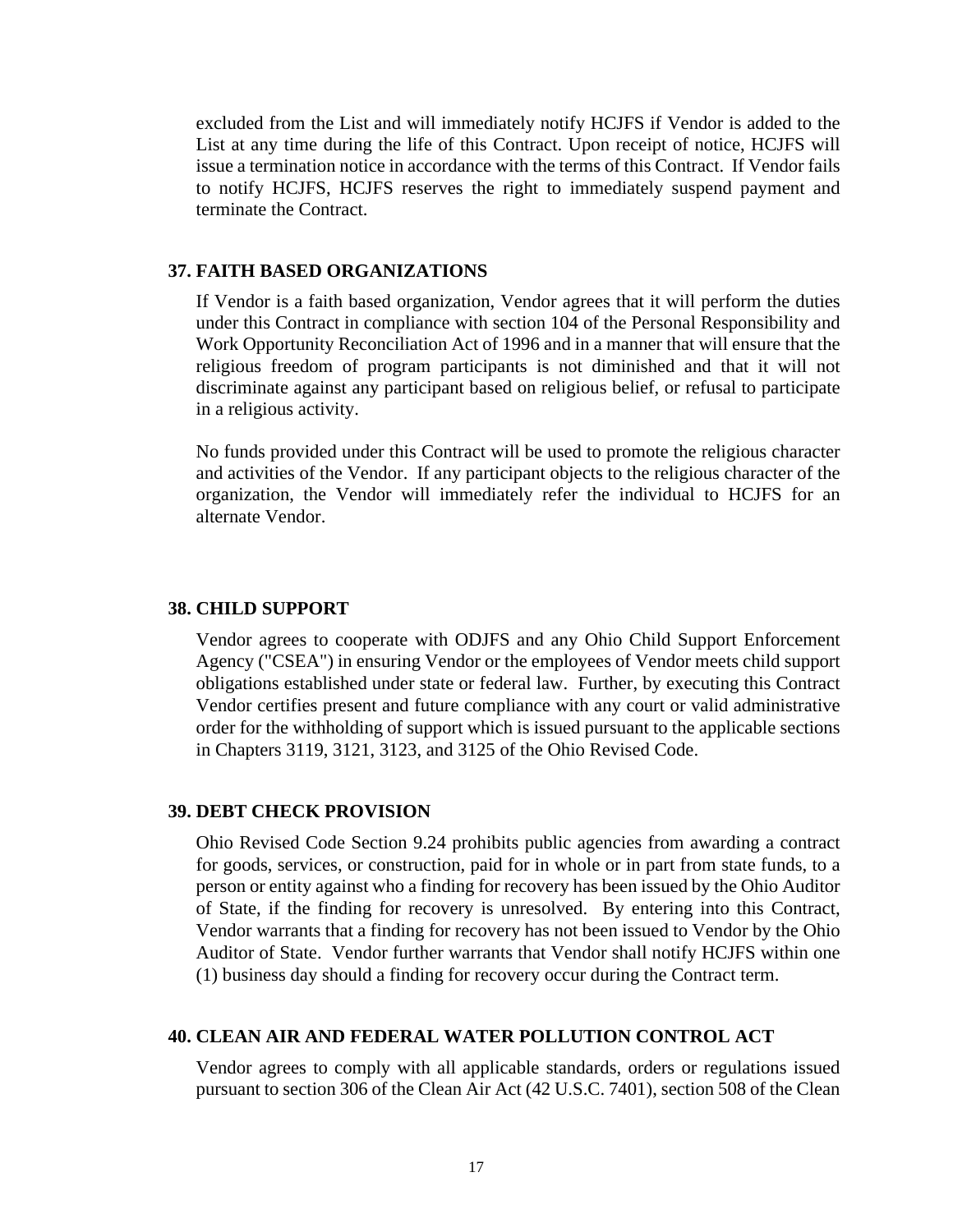excluded from the List and will immediately notify HCJFS if Vendor is added to the List at any time during the life of this Contract. Upon receipt of notice, HCJFS will issue a termination notice in accordance with the terms of this Contract. If Vendor fails to notify HCJFS, HCJFS reserves the right to immediately suspend payment and terminate the Contract.

**37. FAITH BASED ORGANIZATIONS**

If Vendor is a faith based organization, Vendor agrees that it will perform the duties under this Contract in compliance with section 104 of the Personal Responsibility and Work Opportunity Reconciliation Act of 1996 and in a manner that will ensure that the religious freedom of program participants is not diminished and that it will not discriminate against any participant based on religious belief, or refusal to participate in a religious activity.

No funds provided under this Contract will be used to promote the religious character and activities of the Vendor. If any participant objects to the religious character of the organization, the Vendor will immediately refer the individual to HCJFS for an alternate Vendor.

**38. CHILD SUPPORT**

Vendor agrees to cooperate with ODJFS and any Ohio Child Support Enforcement Agency ("CSEA") in ensuring Vendor or the employees of Vendor meets child support obligations established under state or federal law. Further, by executing this Contract Vendor certifies present and future compliance with any court or valid administrative order for the withholding of support which is issued pursuant to the applicable sections in Chapters 3119, 3121, 3123, and 3125 of the Ohio Revised Code.

**39. DEBT CHECK PROVISION**

Ohio Revised Code Section 9.24 prohibits public agencies from awarding a contract for goods, services, or construction, paid for in whole or in part from state funds, to a person or entity against who a finding for recovery has been issued by the Ohio Auditor of State, if the finding for recovery is unresolved. By entering into this Contract, Vendor warrants that a finding for recovery has not been issued to Vendor by the Ohio Auditor of State. Vendor further warrants that Vendor shall notify HCJFS within one (1) business day should a finding for recovery occur during the Contract term.

**40. CLEAN AIR AND FEDERAL WATER POLLUTION CONTROL ACT**

Vendor agrees to comply with all applicable standards, orders or regulations issued pursuant to section 306 of the Clean Air Act (42 U.S.C. 7401), section 508 of the Clean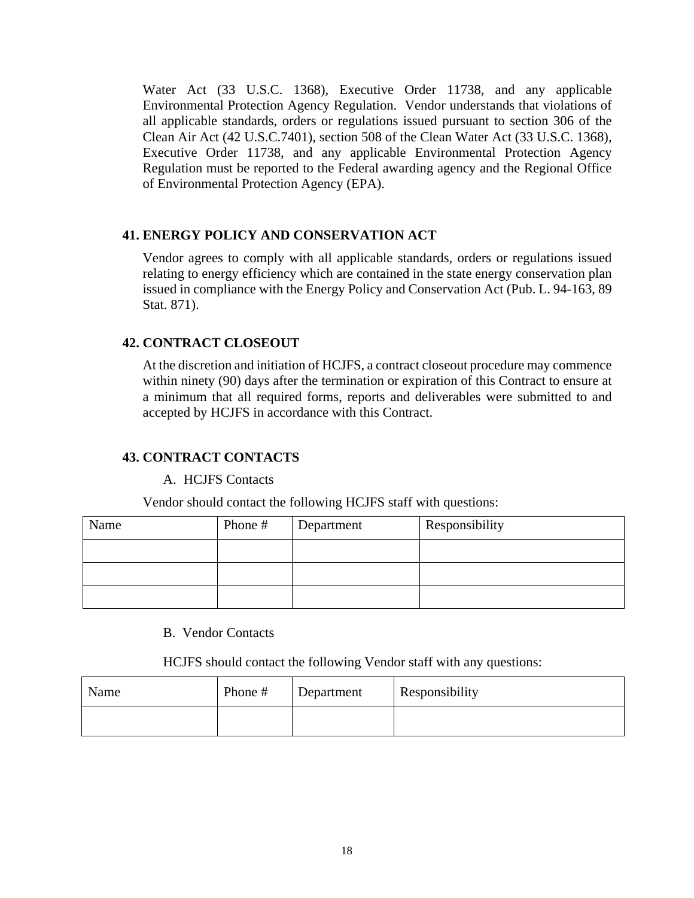Water Act (33 U.S.C. 1368), Executive Order 11738, and any applicable Environmental Protection Agency Regulation. Vendor understands that violations of all applicable standards, orders or regulations issued pursuant to section 306 of the Clean Air Act (42 U.S.C.7401), section 508 of the Clean Water Act (33 U.S.C. 1368), Executive Order 11738, and any applicable Environmental Protection Agency Regulation must be reported to the Federal awarding agency and the Regional Office of Environmental Protection Agency (EPA).

## 41. ENERGY POLICY AND CONSERVATION ACT

Vendor agrees to comply with all applicable standards, orders or regulations issued relating to energy efficiency which are contained in the state energy conservation plan issued in compliance with the Energy Policy and Conservation Act (Pub. L. 94-163, 89 Stat. 871).

## 42. CONTRACT CLOSEOUT

At the discretion and initiation of HCJFS, a contract closeout procedure may commence within ninety (90) days after the termination or expiration of this Contract to ensure at a minimum that all required forms, reports and deliverables were submitted to and accepted by HCJFS in accordance with this Contract.

## 43. CONTRACT CONTACTS

A. HCJFS Contacts

Vendor should contact the following HCJFS staff with questions:

| Name | Phone # | Department | Responsibility |
|---|---|---|---|
| | | | |
| | | | |
| | | | |

B. Vendor Contacts

HCJFS should contact the following Vendor staff with any questions:

| Name | Phone # | Department | Responsibility |
|---|---|---|---|
| | | | |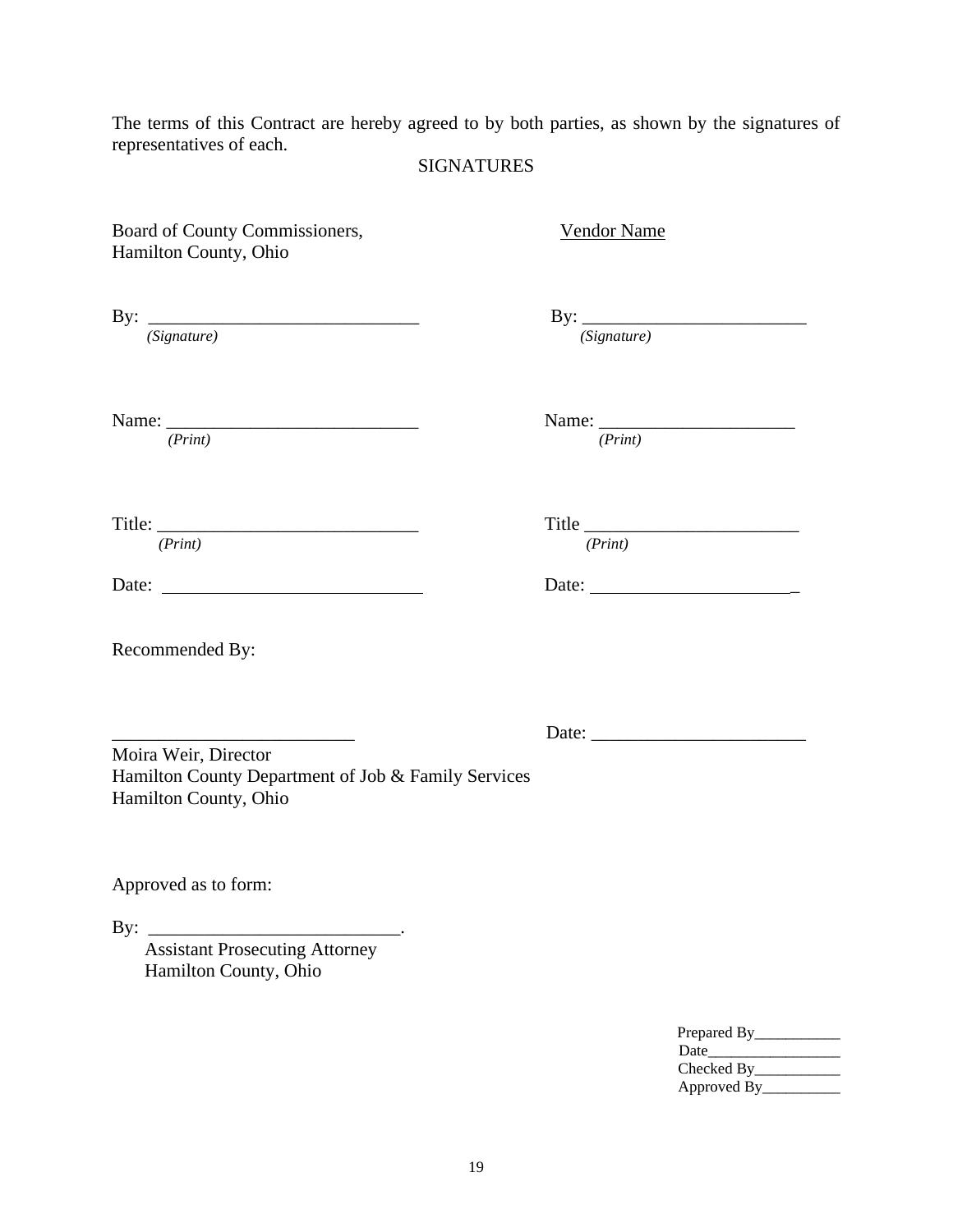The terms of this Contract are hereby agreed to by both parties, as shown by the signatures of representatives of each.

SIGNATURES

| Board of County Commissioners, Hamilton County, Ohio | <u>Vendor Name</u> |
|---|---|
| By: ______________________________ *(Signature)* | By: ________________________ *(Signature)* |
| Name: ____________________________ *(Print)* | Name: _____________________ *(Print)* |
| Title: ____________________________ *(Print)* | Title ______________________ *(Print)* |
| Date: ____________________________ | Date: ______________________ |

Recommended By:

__________________________ Date: _______________________

Moira Weir, Director
Hamilton County Department of Job & Family Services
Hamilton County, Ohio

Approved as to form:

By: ___________________________.
Assistant Prosecuting Attorney
Hamilton County, Ohio

Prepared By___________
Date_________________
Checked By___________
Approved By__________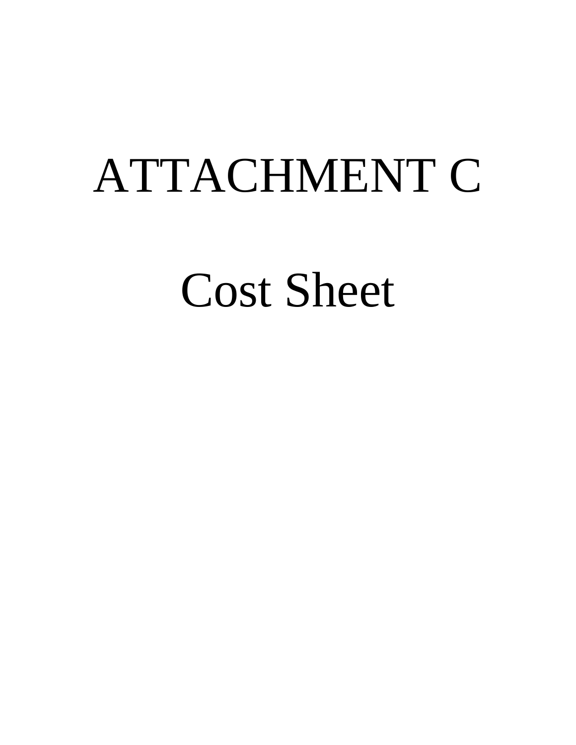# ATTACHMENT C

# Cost Sheet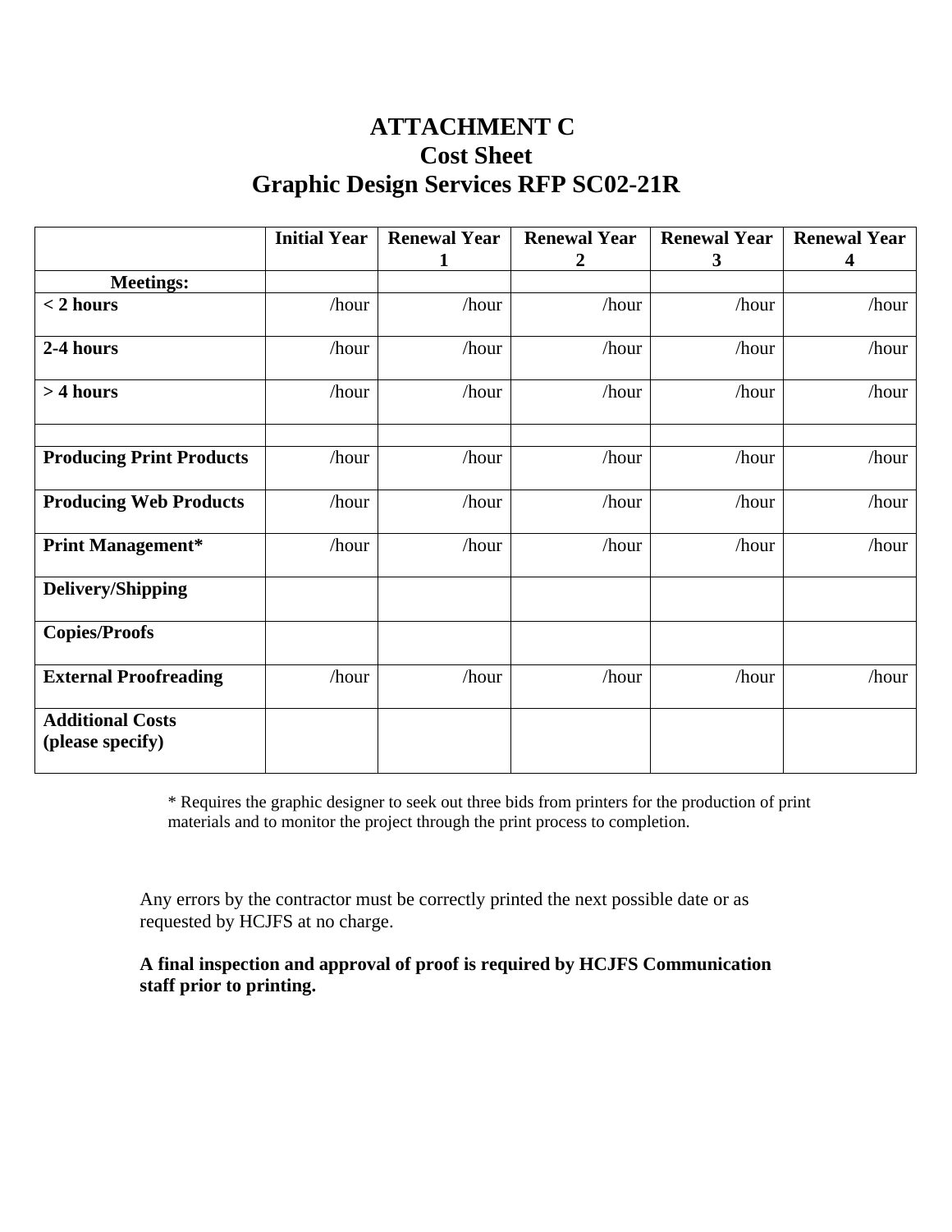# ATTACHMENT C
# Cost Sheet
# Graphic Design Services RFP SC02-21R

| | Initial Year | Renewal Year 1 | Renewal Year 2 | Renewal Year 3 | Renewal Year 4 |
|---|---|---|---|---|---|
| **Meetings:** | | | | | |
| **< 2 hours** | /hour | /hour | /hour | /hour | /hour |
| **2-4 hours** | /hour | /hour | /hour | /hour | /hour |
| **> 4 hours** | /hour | /hour | /hour | /hour | /hour |
| | | | | | |
| **Producing Print Products** | /hour | /hour | /hour | /hour | /hour |
| **Producing Web Products** | /hour | /hour | /hour | /hour | /hour |
| **Print Management*** | /hour | /hour | /hour | /hour | /hour |
| **Delivery/Shipping** | | | | | |
| **Copies/Proofs** | | | | | |
| **External Proofreading** | /hour | /hour | /hour | /hour | /hour |
| **Additional Costs (please specify)** | | | | | |

* Requires the graphic designer to seek out three bids from printers for the production of print materials and to monitor the project through the print process to completion.

Any errors by the contractor must be correctly printed the next possible date or as requested by HCJFS at no charge.

**A final inspection and approval of proof is required by HCJFS Communication staff prior to printing.**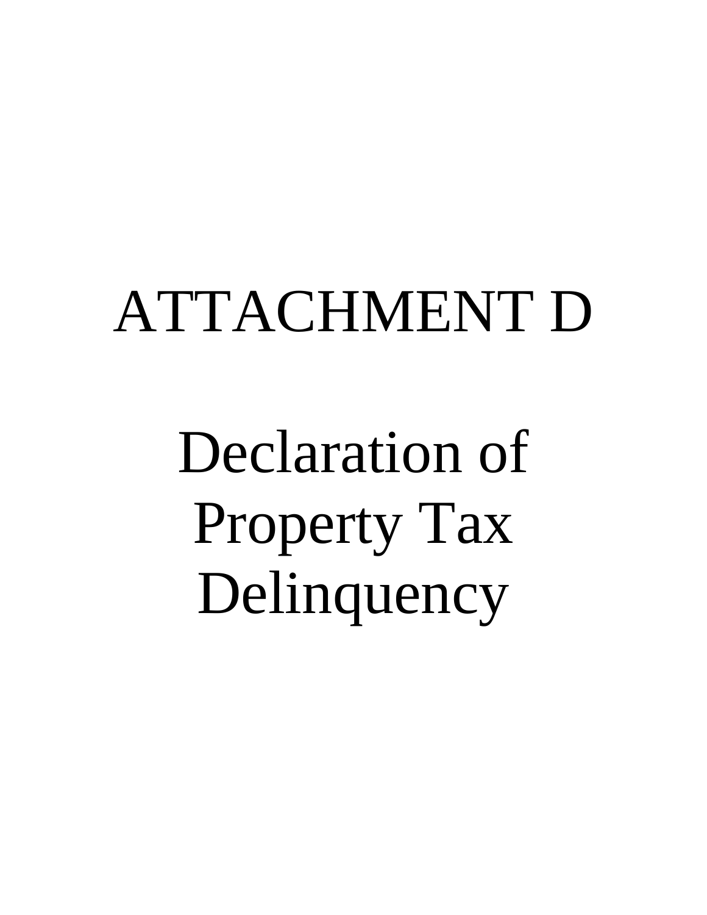# ATTACHMENT D

# Declaration of Property Tax Delinquency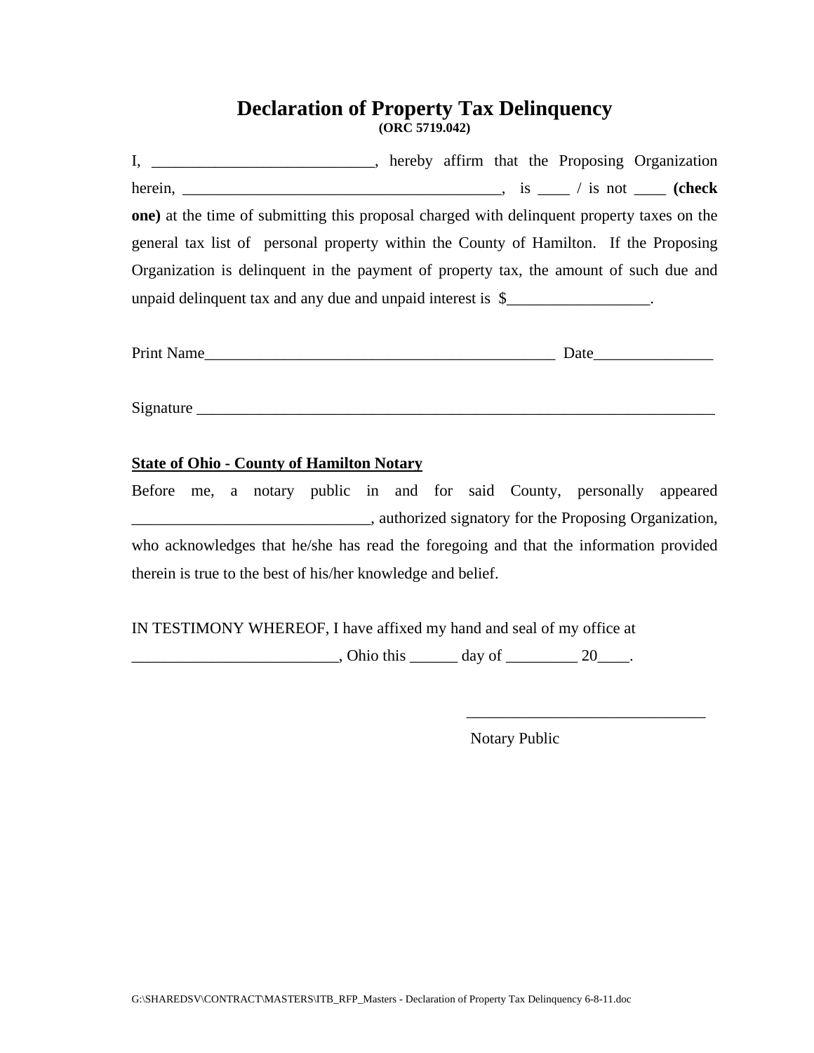# Declaration of Property Tax Delinquency

**(ORC 5719.042)**

I, ____________________________, hereby affirm that the Proposing Organization herein, ________________________________________, is ____ / is not ____ **(check one)** at the time of submitting this proposal charged with delinquent property taxes on the general tax list of personal property within the County of Hamilton. If the Proposing Organization is delinquent in the payment of property tax, the amount of such due and unpaid delinquent tax and any due and unpaid interest is $__________________.

Print Name_____________________________________________ Date_______________

Signature ____________________________________________________________________

**State of Ohio - County of Hamilton Notary**

Before me, a notary public in and for said County, personally appeared ______________________________, authorized signatory for the Proposing Organization, who acknowledges that he/she has read the foregoing and that the information provided therein is true to the best of his/her knowledge and belief.

IN TESTIMONY WHEREOF, I have affixed my hand and seal of my office at __________________________, Ohio this ______ day of _________ 20____.

______________________________

Notary Public

G:\SHAREDSV\CONTRACT\MASTERS\ITB_RFP_Masters - Declaration of Property Tax Delinquency 6-8-11.doc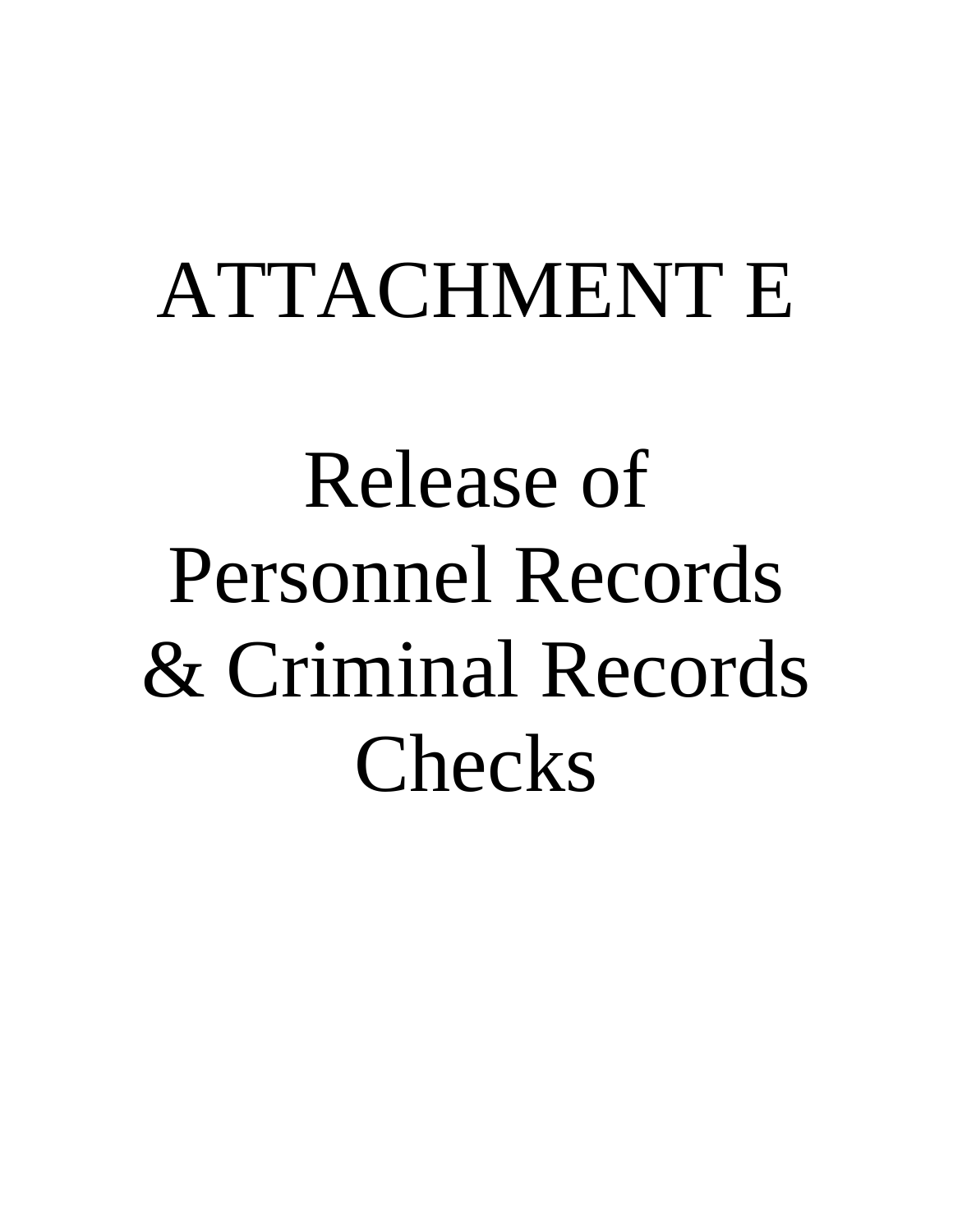# ATTACHMENT E

# Release of Personnel Records & Criminal Records Checks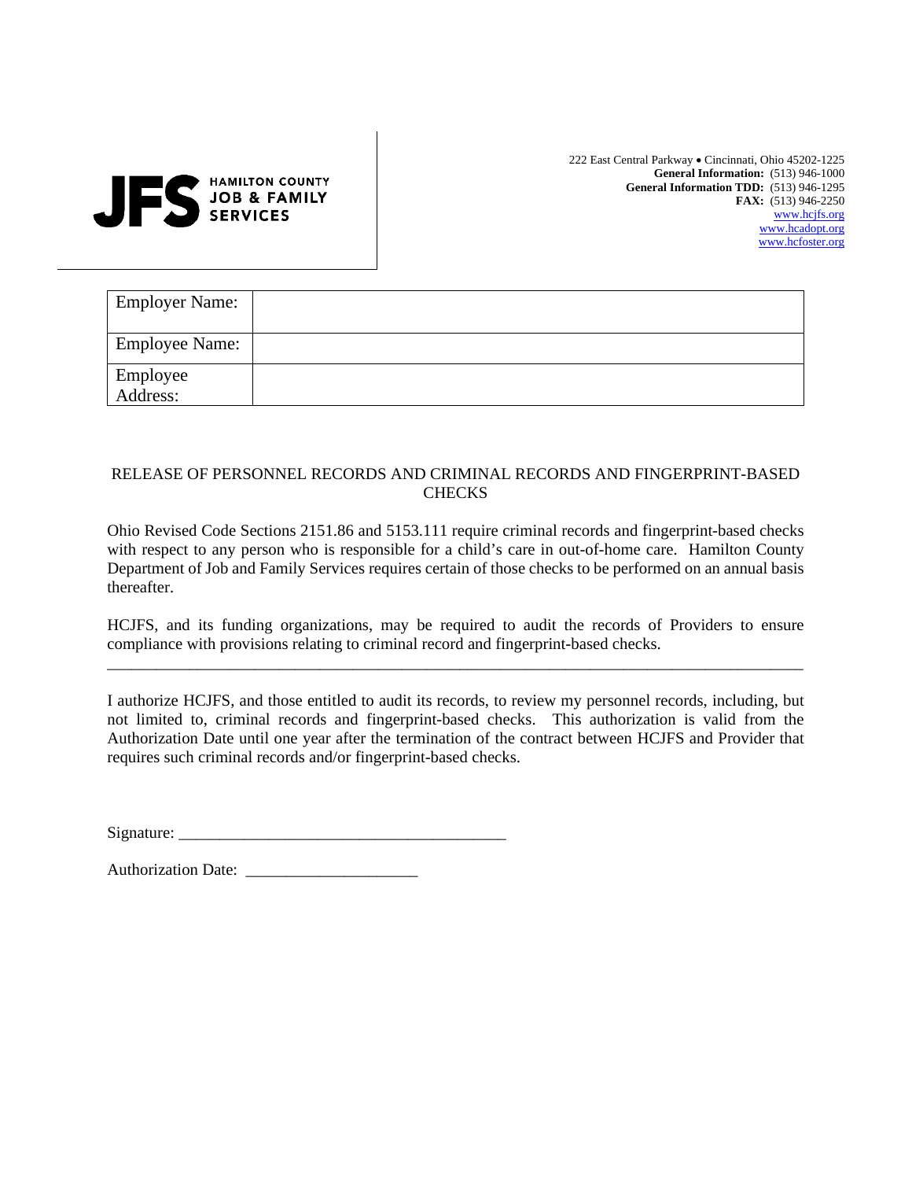**JFS** HAMILTON COUNTY JOB & FAMILY SERVICES

222 East Central Parkway • Cincinnati, Ohio 45202-1225
**General Information:** (513) 946-1000
**General Information TDD:** (513) 946-1295
**FAX:** (513) 946-2250
www.hcjfs.org
www.hcadopt.org
www.hcfoster.org

| Employer Name: | |
|---|---|
| Employee Name: | |
| Employee Address: | |

RELEASE OF PERSONNEL RECORDS AND CRIMINAL RECORDS AND FINGERPRINT-BASED CHECKS

Ohio Revised Code Sections 2151.86 and 5153.111 require criminal records and fingerprint-based checks with respect to any person who is responsible for a child's care in out-of-home care. Hamilton County Department of Job and Family Services requires certain of those checks to be performed on an annual basis thereafter.

HCJFS, and its funding organizations, may be required to audit the records of Providers to ensure compliance with provisions relating to criminal record and fingerprint-based checks.

---

I authorize HCJFS, and those entitled to audit its records, to review my personnel records, including, but not limited to, criminal records and fingerprint-based checks. This authorization is valid from the Authorization Date until one year after the termination of the contract between HCJFS and Provider that requires such criminal records and/or fingerprint-based checks.

Signature: ________________________________________

Authorization Date: _____________________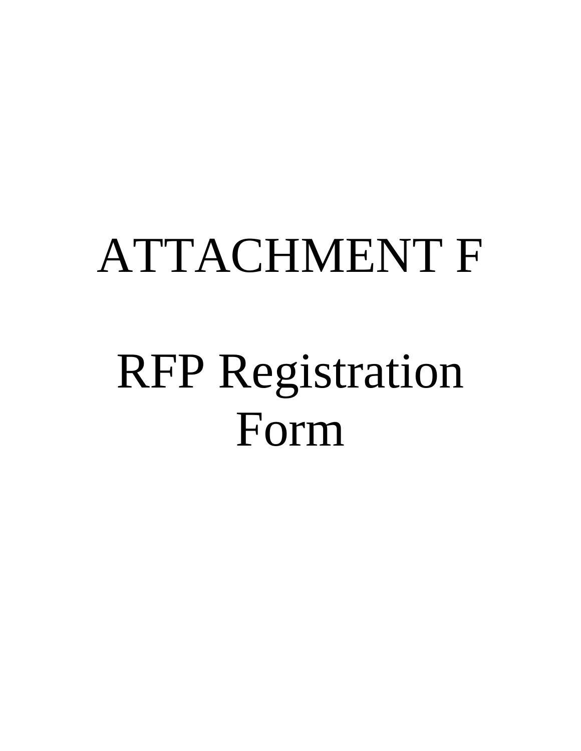# ATTACHMENT F

# RFP Registration Form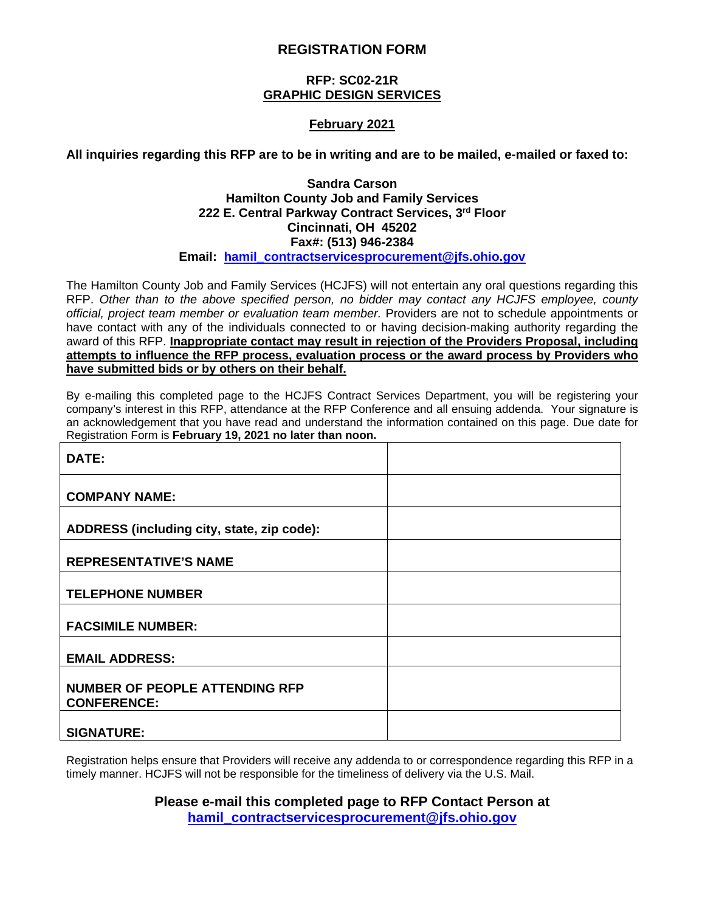# REGISTRATION FORM

**RFP: SC02-21R**
**GRAPHIC DESIGN SERVICES**

**February 2021**

**All inquiries regarding this RFP are to be in writing and are to be mailed, e-mailed or faxed to:**

**Sandra Carson**
**Hamilton County Job and Family Services**
**222 E. Central Parkway Contract Services, 3rd Floor**
**Cincinnati, OH 45202**
**Fax#: (513) 946-2384**
**Email: hamil_contractservicesprocurement@jfs.ohio.gov**

The Hamilton County Job and Family Services (HCJFS) will not entertain any oral questions regarding this RFP. *Other than to the above specified person, no bidder may contact any HCJFS employee, county official, project team member or evaluation team member.* Providers are not to schedule appointments or have contact with any of the individuals connected to or having decision-making authority regarding the award of this RFP. **Inappropriate contact may result in rejection of the Providers Proposal, including attempts to influence the RFP process, evaluation process or the award process by Providers who have submitted bids or by others on their behalf.**

By e-mailing this completed page to the HCJFS Contract Services Department, you will be registering your company's interest in this RFP, attendance at the RFP Conference and all ensuing addenda. Your signature is an acknowledgement that you have read and understand the information contained on this page. Due date for Registration Form is **February 19, 2021 no later than noon.**

| | |
|---|---|
| **DATE:** | |
| **COMPANY NAME:** | |
| **ADDRESS (including city, state, zip code):** | |
| **REPRESENTATIVE'S NAME** | |
| **TELEPHONE NUMBER** | |
| **FACSIMILE NUMBER:** | |
| **EMAIL ADDRESS:** | |
| **NUMBER OF PEOPLE ATTENDING RFP CONFERENCE:** | |
| **SIGNATURE:** | |

Registration helps ensure that Providers will receive any addenda to or correspondence regarding this RFP in a timely manner. HCJFS will not be responsible for the timeliness of delivery via the U.S. Mail.

**Please e-mail this completed page to RFP Contact Person at hamil_contractservicesprocurement@jfs.ohio.gov**